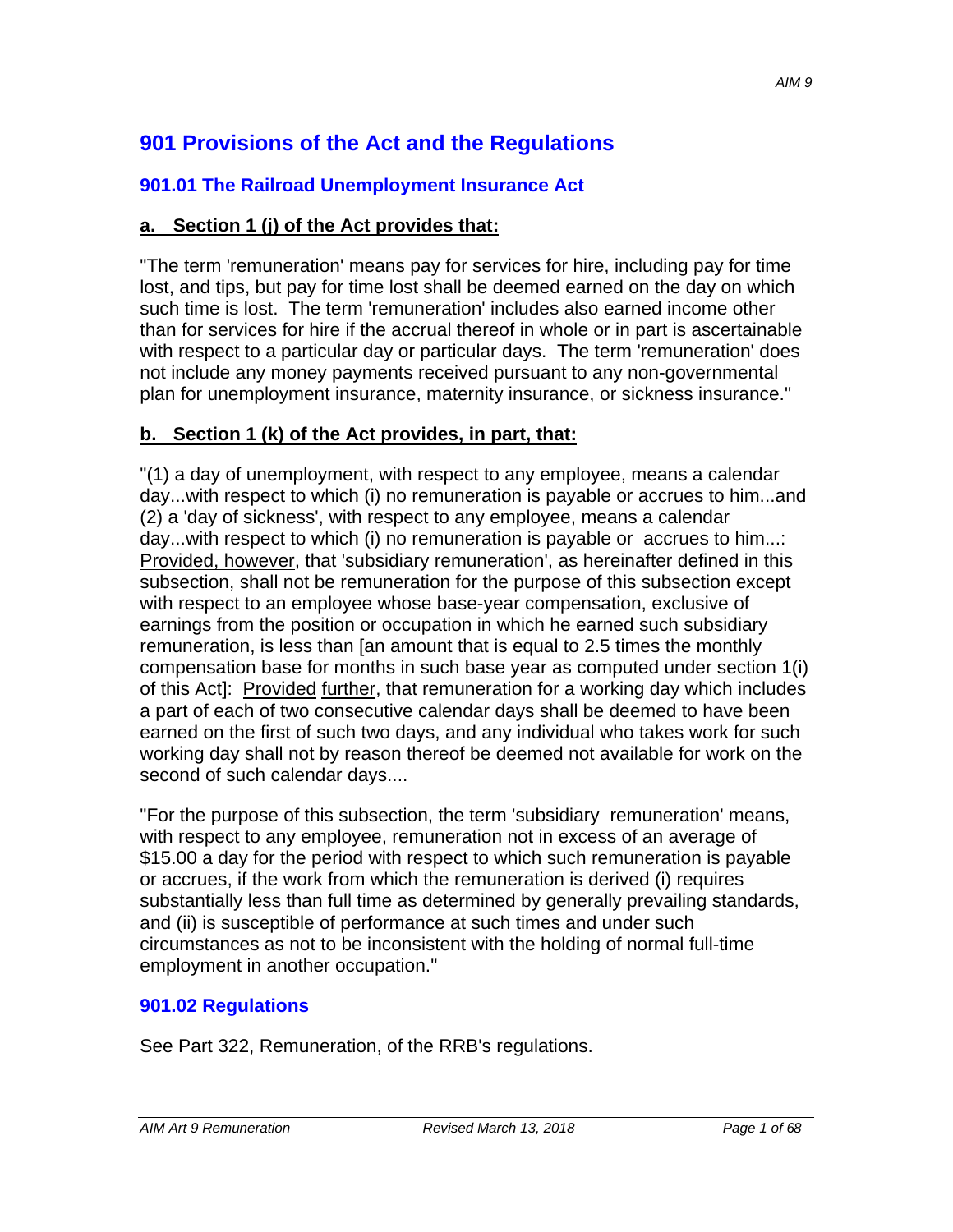# 901 Provisions of the Act and the Regulations

## 901.01 The Railroad Unemployment Insurance Act

### a. Section 1 (j) of the Act provides that:

"The term 'remuneration' means pay for services for hire, including pay for time lost, and tips, but pay for time lost shall be deemed earned on the day on which such time is lost. The term 'remuneration' includes also earned income other than for services for hire if the accrual thereof in whole or in part is ascertainable with respect to a particular day or particular days. The term 'remuneration' does not include any money payments received pursuant to any non-governmental plan for unemployment insurance, maternity insurance, or sickness insurance."

### b. Section 1 (k) of the Act provides, in part, that:

"(1) a day of unemployment, with respect to any employee, means a calendar day...with respect to which (i) no remuneration is payable or accrues to him...and (2) a 'day of sickness', with respect to any employee, means a calendar day...with respect to which (i) no remuneration is payable or accrues to him...: Provided, however, that 'subsidiary remuneration', as hereinafter defined in this subsection, shall not be remuneration for the purpose of this subsection except with respect to an employee whose base-year compensation, exclusive of earnings from the position or occupation in which he earned such subsidiary remuneration, is less than [an amount that is equal to 2.5 times the monthly compensation base for months in such base year as computed under section 1(i) of this Act]: Provided further, that remuneration for a working day which includes a part of each of two consecutive calendar days shall be deemed to have been earned on the first of such two days, and any individual who takes work for such working day shall not by reason thereof be deemed not available for work on the second of such calendar days....

"For the purpose of this subsection, the term 'subsidiary remuneration' means, with respect to any employee, remuneration not in excess of an average of $15.00 a day for the period with respect to which such remuneration is payable or accrues, if the work from which the remuneration is derived (i) requires substantially less than full time as determined by generally prevailing standards, and (ii) is susceptible of performance at such times and under such circumstances as not to be inconsistent with the holding of normal full-time employment in another occupation."

## 901.02 Regulations

See Part 322, Remuneration, of the RRB's regulations.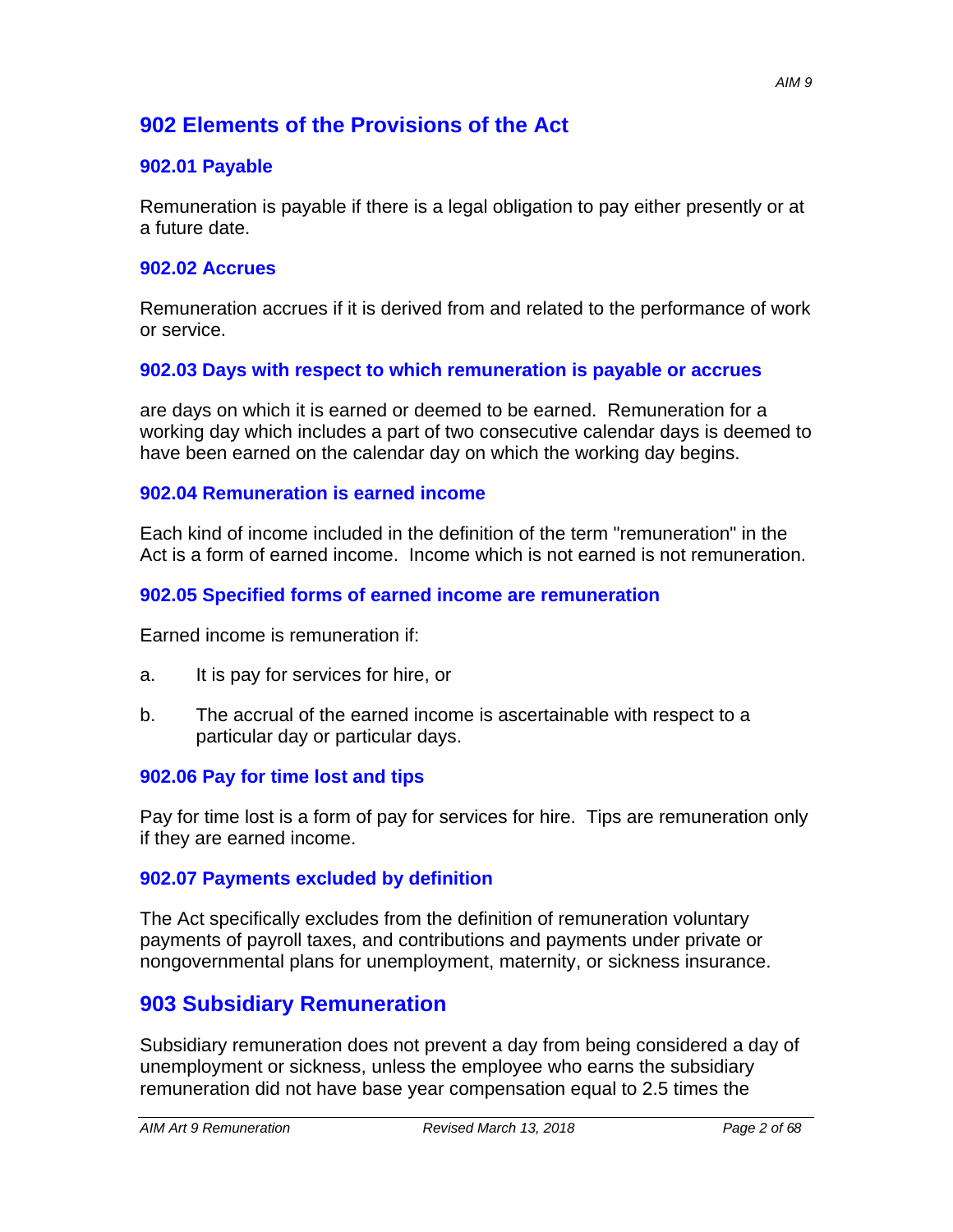## 902 Elements of the Provisions of the Act

### 902.01 Payable

Remuneration is payable if there is a legal obligation to pay either presently or at a future date.

### 902.02 Accrues

Remuneration accrues if it is derived from and related to the performance of work or service.

### 902.03 Days with respect to which remuneration is payable or accrues

are days on which it is earned or deemed to be earned. Remuneration for a working day which includes a part of two consecutive calendar days is deemed to have been earned on the calendar day on which the working day begins.

### 902.04 Remuneration is earned income

Each kind of income included in the definition of the term "remuneration" in the Act is a form of earned income. Income which is not earned is not remuneration.

### 902.05 Specified forms of earned income are remuneration

Earned income is remuneration if:

a. It is pay for services for hire, or

b. The accrual of the earned income is ascertainable with respect to a particular day or particular days.

### 902.06 Pay for time lost and tips

Pay for time lost is a form of pay for services for hire. Tips are remuneration only if they are earned income.

### 902.07 Payments excluded by definition

The Act specifically excludes from the definition of remuneration voluntary payments of payroll taxes, and contributions and payments under private or nongovernmental plans for unemployment, maternity, or sickness insurance.

## 903 Subsidiary Remuneration

Subsidiary remuneration does not prevent a day from being considered a day of unemployment or sickness, unless the employee who earns the subsidiary remuneration did not have base year compensation equal to 2.5 times the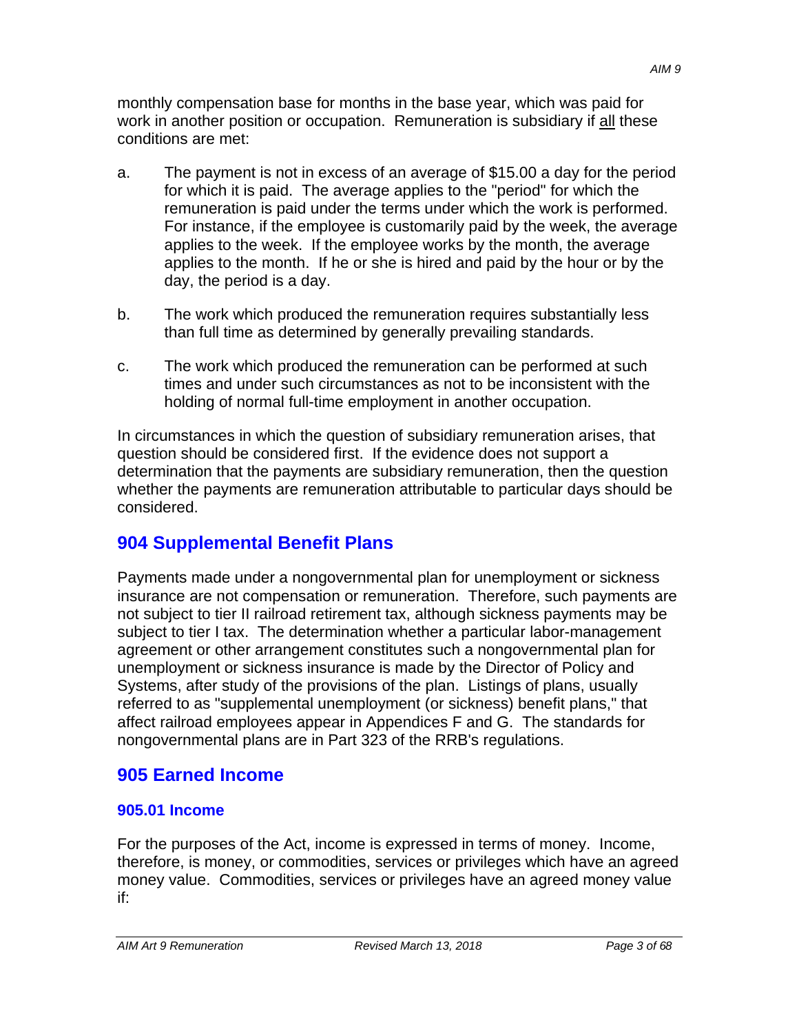monthly compensation base for months in the base year, which was paid for work in another position or occupation. Remuneration is subsidiary if <u>all</u> these conditions are met:

a. The payment is not in excess of an average of $15.00 a day for the period for which it is paid. The average applies to the "period" for which the remuneration is paid under the terms under which the work is performed. For instance, if the employee is customarily paid by the week, the average applies to the week. If the employee works by the month, the average applies to the month. If he or she is hired and paid by the hour or by the day, the period is a day.

b. The work which produced the remuneration requires substantially less than full time as determined by generally prevailing standards.

c. The work which produced the remuneration can be performed at such times and under such circumstances as not to be inconsistent with the holding of normal full-time employment in another occupation.

In circumstances in which the question of subsidiary remuneration arises, that question should be considered first. If the evidence does not support a determination that the payments are subsidiary remuneration, then the question whether the payments are remuneration attributable to particular days should be considered.

## 904 Supplemental Benefit Plans

Payments made under a nongovernmental plan for unemployment or sickness insurance are not compensation or remuneration. Therefore, such payments are not subject to tier II railroad retirement tax, although sickness payments may be subject to tier I tax. The determination whether a particular labor-management agreement or other arrangement constitutes such a nongovernmental plan for unemployment or sickness insurance is made by the Director of Policy and Systems, after study of the provisions of the plan. Listings of plans, usually referred to as "supplemental unemployment (or sickness) benefit plans," that affect railroad employees appear in Appendices F and G. The standards for nongovernmental plans are in Part 323 of the RRB's regulations.

## 905 Earned Income

### 905.01 Income

For the purposes of the Act, income is expressed in terms of money. Income, therefore, is money, or commodities, services or privileges which have an agreed money value. Commodities, services or privileges have an agreed money value if: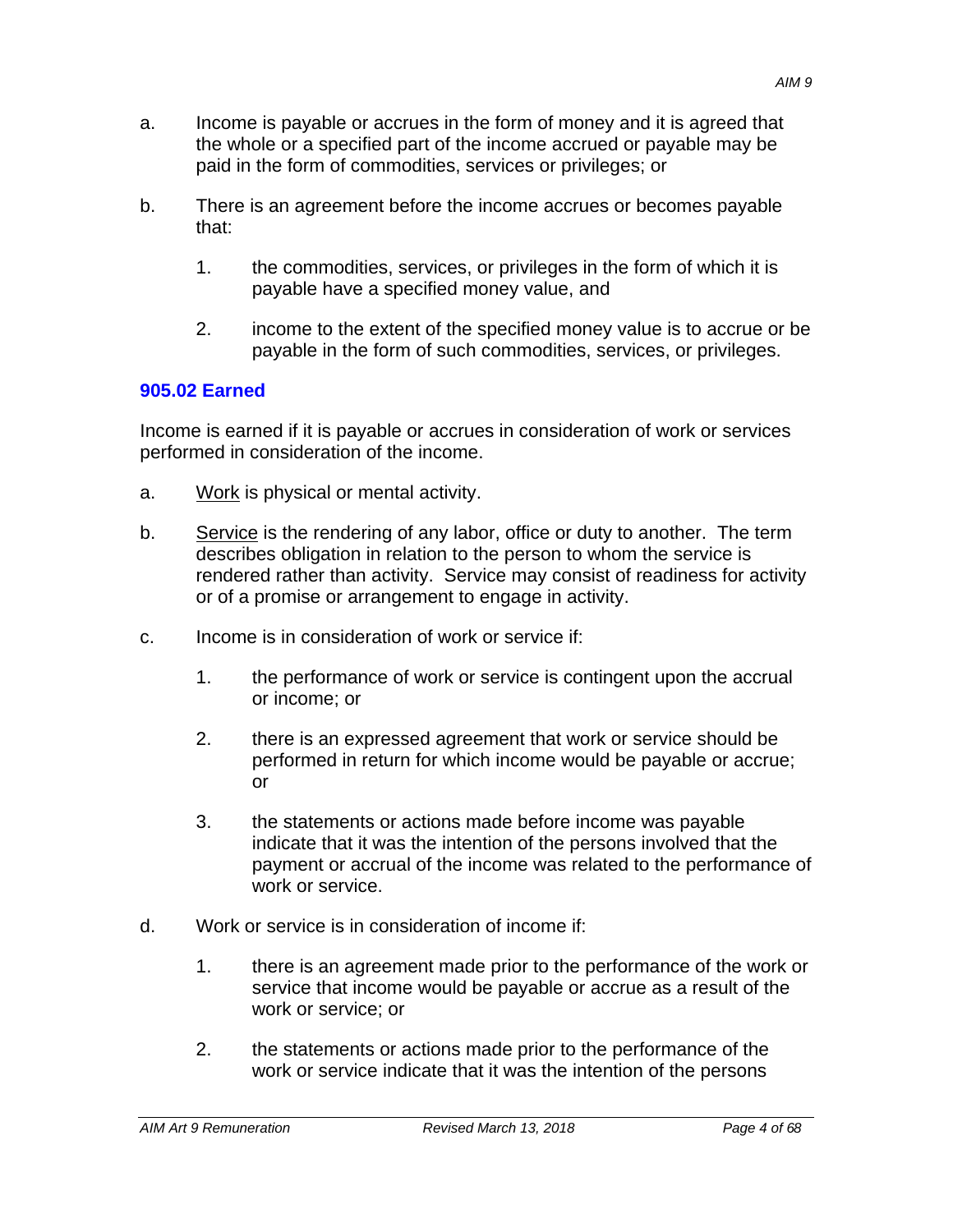a. Income is payable or accrues in the form of money and it is agreed that the whole or a specified part of the income accrued or payable may be paid in the form of commodities, services or privileges; or

b. There is an agreement before the income accrues or becomes payable that:

   1. the commodities, services, or privileges in the form of which it is payable have a specified money value, and

   2. income to the extent of the specified money value is to accrue or be payable in the form of such commodities, services, or privileges.

### 905.02 Earned

Income is earned if it is payable or accrues in consideration of work or services performed in consideration of the income.

a. Work is physical or mental activity.

b. Service is the rendering of any labor, office or duty to another. The term describes obligation in relation to the person to whom the service is rendered rather than activity. Service may consist of readiness for activity or of a promise or arrangement to engage in activity.

c. Income is in consideration of work or service if:

   1. the performance of work or service is contingent upon the accrual or income; or

   2. there is an expressed agreement that work or service should be performed in return for which income would be payable or accrue; or

   3. the statements or actions made before income was payable indicate that it was the intention of the persons involved that the payment or accrual of the income was related to the performance of work or service.

d. Work or service is in consideration of income if:

   1. there is an agreement made prior to the performance of the work or service that income would be payable or accrue as a result of the work or service; or

   2. the statements or actions made prior to the performance of the work or service indicate that it was the intention of the persons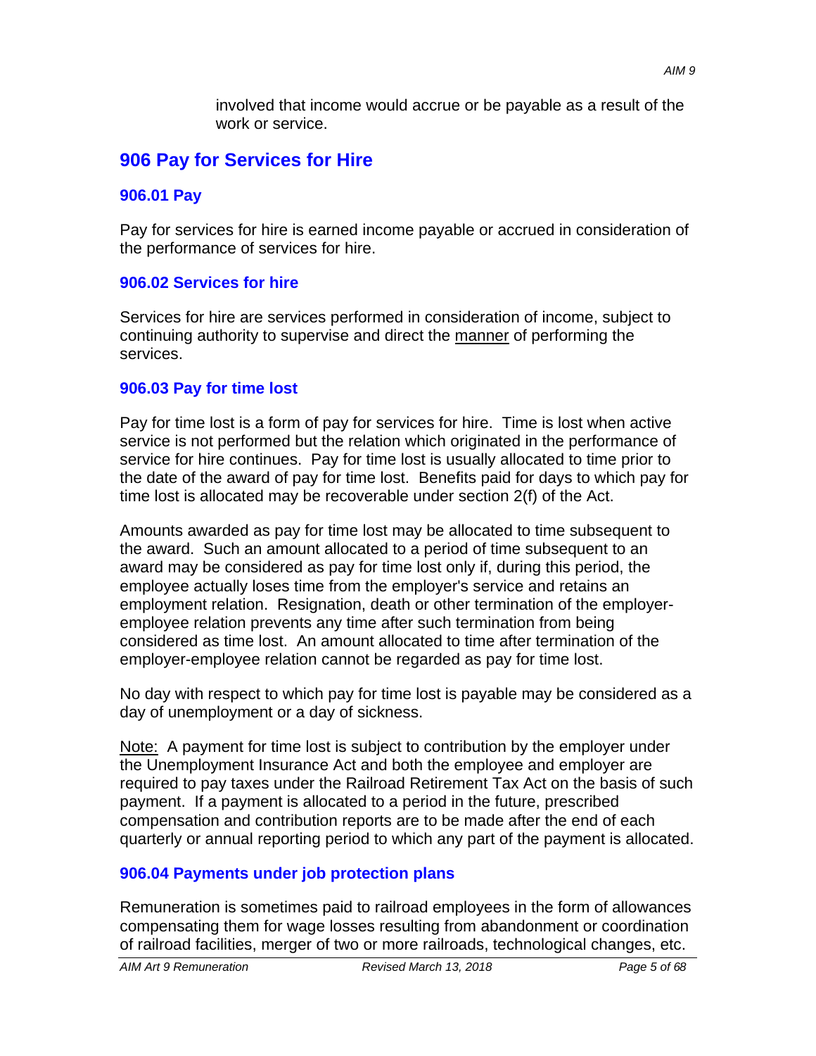involved that income would accrue or be payable as a result of the work or service.

## 906 Pay for Services for Hire

### 906.01 Pay

Pay for services for hire is earned income payable or accrued in consideration of the performance of services for hire.

### 906.02 Services for hire

Services for hire are services performed in consideration of income, subject to continuing authority to supervise and direct the manner of performing the services.

### 906.03 Pay for time lost

Pay for time lost is a form of pay for services for hire. Time is lost when active service is not performed but the relation which originated in the performance of service for hire continues. Pay for time lost is usually allocated to time prior to the date of the award of pay for time lost. Benefits paid for days to which pay for time lost is allocated may be recoverable under section 2(f) of the Act.

Amounts awarded as pay for time lost may be allocated to time subsequent to the award. Such an amount allocated to a period of time subsequent to an award may be considered as pay for time lost only if, during this period, the employee actually loses time from the employer's service and retains an employment relation. Resignation, death or other termination of the employer-employee relation prevents any time after such termination from being considered as time lost. An amount allocated to time after termination of the employer-employee relation cannot be regarded as pay for time lost.

No day with respect to which pay for time lost is payable may be considered as a day of unemployment or a day of sickness.

Note: A payment for time lost is subject to contribution by the employer under the Unemployment Insurance Act and both the employee and employer are required to pay taxes under the Railroad Retirement Tax Act on the basis of such payment. If a payment is allocated to a period in the future, prescribed compensation and contribution reports are to be made after the end of each quarterly or annual reporting period to which any part of the payment is allocated.

### 906.04 Payments under job protection plans

Remuneration is sometimes paid to railroad employees in the form of allowances compensating them for wage losses resulting from abandonment or coordination of railroad facilities, merger of two or more railroads, technological changes, etc.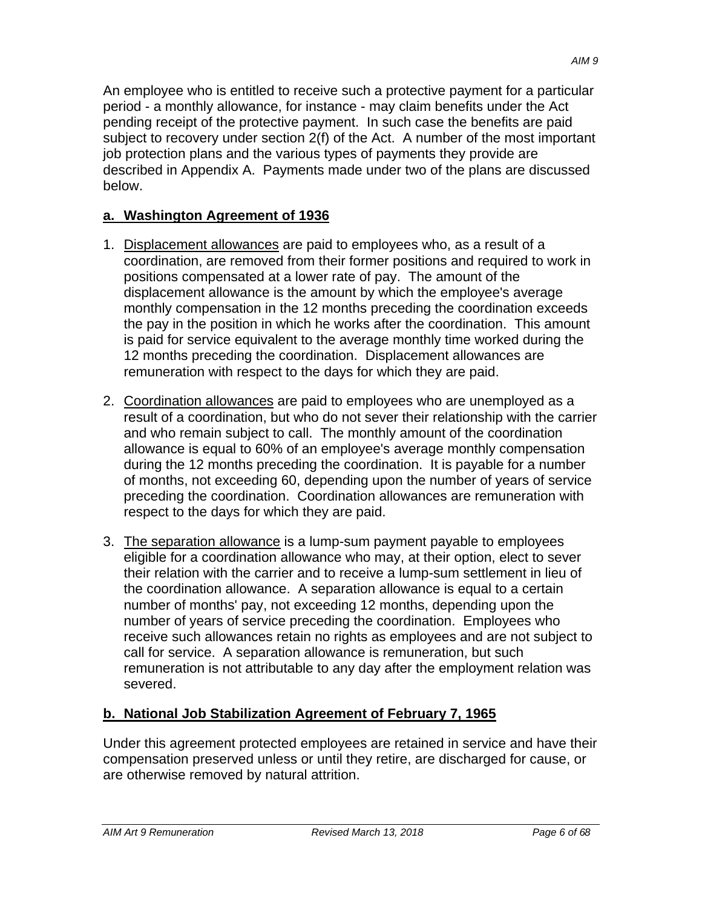An employee who is entitled to receive such a protective payment for a particular period - a monthly allowance, for instance - may claim benefits under the Act pending receipt of the protective payment. In such case the benefits are paid subject to recovery under section 2(f) of the Act. A number of the most important job protection plans and the various types of payments they provide are described in Appendix A. Payments made under two of the plans are discussed below.

## a. Washington Agreement of 1936

1. Displacement allowances are paid to employees who, as a result of a coordination, are removed from their former positions and required to work in positions compensated at a lower rate of pay. The amount of the displacement allowance is the amount by which the employee's average monthly compensation in the 12 months preceding the coordination exceeds the pay in the position in which he works after the coordination. This amount is paid for service equivalent to the average monthly time worked during the 12 months preceding the coordination. Displacement allowances are remuneration with respect to the days for which they are paid.

2. Coordination allowances are paid to employees who are unemployed as a result of a coordination, but who do not sever their relationship with the carrier and who remain subject to call. The monthly amount of the coordination allowance is equal to 60% of an employee's average monthly compensation during the 12 months preceding the coordination. It is payable for a number of months, not exceeding 60, depending upon the number of years of service preceding the coordination. Coordination allowances are remuneration with respect to the days for which they are paid.

3. The separation allowance is a lump-sum payment payable to employees eligible for a coordination allowance who may, at their option, elect to sever their relation with the carrier and to receive a lump-sum settlement in lieu of the coordination allowance. A separation allowance is equal to a certain number of months' pay, not exceeding 12 months, depending upon the number of years of service preceding the coordination. Employees who receive such allowances retain no rights as employees and are not subject to call for service. A separation allowance is remuneration, but such remuneration is not attributable to any day after the employment relation was severed.

## b. National Job Stabilization Agreement of February 7, 1965

Under this agreement protected employees are retained in service and have their compensation preserved unless or until they retire, are discharged for cause, or are otherwise removed by natural attrition.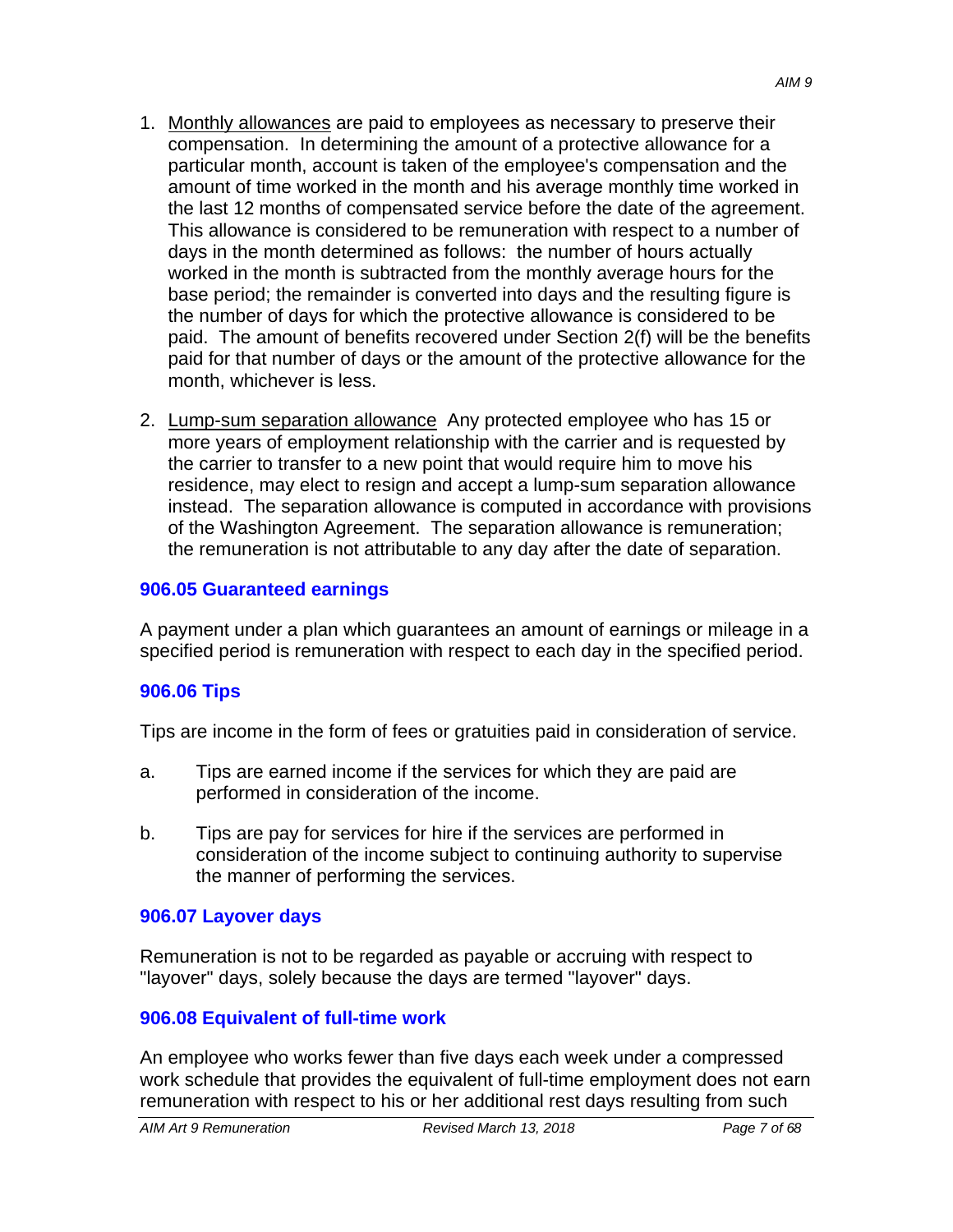1. Monthly allowances are paid to employees as necessary to preserve their compensation. In determining the amount of a protective allowance for a particular month, account is taken of the employee's compensation and the amount of time worked in the month and his average monthly time worked in the last 12 months of compensated service before the date of the agreement. This allowance is considered to be remuneration with respect to a number of days in the month determined as follows: the number of hours actually worked in the month is subtracted from the monthly average hours for the base period; the remainder is converted into days and the resulting figure is the number of days for which the protective allowance is considered to be paid. The amount of benefits recovered under Section 2(f) will be the benefits paid for that number of days or the amount of the protective allowance for the month, whichever is less.

2. Lump-sum separation allowance Any protected employee who has 15 or more years of employment relationship with the carrier and is requested by the carrier to transfer to a new point that would require him to move his residence, may elect to resign and accept a lump-sum separation allowance instead. The separation allowance is computed in accordance with provisions of the Washington Agreement. The separation allowance is remuneration; the remuneration is not attributable to any day after the date of separation.

### 906.05 Guaranteed earnings

A payment under a plan which guarantees an amount of earnings or mileage in a specified period is remuneration with respect to each day in the specified period.

### 906.06 Tips

Tips are income in the form of fees or gratuities paid in consideration of service.

a. Tips are earned income if the services for which they are paid are performed in consideration of the income.

b. Tips are pay for services for hire if the services are performed in consideration of the income subject to continuing authority to supervise the manner of performing the services.

### 906.07 Layover days

Remuneration is not to be regarded as payable or accruing with respect to "layover" days, solely because the days are termed "layover" days.

### 906.08 Equivalent of full-time work

An employee who works fewer than five days each week under a compressed work schedule that provides the equivalent of full-time employment does not earn remuneration with respect to his or her additional rest days resulting from such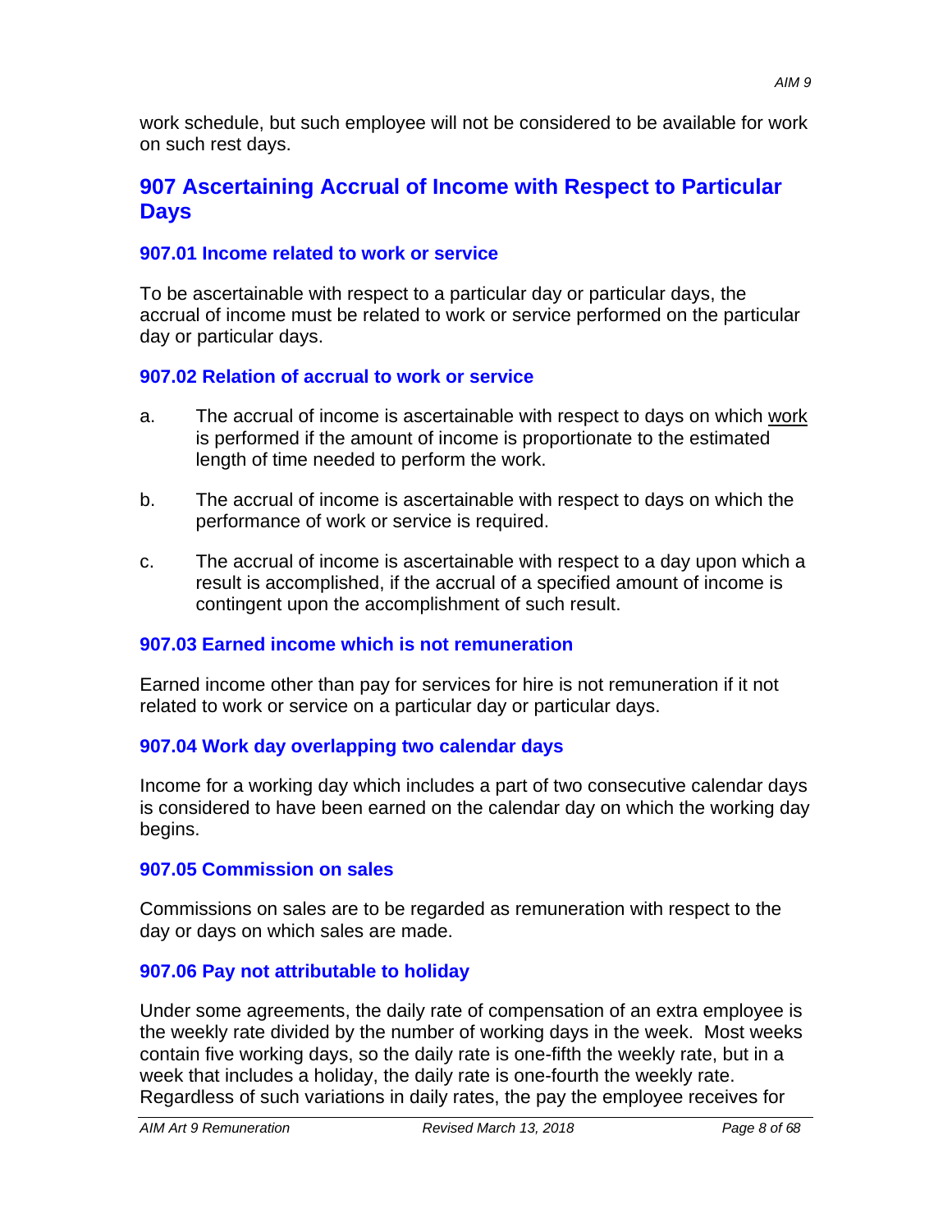work schedule, but such employee will not be considered to be available for work on such rest days.

## 907 Ascertaining Accrual of Income with Respect to Particular Days

### 907.01 Income related to work or service

To be ascertainable with respect to a particular day or particular days, the accrual of income must be related to work or service performed on the particular day or particular days.

### 907.02 Relation of accrual to work or service

a. The accrual of income is ascertainable with respect to days on which work is performed if the amount of income is proportionate to the estimated length of time needed to perform the work.

b. The accrual of income is ascertainable with respect to days on which the performance of work or service is required.

c. The accrual of income is ascertainable with respect to a day upon which a result is accomplished, if the accrual of a specified amount of income is contingent upon the accomplishment of such result.

### 907.03 Earned income which is not remuneration

Earned income other than pay for services for hire is not remuneration if it not related to work or service on a particular day or particular days.

### 907.04 Work day overlapping two calendar days

Income for a working day which includes a part of two consecutive calendar days is considered to have been earned on the calendar day on which the working day begins.

### 907.05 Commission on sales

Commissions on sales are to be regarded as remuneration with respect to the day or days on which sales are made.

### 907.06 Pay not attributable to holiday

Under some agreements, the daily rate of compensation of an extra employee is the weekly rate divided by the number of working days in the week. Most weeks contain five working days, so the daily rate is one-fifth the weekly rate, but in a week that includes a holiday, the daily rate is one-fourth the weekly rate. Regardless of such variations in daily rates, the pay the employee receives for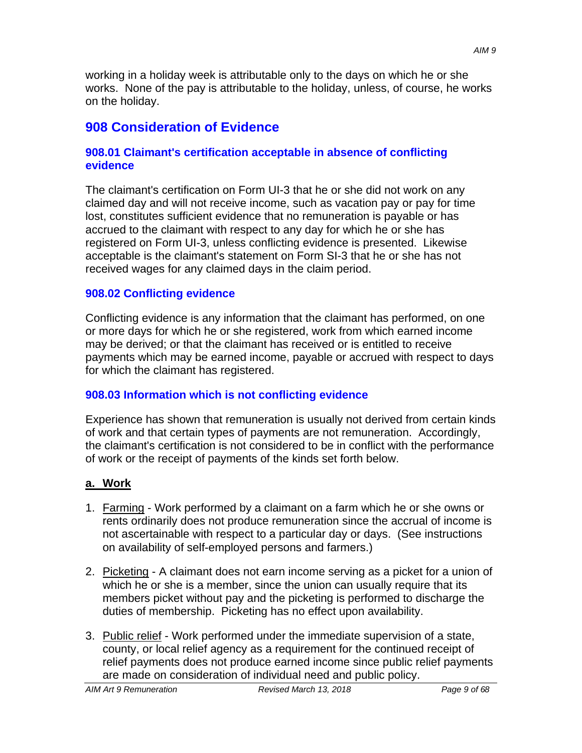working in a holiday week is attributable only to the days on which he or she works. None of the pay is attributable to the holiday, unless, of course, he works on the holiday.

## 908 Consideration of Evidence

### 908.01 Claimant's certification acceptable in absence of conflicting evidence

The claimant's certification on Form UI-3 that he or she did not work on any claimed day and will not receive income, such as vacation pay or pay for time lost, constitutes sufficient evidence that no remuneration is payable or has accrued to the claimant with respect to any day for which he or she has registered on Form UI-3, unless conflicting evidence is presented. Likewise acceptable is the claimant's statement on Form SI-3 that he or she has not received wages for any claimed days in the claim period.

### 908.02 Conflicting evidence

Conflicting evidence is any information that the claimant has performed, on one or more days for which he or she registered, work from which earned income may be derived; or that the claimant has received or is entitled to receive payments which may be earned income, payable or accrued with respect to days for which the claimant has registered.

### 908.03 Information which is not conflicting evidence

Experience has shown that remuneration is usually not derived from certain kinds of work and that certain types of payments are not remuneration. Accordingly, the claimant's certification is not considered to be in conflict with the performance of work or the receipt of payments of the kinds set forth below.

**a. Work**

1. Farming - Work performed by a claimant on a farm which he or she owns or rents ordinarily does not produce remuneration since the accrual of income is not ascertainable with respect to a particular day or days. (See instructions on availability of self-employed persons and farmers.)

2. Picketing - A claimant does not earn income serving as a picket for a union of which he or she is a member, since the union can usually require that its members picket without pay and the picketing is performed to discharge the duties of membership. Picketing has no effect upon availability.

3. Public relief - Work performed under the immediate supervision of a state, county, or local relief agency as a requirement for the continued receipt of relief payments does not produce earned income since public relief payments are made on consideration of individual need and public policy.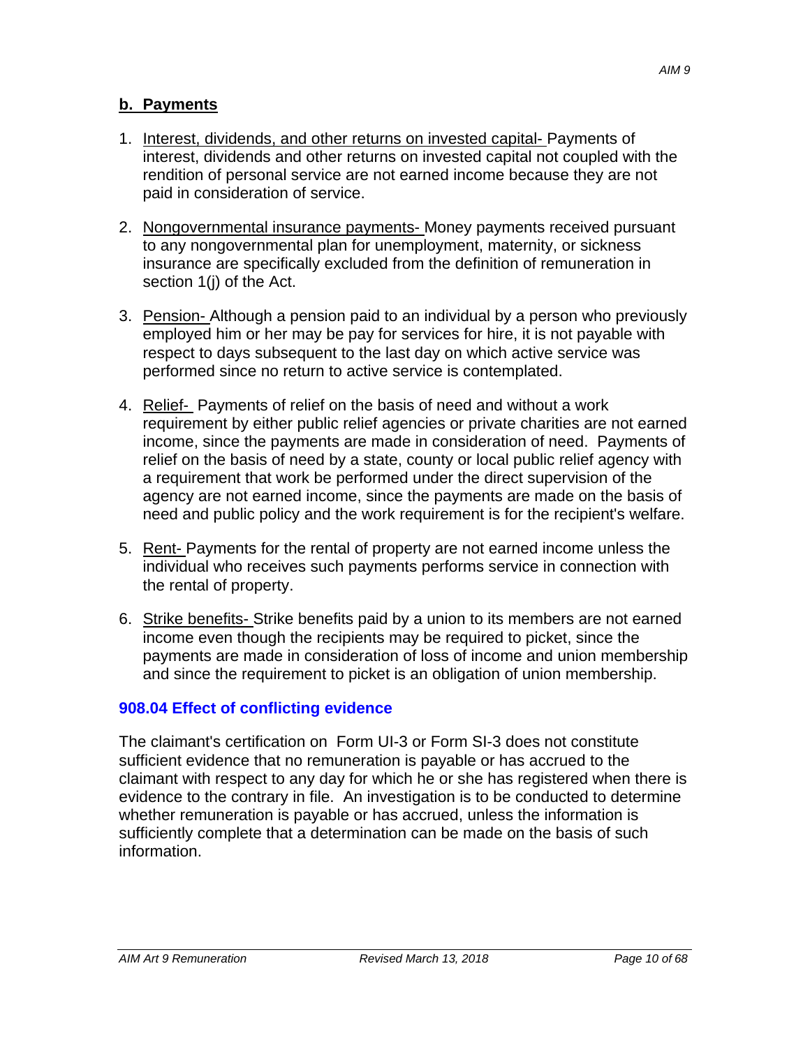### b. Payments

1. Interest, dividends, and other returns on invested capital- Payments of interest, dividends and other returns on invested capital not coupled with the rendition of personal service are not earned income because they are not paid in consideration of service.

2. Nongovernmental insurance payments- Money payments received pursuant to any nongovernmental plan for unemployment, maternity, or sickness insurance are specifically excluded from the definition of remuneration in section 1(j) of the Act.

3. Pension- Although a pension paid to an individual by a person who previously employed him or her may be pay for services for hire, it is not payable with respect to days subsequent to the last day on which active service was performed since no return to active service is contemplated.

4. Relief- Payments of relief on the basis of need and without a work requirement by either public relief agencies or private charities are not earned income, since the payments are made in consideration of need. Payments of relief on the basis of need by a state, county or local public relief agency with a requirement that work be performed under the direct supervision of the agency are not earned income, since the payments are made on the basis of need and public policy and the work requirement is for the recipient's welfare.

5. Rent- Payments for the rental of property are not earned income unless the individual who receives such payments performs service in connection with the rental of property.

6. Strike benefits- Strike benefits paid by a union to its members are not earned income even though the recipients may be required to picket, since the payments are made in consideration of loss of income and union membership and since the requirement to picket is an obligation of union membership.

## 908.04 Effect of conflicting evidence

The claimant's certification on Form UI-3 or Form SI-3 does not constitute sufficient evidence that no remuneration is payable or has accrued to the claimant with respect to any day for which he or she has registered when there is evidence to the contrary in file. An investigation is to be conducted to determine whether remuneration is payable or has accrued, unless the information is sufficiently complete that a determination can be made on the basis of such information.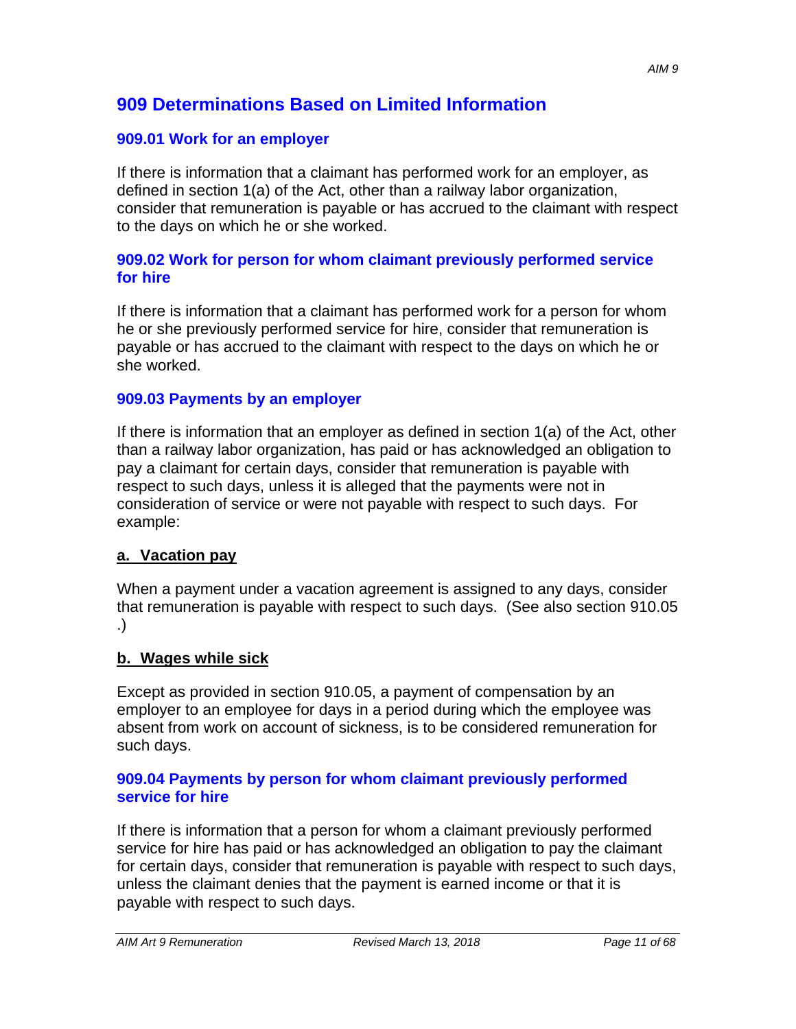# 909 Determinations Based on Limited Information

## 909.01 Work for an employer

If there is information that a claimant has performed work for an employer, as defined in section 1(a) of the Act, other than a railway labor organization, consider that remuneration is payable or has accrued to the claimant with respect to the days on which he or she worked.

## 909.02 Work for person for whom claimant previously performed service for hire

If there is information that a claimant has performed work for a person for whom he or she previously performed service for hire, consider that remuneration is payable or has accrued to the claimant with respect to the days on which he or she worked.

## 909.03 Payments by an employer

If there is information that an employer as defined in section 1(a) of the Act, other than a railway labor organization, has paid or has acknowledged an obligation to pay a claimant for certain days, consider that remuneration is payable with respect to such days, unless it is alleged that the payments were not in consideration of service or were not payable with respect to such days. For example:

### a. Vacation pay

When a payment under a vacation agreement is assigned to any days, consider that remuneration is payable with respect to such days. (See also section 910.05 .)

### b. Wages while sick

Except as provided in section 910.05, a payment of compensation by an employer to an employee for days in a period during which the employee was absent from work on account of sickness, is to be considered remuneration for such days.

## 909.04 Payments by person for whom claimant previously performed service for hire

If there is information that a person for whom a claimant previously performed service for hire has paid or has acknowledged an obligation to pay the claimant for certain days, consider that remuneration is payable with respect to such days, unless the claimant denies that the payment is earned income or that it is payable with respect to such days.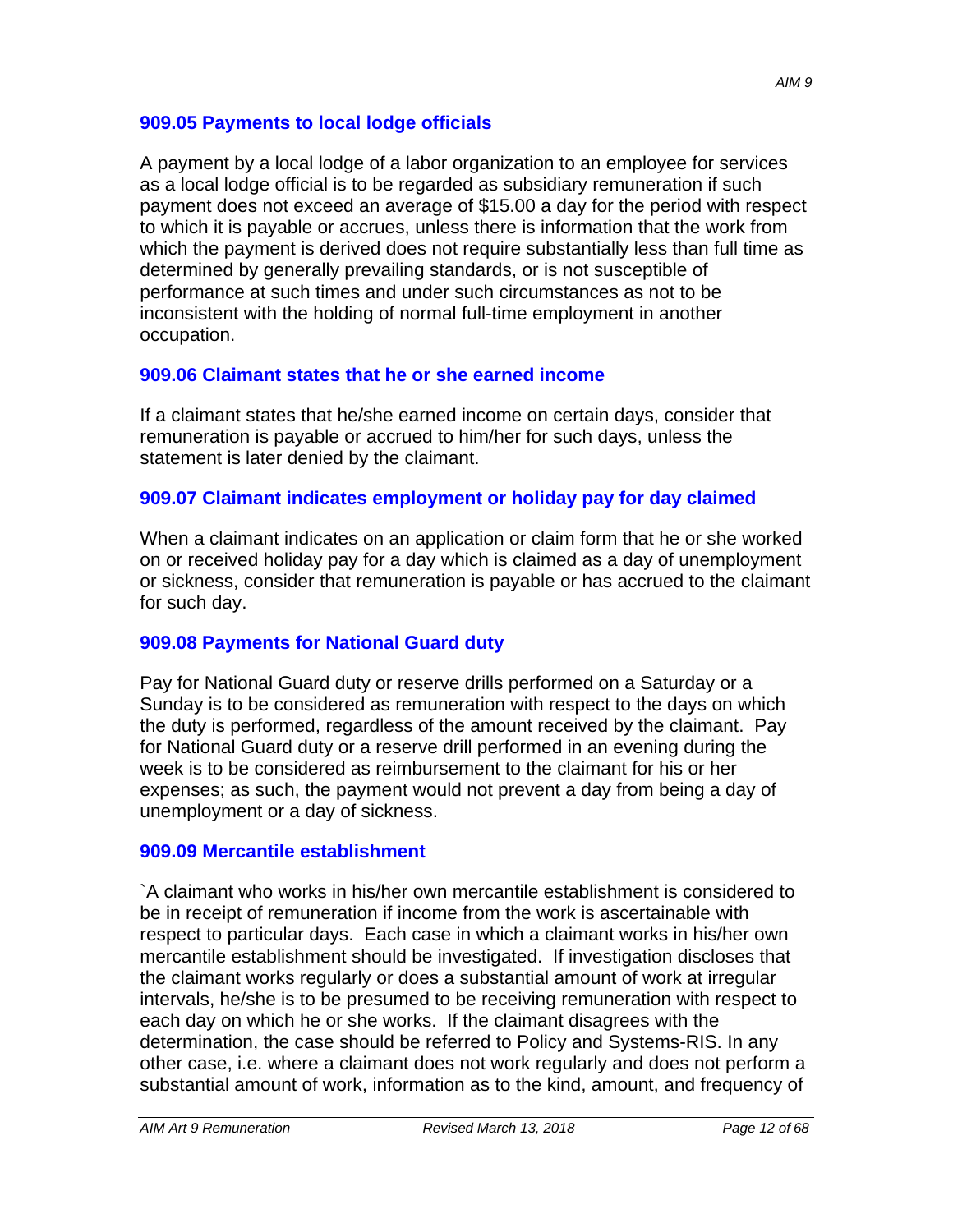### 909.05 Payments to local lodge officials

A payment by a local lodge of a labor organization to an employee for services as a local lodge official is to be regarded as subsidiary remuneration if such payment does not exceed an average of $15.00 a day for the period with respect to which it is payable or accrues, unless there is information that the work from which the payment is derived does not require substantially less than full time as determined by generally prevailing standards, or is not susceptible of performance at such times and under such circumstances as not to be inconsistent with the holding of normal full-time employment in another occupation.

### 909.06 Claimant states that he or she earned income

If a claimant states that he/she earned income on certain days, consider that remuneration is payable or accrued to him/her for such days, unless the statement is later denied by the claimant.

### 909.07 Claimant indicates employment or holiday pay for day claimed

When a claimant indicates on an application or claim form that he or she worked on or received holiday pay for a day which is claimed as a day of unemployment or sickness, consider that remuneration is payable or has accrued to the claimant for such day.

### 909.08 Payments for National Guard duty

Pay for National Guard duty or reserve drills performed on a Saturday or a Sunday is to be considered as remuneration with respect to the days on which the duty is performed, regardless of the amount received by the claimant. Pay for National Guard duty or a reserve drill performed in an evening during the week is to be considered as reimbursement to the claimant for his or her expenses; as such, the payment would not prevent a day from being a day of unemployment or a day of sickness.

### 909.09 Mercantile establishment

`A claimant who works in his/her own mercantile establishment is considered to be in receipt of remuneration if income from the work is ascertainable with respect to particular days. Each case in which a claimant works in his/her own mercantile establishment should be investigated. If investigation discloses that the claimant works regularly or does a substantial amount of work at irregular intervals, he/she is to be presumed to be receiving remuneration with respect to each day on which he or she works. If the claimant disagrees with the determination, the case should be referred to Policy and Systems-RIS. In any other case, i.e. where a claimant does not work regularly and does not perform a substantial amount of work, information as to the kind, amount, and frequency of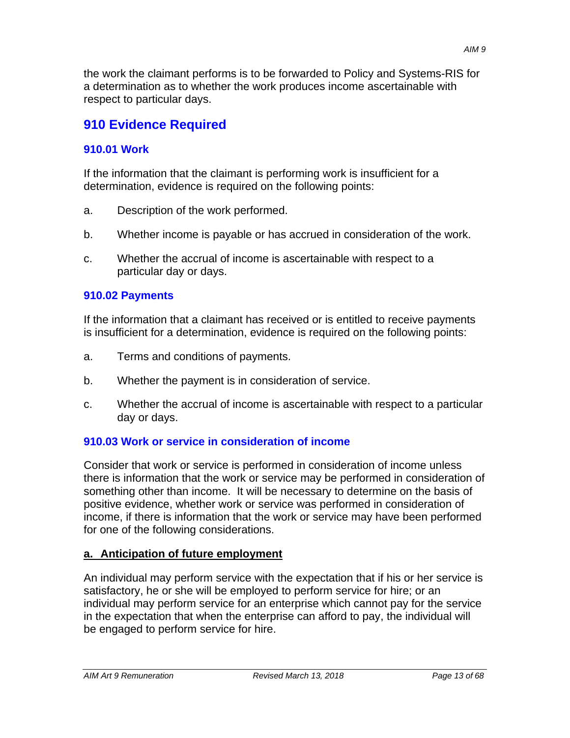the work the claimant performs is to be forwarded to Policy and Systems-RIS for a determination as to whether the work produces income ascertainable with respect to particular days.

## 910 Evidence Required

### 910.01 Work

If the information that the claimant is performing work is insufficient for a determination, evidence is required on the following points:

a. Description of the work performed.

b. Whether income is payable or has accrued in consideration of the work.

c. Whether the accrual of income is ascertainable with respect to a particular day or days.

### 910.02 Payments

If the information that a claimant has received or is entitled to receive payments is insufficient for a determination, evidence is required on the following points:

a. Terms and conditions of payments.

b. Whether the payment is in consideration of service.

c. Whether the accrual of income is ascertainable with respect to a particular day or days.

### 910.03 Work or service in consideration of income

Consider that work or service is performed in consideration of income unless there is information that the work or service may be performed in consideration of something other than income. It will be necessary to determine on the basis of positive evidence, whether work or service was performed in consideration of income, if there is information that the work or service may have been performed for one of the following considerations.

**a. Anticipation of future employment**

An individual may perform service with the expectation that if his or her service is satisfactory, he or she will be employed to perform service for hire; or an individual may perform service for an enterprise which cannot pay for the service in the expectation that when the enterprise can afford to pay, the individual will be engaged to perform service for hire.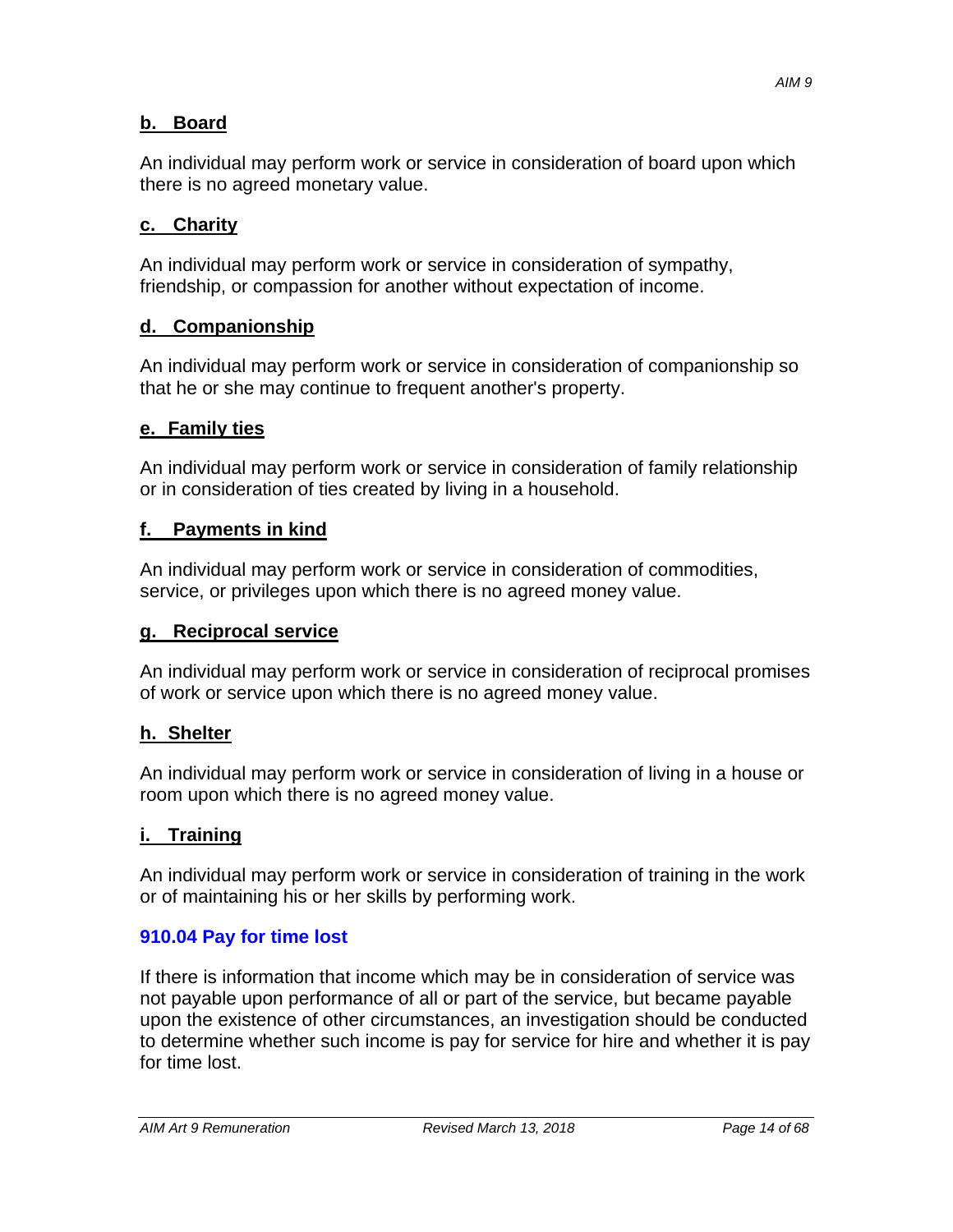#### b. Board

An individual may perform work or service in consideration of board upon which there is no agreed monetary value.

#### c. Charity

An individual may perform work or service in consideration of sympathy, friendship, or compassion for another without expectation of income.

#### d. Companionship

An individual may perform work or service in consideration of companionship so that he or she may continue to frequent another's property.

#### e. Family ties

An individual may perform work or service in consideration of family relationship or in consideration of ties created by living in a household.

#### f. Payments in kind

An individual may perform work or service in consideration of commodities, service, or privileges upon which there is no agreed money value.

#### g. Reciprocal service

An individual may perform work or service in consideration of reciprocal promises of work or service upon which there is no agreed money value.

#### h. Shelter

An individual may perform work or service in consideration of living in a house or room upon which there is no agreed money value.

#### i. Training

An individual may perform work or service in consideration of training in the work or of maintaining his or her skills by performing work.

### 910.04 Pay for time lost

If there is information that income which may be in consideration of service was not payable upon performance of all or part of the service, but became payable upon the existence of other circumstances, an investigation should be conducted to determine whether such income is pay for service for hire and whether it is pay for time lost.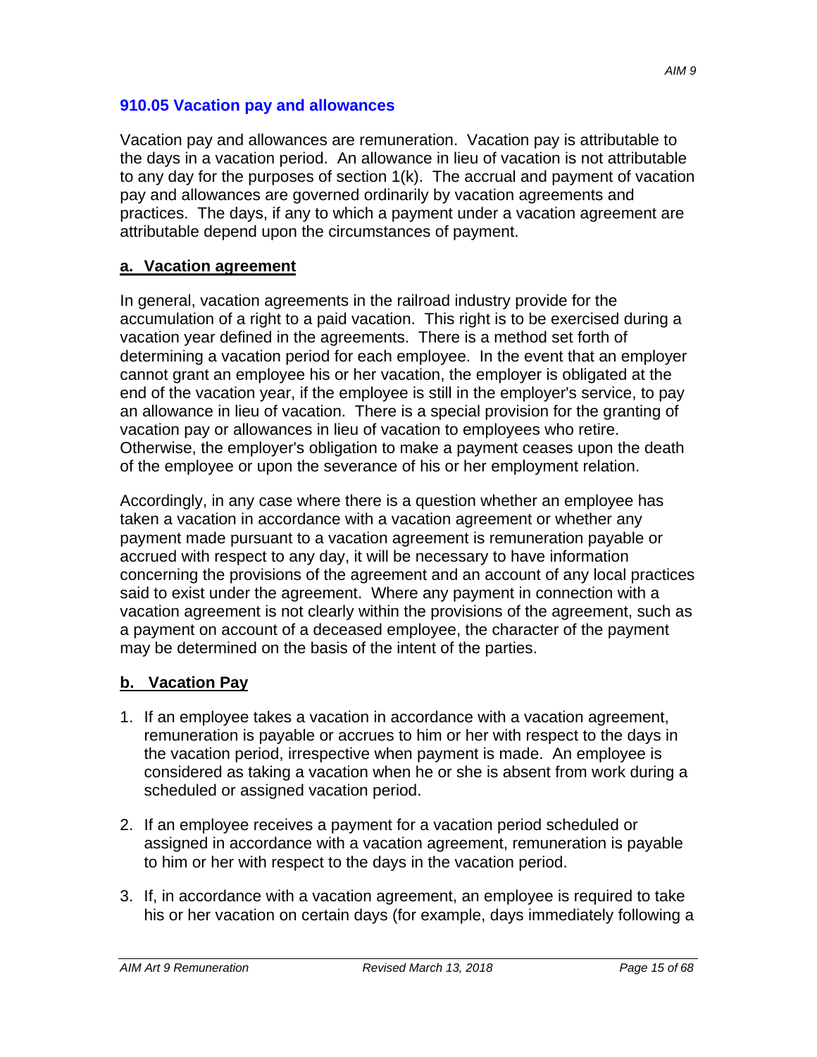### 910.05 Vacation pay and allowances

Vacation pay and allowances are remuneration. Vacation pay is attributable to the days in a vacation period. An allowance in lieu of vacation is not attributable to any day for the purposes of section 1(k). The accrual and payment of vacation pay and allowances are governed ordinarily by vacation agreements and practices. The days, if any to which a payment under a vacation agreement are attributable depend upon the circumstances of payment.

#### a. Vacation agreement

In general, vacation agreements in the railroad industry provide for the accumulation of a right to a paid vacation. This right is to be exercised during a vacation year defined in the agreements. There is a method set forth of determining a vacation period for each employee. In the event that an employer cannot grant an employee his or her vacation, the employer is obligated at the end of the vacation year, if the employee is still in the employer's service, to pay an allowance in lieu of vacation. There is a special provision for the granting of vacation pay or allowances in lieu of vacation to employees who retire. Otherwise, the employer's obligation to make a payment ceases upon the death of the employee or upon the severance of his or her employment relation.

Accordingly, in any case where there is a question whether an employee has taken a vacation in accordance with a vacation agreement or whether any payment made pursuant to a vacation agreement is remuneration payable or accrued with respect to any day, it will be necessary to have information concerning the provisions of the agreement and an account of any local practices said to exist under the agreement. Where any payment in connection with a vacation agreement is not clearly within the provisions of the agreement, such as a payment on account of a deceased employee, the character of the payment may be determined on the basis of the intent of the parties.

#### b. Vacation Pay

1. If an employee takes a vacation in accordance with a vacation agreement, remuneration is payable or accrues to him or her with respect to the days in the vacation period, irrespective when payment is made. An employee is considered as taking a vacation when he or she is absent from work during a scheduled or assigned vacation period.

2. If an employee receives a payment for a vacation period scheduled or assigned in accordance with a vacation agreement, remuneration is payable to him or her with respect to the days in the vacation period.

3. If, in accordance with a vacation agreement, an employee is required to take his or her vacation on certain days (for example, days immediately following a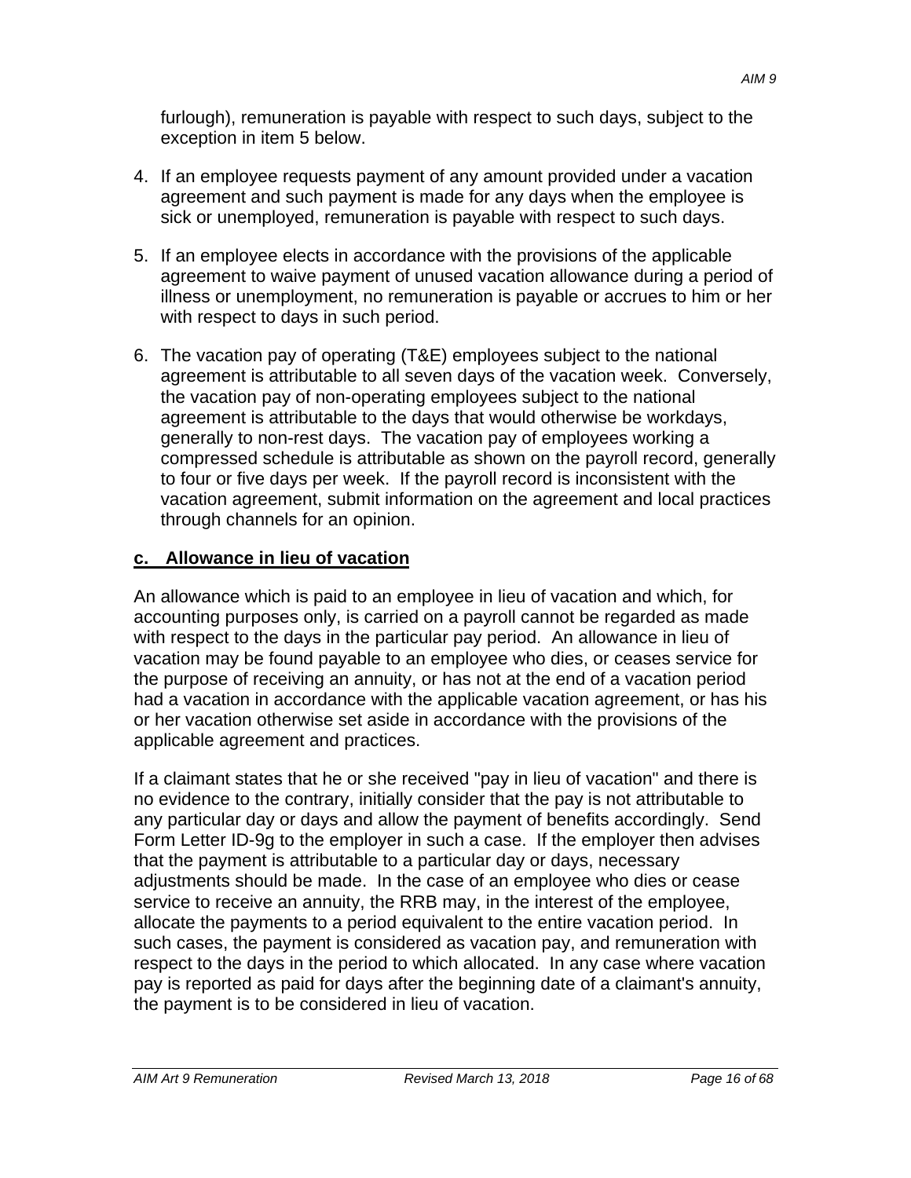furlough), remuneration is payable with respect to such days, subject to the exception in item 5 below.

4. If an employee requests payment of any amount provided under a vacation agreement and such payment is made for any days when the employee is sick or unemployed, remuneration is payable with respect to such days.

5. If an employee elects in accordance with the provisions of the applicable agreement to waive payment of unused vacation allowance during a period of illness or unemployment, no remuneration is payable or accrues to him or her with respect to days in such period.

6. The vacation pay of operating (T&E) employees subject to the national agreement is attributable to all seven days of the vacation week. Conversely, the vacation pay of non-operating employees subject to the national agreement is attributable to the days that would otherwise be workdays, generally to non-rest days. The vacation pay of employees working a compressed schedule is attributable as shown on the payroll record, generally to four or five days per week. If the payroll record is inconsistent with the vacation agreement, submit information on the agreement and local practices through channels for an opinion.

### c. Allowance in lieu of vacation

An allowance which is paid to an employee in lieu of vacation and which, for accounting purposes only, is carried on a payroll cannot be regarded as made with respect to the days in the particular pay period. An allowance in lieu of vacation may be found payable to an employee who dies, or ceases service for the purpose of receiving an annuity, or has not at the end of a vacation period had a vacation in accordance with the applicable vacation agreement, or has his or her vacation otherwise set aside in accordance with the provisions of the applicable agreement and practices.

If a claimant states that he or she received "pay in lieu of vacation" and there is no evidence to the contrary, initially consider that the pay is not attributable to any particular day or days and allow the payment of benefits accordingly. Send Form Letter ID-9g to the employer in such a case. If the employer then advises that the payment is attributable to a particular day or days, necessary adjustments should be made. In the case of an employee who dies or cease service to receive an annuity, the RRB may, in the interest of the employee, allocate the payments to a period equivalent to the entire vacation period. In such cases, the payment is considered as vacation pay, and remuneration with respect to the days in the period to which allocated. In any case where vacation pay is reported as paid for days after the beginning date of a claimant's annuity, the payment is to be considered in lieu of vacation.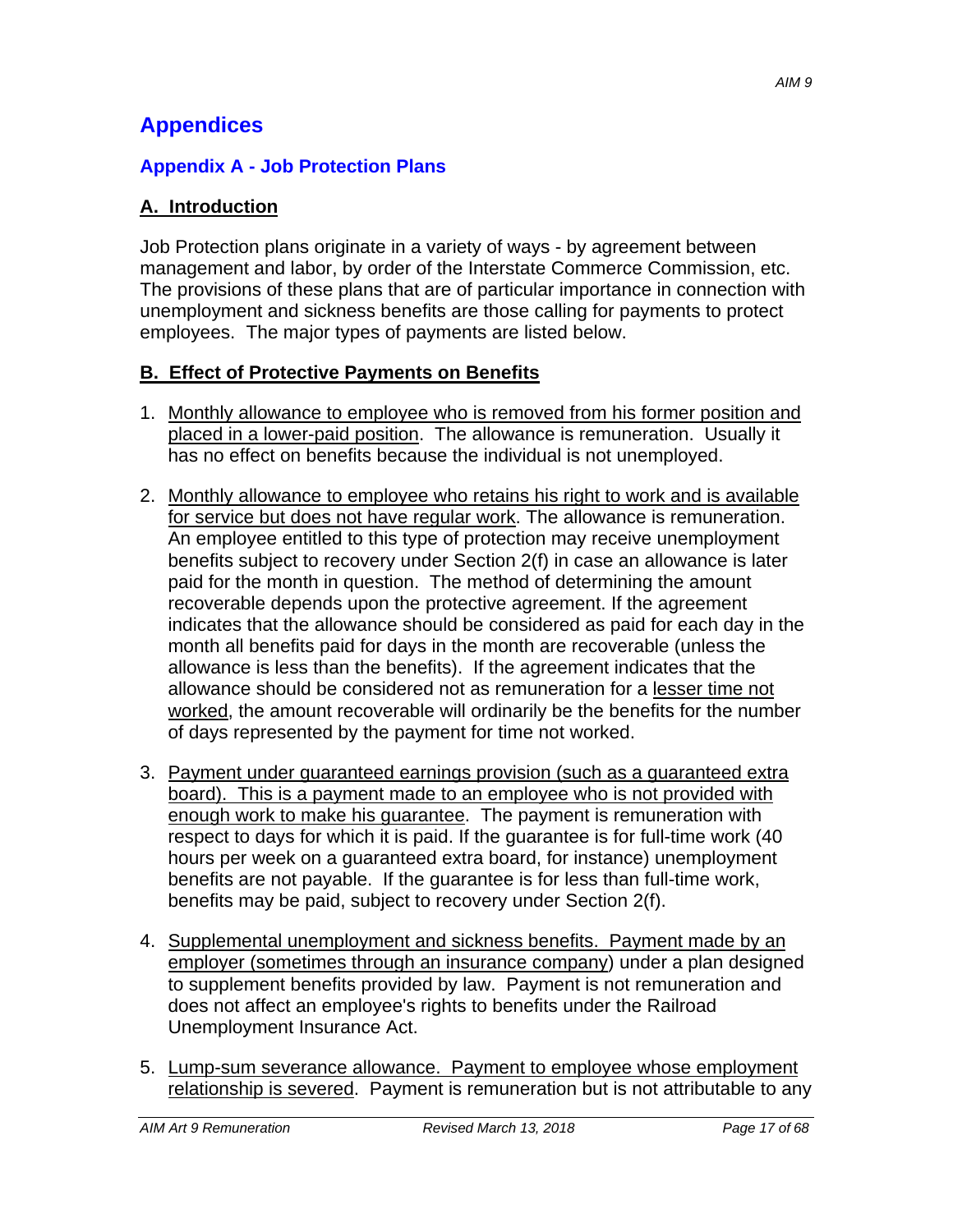# Appendices

## Appendix A - Job Protection Plans

### A. Introduction

Job Protection plans originate in a variety of ways - by agreement between management and labor, by order of the Interstate Commerce Commission, etc. The provisions of these plans that are of particular importance in connection with unemployment and sickness benefits are those calling for payments to protect employees. The major types of payments are listed below.

### B. Effect of Protective Payments on Benefits

1. Monthly allowance to employee who is removed from his former position and placed in a lower-paid position. The allowance is remuneration. Usually it has no effect on benefits because the individual is not unemployed.

2. Monthly allowance to employee who retains his right to work and is available for service but does not have regular work. The allowance is remuneration. An employee entitled to this type of protection may receive unemployment benefits subject to recovery under Section 2(f) in case an allowance is later paid for the month in question. The method of determining the amount recoverable depends upon the protective agreement. If the agreement indicates that the allowance should be considered as paid for each day in the month all benefits paid for days in the month are recoverable (unless the allowance is less than the benefits). If the agreement indicates that the allowance should be considered not as remuneration for a lesser time not worked, the amount recoverable will ordinarily be the benefits for the number of days represented by the payment for time not worked.

3. Payment under guaranteed earnings provision (such as a guaranteed extra board). This is a payment made to an employee who is not provided with enough work to make his guarantee. The payment is remuneration with respect to days for which it is paid. If the guarantee is for full-time work (40 hours per week on a guaranteed extra board, for instance) unemployment benefits are not payable. If the guarantee is for less than full-time work, benefits may be paid, subject to recovery under Section 2(f).

4. Supplemental unemployment and sickness benefits. Payment made by an employer (sometimes through an insurance company) under a plan designed to supplement benefits provided by law. Payment is not remuneration and does not affect an employee's rights to benefits under the Railroad Unemployment Insurance Act.

5. Lump-sum severance allowance. Payment to employee whose employment relationship is severed. Payment is remuneration but is not attributable to any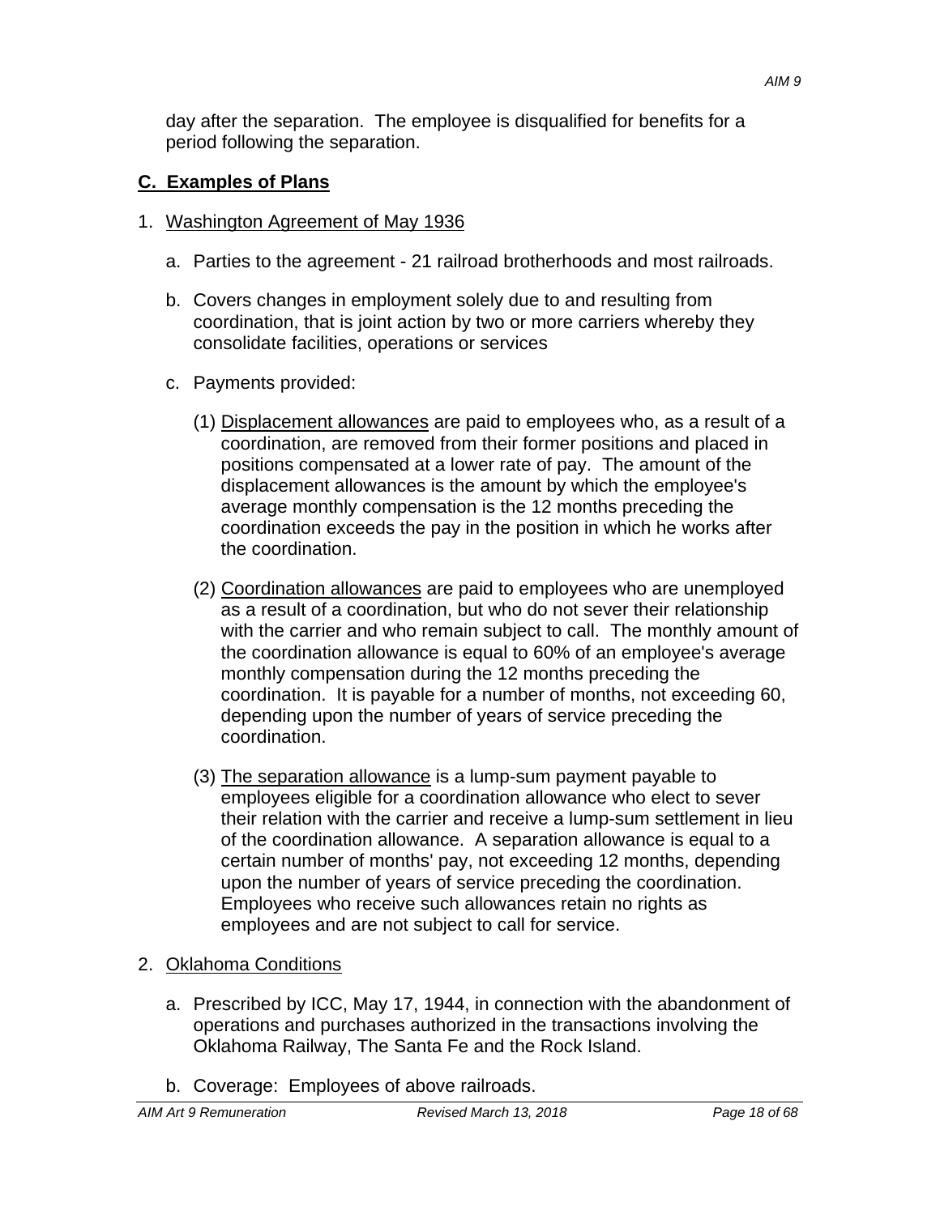day after the separation. The employee is disqualified for benefits for a period following the separation.

## C. Examples of Plans

1. Washington Agreement of May 1936

   a. Parties to the agreement - 21 railroad brotherhoods and most railroads.

   b. Covers changes in employment solely due to and resulting from coordination, that is joint action by two or more carriers whereby they consolidate facilities, operations or services

   c. Payments provided:

      (1) Displacement allowances are paid to employees who, as a result of a coordination, are removed from their former positions and placed in positions compensated at a lower rate of pay. The amount of the displacement allowances is the amount by which the employee's average monthly compensation is the 12 months preceding the coordination exceeds the pay in the position in which he works after the coordination.

      (2) Coordination allowances are paid to employees who are unemployed as a result of a coordination, but who do not sever their relationship with the carrier and who remain subject to call. The monthly amount of the coordination allowance is equal to 60% of an employee's average monthly compensation during the 12 months preceding the coordination. It is payable for a number of months, not exceeding 60, depending upon the number of years of service preceding the coordination.

      (3) The separation allowance is a lump-sum payment payable to employees eligible for a coordination allowance who elect to sever their relation with the carrier and receive a lump-sum settlement in lieu of the coordination allowance. A separation allowance is equal to a certain number of months' pay, not exceeding 12 months, depending upon the number of years of service preceding the coordination. Employees who receive such allowances retain no rights as employees and are not subject to call for service.

2. Oklahoma Conditions

   a. Prescribed by ICC, May 17, 1944, in connection with the abandonment of operations and purchases authorized in the transactions involving the Oklahoma Railway, The Santa Fe and the Rock Island.

   b. Coverage: Employees of above railroads.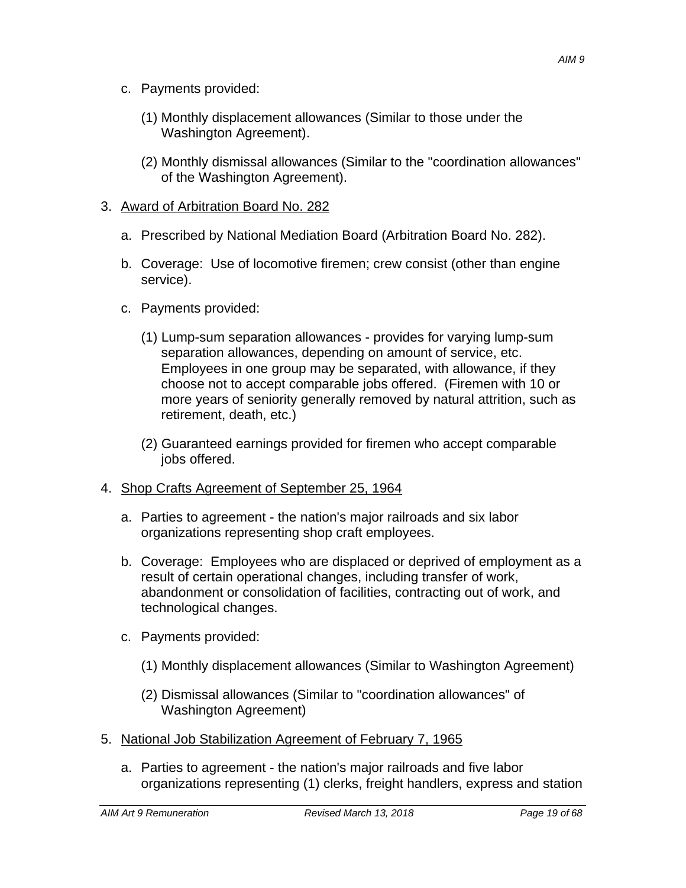c. Payments provided:

   (1) Monthly displacement allowances (Similar to those under the Washington Agreement).

   (2) Monthly dismissal allowances (Similar to the "coordination allowances" of the Washington Agreement).

3. <u>Award of Arbitration Board No. 282</u>

   a. Prescribed by National Mediation Board (Arbitration Board No. 282).

   b. Coverage: Use of locomotive firemen; crew consist (other than engine service).

   c. Payments provided:

      (1) Lump-sum separation allowances - provides for varying lump-sum separation allowances, depending on amount of service, etc. Employees in one group may be separated, with allowance, if they choose not to accept comparable jobs offered. (Firemen with 10 or more years of seniority generally removed by natural attrition, such as retirement, death, etc.)

      (2) Guaranteed earnings provided for firemen who accept comparable jobs offered.

4. <u>Shop Crafts Agreement of September 25, 1964</u>

   a. Parties to agreement - the nation's major railroads and six labor organizations representing shop craft employees.

   b. Coverage: Employees who are displaced or deprived of employment as a result of certain operational changes, including transfer of work, abandonment or consolidation of facilities, contracting out of work, and technological changes.

   c. Payments provided:

      (1) Monthly displacement allowances (Similar to Washington Agreement)

      (2) Dismissal allowances (Similar to "coordination allowances" of Washington Agreement)

5. <u>National Job Stabilization Agreement of February 7, 1965</u>

   a. Parties to agreement - the nation's major railroads and five labor organizations representing (1) clerks, freight handlers, express and station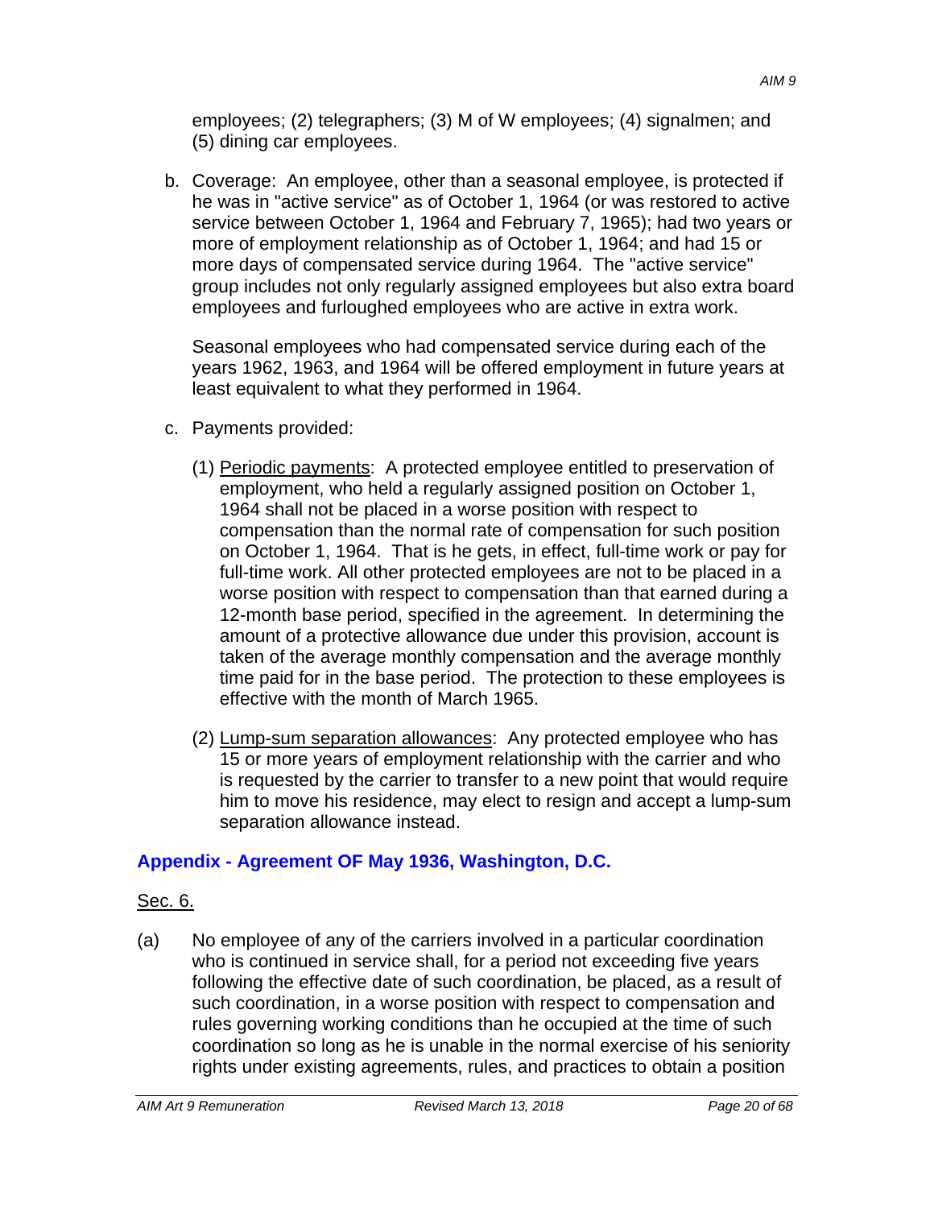employees; (2) telegraphers; (3) M of W employees; (4) signalmen; and (5) dining car employees.

b. Coverage: An employee, other than a seasonal employee, is protected if he was in "active service" as of October 1, 1964 (or was restored to active service between October 1, 1964 and February 7, 1965); had two years or more of employment relationship as of October 1, 1964; and had 15 or more days of compensated service during 1964. The "active service" group includes not only regularly assigned employees but also extra board employees and furloughed employees who are active in extra work.

   Seasonal employees who had compensated service during each of the years 1962, 1963, and 1964 will be offered employment in future years at least equivalent to what they performed in 1964.

c. Payments provided:

   (1) Periodic payments: A protected employee entitled to preservation of employment, who held a regularly assigned position on October 1, 1964 shall not be placed in a worse position with respect to compensation than the normal rate of compensation for such position on October 1, 1964. That is he gets, in effect, full-time work or pay for full-time work. All other protected employees are not to be placed in a worse position with respect to compensation than that earned during a 12-month base period, specified in the agreement. In determining the amount of a protective allowance due under this provision, account is taken of the average monthly compensation and the average monthly time paid for in the base period. The protection to these employees is effective with the month of March 1965.

   (2) Lump-sum separation allowances: Any protected employee who has 15 or more years of employment relationship with the carrier and who is requested by the carrier to transfer to a new point that would require him to move his residence, may elect to resign and accept a lump-sum separation allowance instead.

## Appendix - Agreement OF May 1936, Washington, D.C.

Sec. 6.

(a) No employee of any of the carriers involved in a particular coordination who is continued in service shall, for a period not exceeding five years following the effective date of such coordination, be placed, as a result of such coordination, in a worse position with respect to compensation and rules governing working conditions than he occupied at the time of such coordination so long as he is unable in the normal exercise of his seniority rights under existing agreements, rules, and practices to obtain a position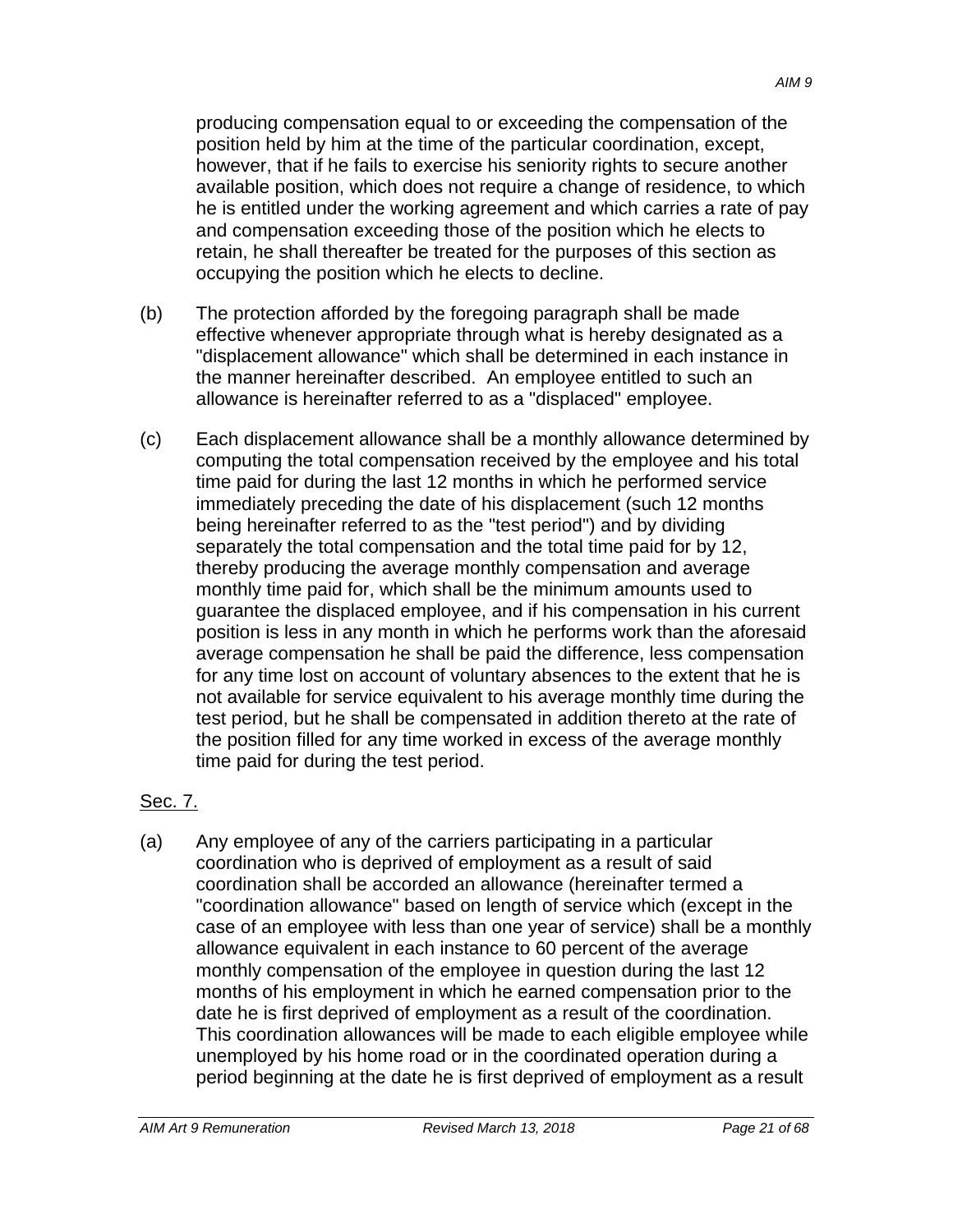producing compensation equal to or exceeding the compensation of the position held by him at the time of the particular coordination, except, however, that if he fails to exercise his seniority rights to secure another available position, which does not require a change of residence, to which he is entitled under the working agreement and which carries a rate of pay and compensation exceeding those of the position which he elects to retain, he shall thereafter be treated for the purposes of this section as occupying the position which he elects to decline.

(b) The protection afforded by the foregoing paragraph shall be made effective whenever appropriate through what is hereby designated as a "displacement allowance" which shall be determined in each instance in the manner hereinafter described. An employee entitled to such an allowance is hereinafter referred to as a "displaced" employee.

(c) Each displacement allowance shall be a monthly allowance determined by computing the total compensation received by the employee and his total time paid for during the last 12 months in which he performed service immediately preceding the date of his displacement (such 12 months being hereinafter referred to as the "test period") and by dividing separately the total compensation and the total time paid for by 12, thereby producing the average monthly compensation and average monthly time paid for, which shall be the minimum amounts used to guarantee the displaced employee, and if his compensation in his current position is less in any month in which he performs work than the aforesaid average compensation he shall be paid the difference, less compensation for any time lost on account of voluntary absences to the extent that he is not available for service equivalent to his average monthly time during the test period, but he shall be compensated in addition thereto at the rate of the position filled for any time worked in excess of the average monthly time paid for during the test period.

<u>Sec. 7.</u>

(a) Any employee of any of the carriers participating in a particular coordination who is deprived of employment as a result of said coordination shall be accorded an allowance (hereinafter termed a "coordination allowance" based on length of service which (except in the case of an employee with less than one year of service) shall be a monthly allowance equivalent in each instance to 60 percent of the average monthly compensation of the employee in question during the last 12 months of his employment in which he earned compensation prior to the date he is first deprived of employment as a result of the coordination. This coordination allowances will be made to each eligible employee while unemployed by his home road or in the coordinated operation during a period beginning at the date he is first deprived of employment as a result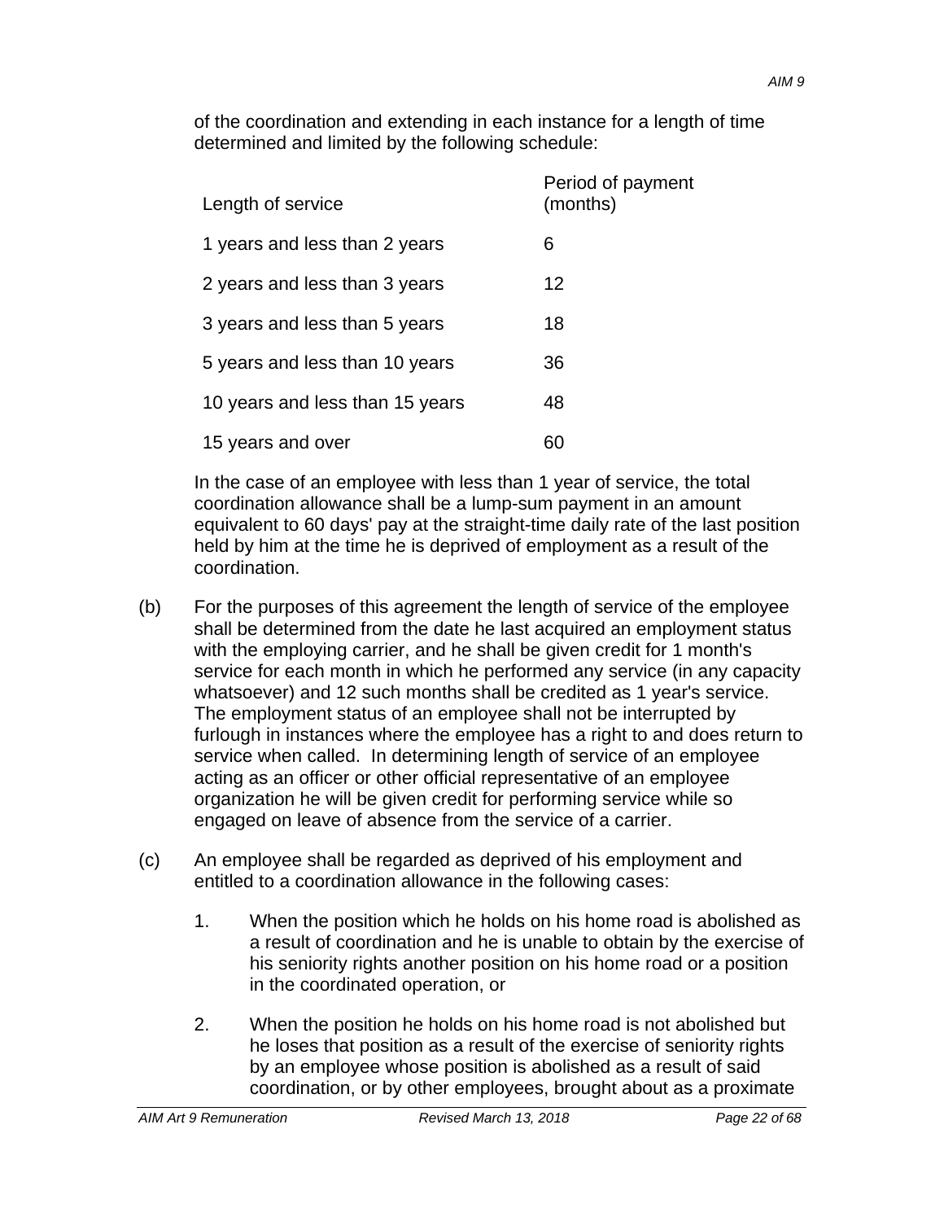of the coordination and extending in each instance for a length of time determined and limited by the following schedule:

| Length of service | Period of payment (months) |
|---|---|
| 1 years and less than 2 years | 6 |
| 2 years and less than 3 years | 12 |
| 3 years and less than 5 years | 18 |
| 5 years and less than 10 years | 36 |
| 10 years and less than 15 years | 48 |
| 15 years and over | 60 |

In the case of an employee with less than 1 year of service, the total coordination allowance shall be a lump-sum payment in an amount equivalent to 60 days' pay at the straight-time daily rate of the last position held by him at the time he is deprived of employment as a result of the coordination.

(b) For the purposes of this agreement the length of service of the employee shall be determined from the date he last acquired an employment status with the employing carrier, and he shall be given credit for 1 month's service for each month in which he performed any service (in any capacity whatsoever) and 12 such months shall be credited as 1 year's service. The employment status of an employee shall not be interrupted by furlough in instances where the employee has a right to and does return to service when called. In determining length of service of an employee acting as an officer or other official representative of an employee organization he will be given credit for performing service while so engaged on leave of absence from the service of a carrier.

(c) An employee shall be regarded as deprived of his employment and entitled to a coordination allowance in the following cases:

1. When the position which he holds on his home road is abolished as a result of coordination and he is unable to obtain by the exercise of his seniority rights another position on his home road or a position in the coordinated operation, or

2. When the position he holds on his home road is not abolished but he loses that position as a result of the exercise of seniority rights by an employee whose position is abolished as a result of said coordination, or by other employees, brought about as a proximate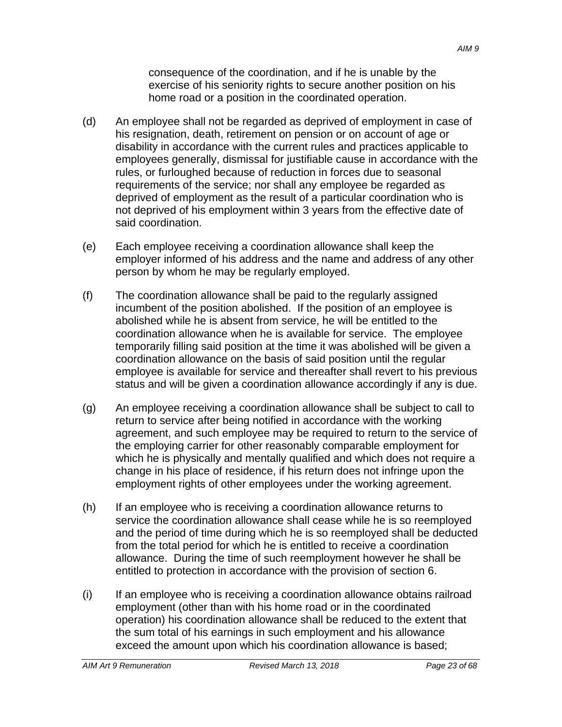consequence of the coordination, and if he is unable by the exercise of his seniority rights to secure another position on his home road or a position in the coordinated operation.

(d) An employee shall not be regarded as deprived of employment in case of his resignation, death, retirement on pension or on account of age or disability in accordance with the current rules and practices applicable to employees generally, dismissal for justifiable cause in accordance with the rules, or furloughed because of reduction in forces due to seasonal requirements of the service; nor shall any employee be regarded as deprived of employment as the result of a particular coordination who is not deprived of his employment within 3 years from the effective date of said coordination.

(e) Each employee receiving a coordination allowance shall keep the employer informed of his address and the name and address of any other person by whom he may be regularly employed.

(f) The coordination allowance shall be paid to the regularly assigned incumbent of the position abolished. If the position of an employee is abolished while he is absent from service, he will be entitled to the coordination allowance when he is available for service. The employee temporarily filling said position at the time it was abolished will be given a coordination allowance on the basis of said position until the regular employee is available for service and thereafter shall revert to his previous status and will be given a coordination allowance accordingly if any is due.

(g) An employee receiving a coordination allowance shall be subject to call to return to service after being notified in accordance with the working agreement, and such employee may be required to return to the service of the employing carrier for other reasonably comparable employment for which he is physically and mentally qualified and which does not require a change in his place of residence, if his return does not infringe upon the employment rights of other employees under the working agreement.

(h) If an employee who is receiving a coordination allowance returns to service the coordination allowance shall cease while he is so reemployed and the period of time during which he is so reemployed shall be deducted from the total period for which he is entitled to receive a coordination allowance. During the time of such reemployment however he shall be entitled to protection in accordance with the provision of section 6.

(i) If an employee who is receiving a coordination allowance obtains railroad employment (other than with his home road or in the coordinated operation) his coordination allowance shall be reduced to the extent that the sum total of his earnings in such employment and his allowance exceed the amount upon which his coordination allowance is based;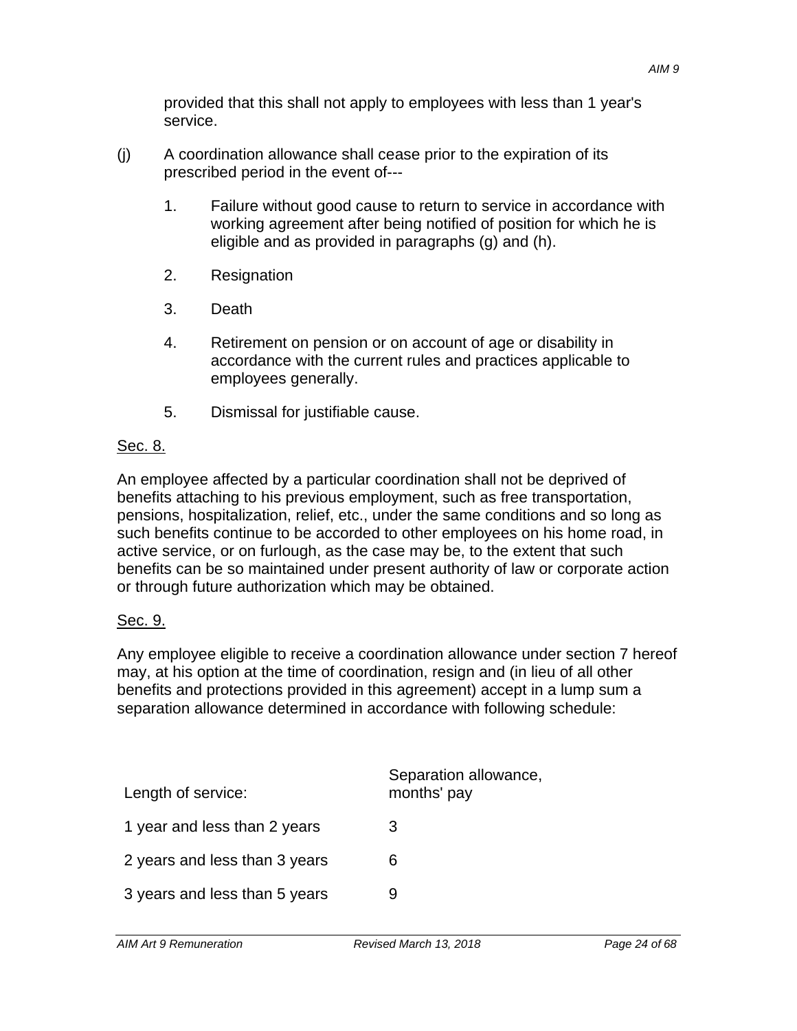provided that this shall not apply to employees with less than 1 year's service.

(j) A coordination allowance shall cease prior to the expiration of its prescribed period in the event of---

1. Failure without good cause to return to service in accordance with working agreement after being notified of position for which he is eligible and as provided in paragraphs (g) and (h).

2. Resignation

3. Death

4. Retirement on pension or on account of age or disability in accordance with the current rules and practices applicable to employees generally.

5. Dismissal for justifiable cause.

<u>Sec. 8.</u>

An employee affected by a particular coordination shall not be deprived of benefits attaching to his previous employment, such as free transportation, pensions, hospitalization, relief, etc., under the same conditions and so long as such benefits continue to be accorded to other employees on his home road, in active service, or on furlough, as the case may be, to the extent that such benefits can be so maintained under present authority of law or corporate action or through future authorization which may be obtained.

<u>Sec. 9.</u>

Any employee eligible to receive a coordination allowance under section 7 hereof may, at his option at the time of coordination, resign and (in lieu of all other benefits and protections provided in this agreement) accept in a lump sum a separation allowance determined in accordance with following schedule:

| Length of service: | Separation allowance, months' pay |
|---|---|
| 1 year and less than 2 years | 3 |
| 2 years and less than 3 years | 6 |
| 3 years and less than 5 years | 9 |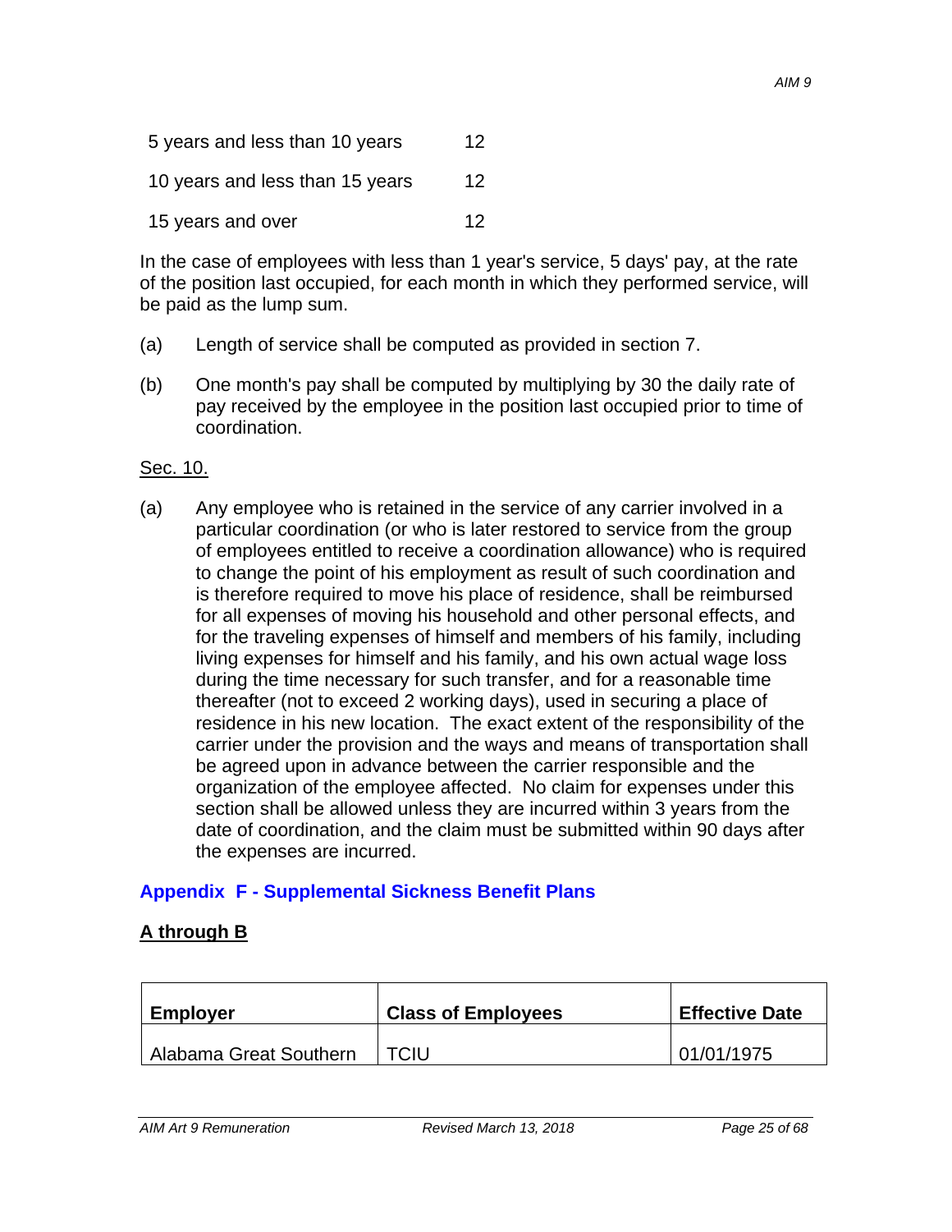| | |
|---|---|
| 5 years and less than 10 years | 12 |
| 10 years and less than 15 years | 12 |
| 15 years and over | 12 |

In the case of employees with less than 1 year's service, 5 days' pay, at the rate of the position last occupied, for each month in which they performed service, will be paid as the lump sum.

(a) Length of service shall be computed as provided in section 7.

(b) One month's pay shall be computed by multiplying by 30 the daily rate of pay received by the employee in the position last occupied prior to time of coordination.

Sec. 10.

(a) Any employee who is retained in the service of any carrier involved in a particular coordination (or who is later restored to service from the group of employees entitled to receive a coordination allowance) who is required to change the point of his employment as result of such coordination and is therefore required to move his place of residence, shall be reimbursed for all expenses of moving his household and other personal effects, and for the traveling expenses of himself and members of his family, including living expenses for himself and his family, and his own actual wage loss during the time necessary for such transfer, and for a reasonable time thereafter (not to exceed 2 working days), used in securing a place of residence in his new location. The exact extent of the responsibility of the carrier under the provision and the ways and means of transportation shall be agreed upon in advance between the carrier responsible and the organization of the employee affected. No claim for expenses under this section shall be allowed unless they are incurred within 3 years from the date of coordination, and the claim must be submitted within 90 days after the expenses are incurred.

## Appendix F - Supplemental Sickness Benefit Plans

### A through B

| Employer | Class of Employees | Effective Date |
|---|---|---|
| Alabama Great Southern | TCIU | 01/01/1975 |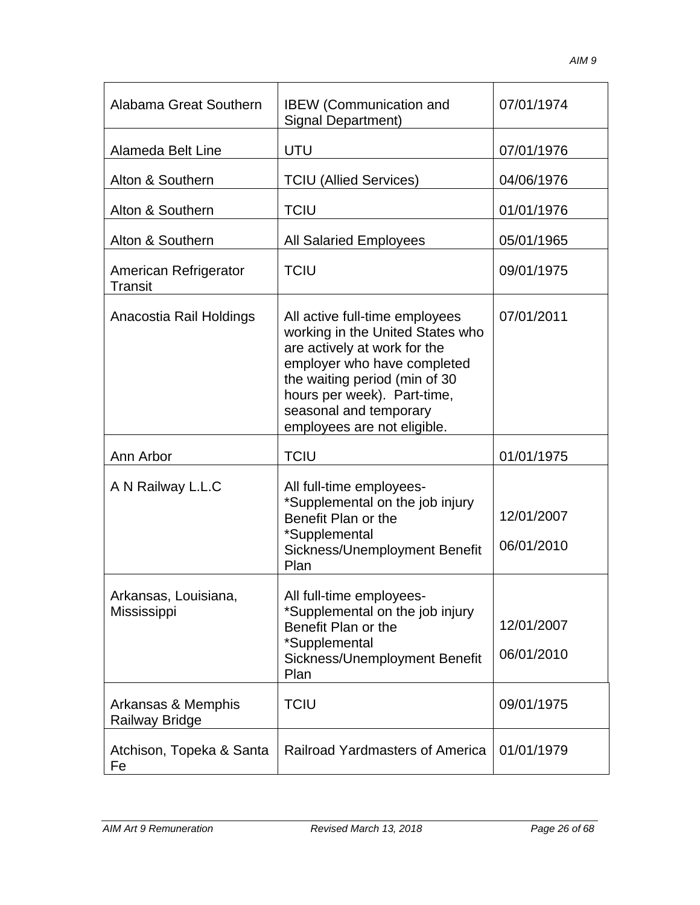| | | |
|---|---|---|
| Alabama Great Southern | IBEW (Communication and Signal Department) | 07/01/1974 |
| Alameda Belt Line | UTU | 07/01/1976 |
| Alton & Southern | TCIU (Allied Services) | 04/06/1976 |
| Alton & Southern | TCIU | 01/01/1976 |
| Alton & Southern | All Salaried Employees | 05/01/1965 |
| American Refrigerator Transit | TCIU | 09/01/1975 |
| Anacostia Rail Holdings | All active full-time employees working in the United States who are actively at work for the employer who have completed the waiting period (min of 30 hours per week). Part-time, seasonal and temporary employees are not eligible. | 07/01/2011 |
| Ann Arbor | TCIU | 01/01/1975 |
| A N Railway L.L.C | All full-time employees- *Supplemental on the job injury Benefit Plan or the *Supplemental Sickness/Unemployment Benefit Plan | 12/01/2007 06/01/2010 |
| Arkansas, Louisiana, Mississippi | All full-time employees- *Supplemental on the job injury Benefit Plan or the *Supplemental Sickness/Unemployment Benefit Plan | 12/01/2007 06/01/2010 |
| Arkansas & Memphis Railway Bridge | TCIU | 09/01/1975 |
| Atchison, Topeka & Santa Fe | Railroad Yardmasters of America | 01/01/1979 |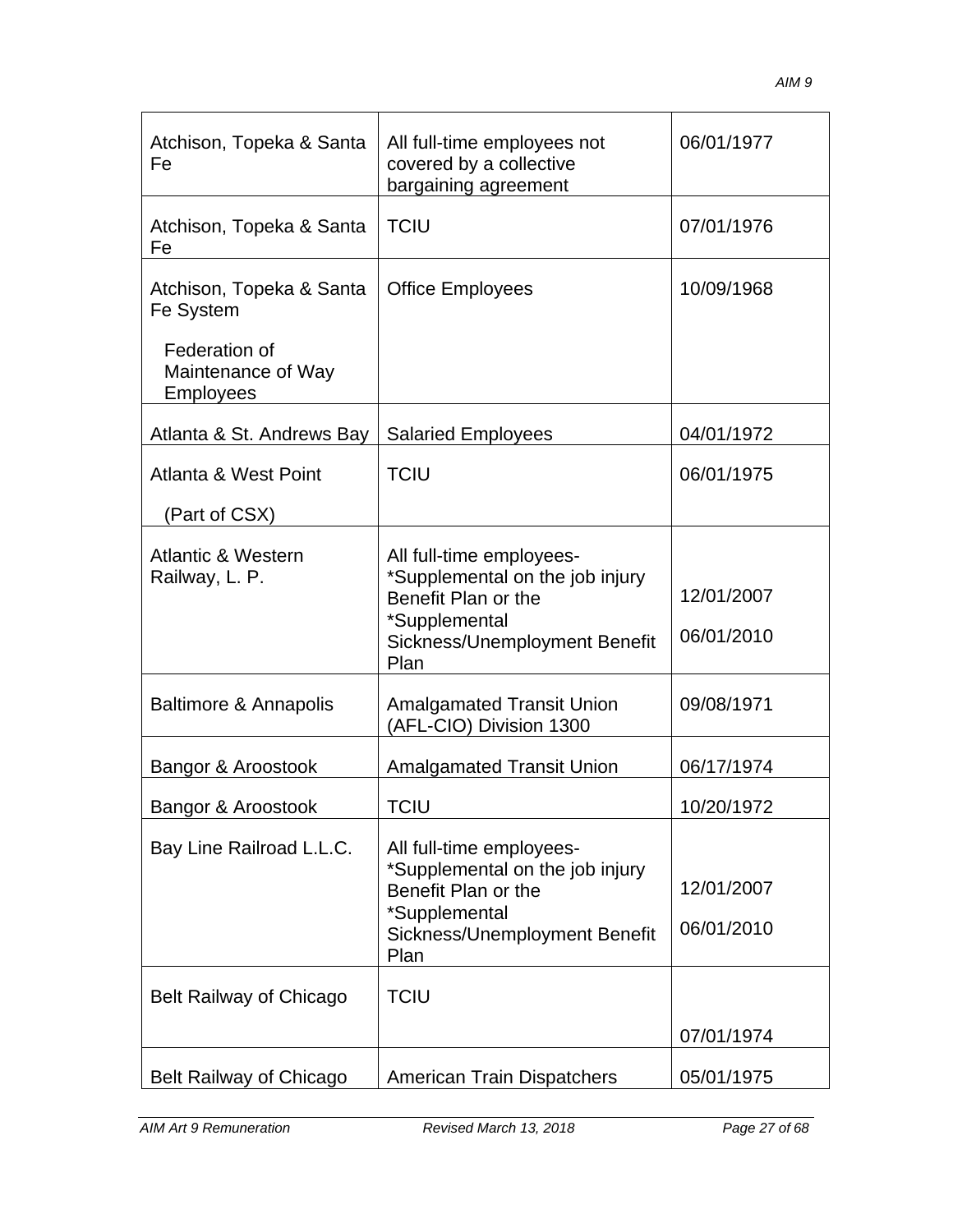| | | |
|---|---|---|
| Atchison, Topeka & Santa Fe | All full-time employees not covered by a collective bargaining agreement | 06/01/1977 |
| Atchison, Topeka & Santa Fe | TCIU | 07/01/1976 |
| Atchison, Topeka & Santa Fe System<br>Federation of Maintenance of Way Employees | Office Employees | 10/09/1968 |
| Atlanta & St. Andrews Bay | Salaried Employees | 04/01/1972 |
| Atlanta & West Point<br>(Part of CSX) | TCIU | 06/01/1975 |
| Atlantic & Western Railway, L. P. | All full-time employees-<br>*Supplemental on the job injury Benefit Plan or the<br>*Supplemental Sickness/Unemployment Benefit Plan | 12/01/2007<br>06/01/2010 |
| Baltimore & Annapolis | Amalgamated Transit Union (AFL-CIO) Division 1300 | 09/08/1971 |
| Bangor & Aroostook | Amalgamated Transit Union | 06/17/1974 |
| Bangor & Aroostook | TCIU | 10/20/1972 |
| Bay Line Railroad L.L.C. | All full-time employees-<br>*Supplemental on the job injury Benefit Plan or the<br>*Supplemental Sickness/Unemployment Benefit Plan | 12/01/2007<br>06/01/2010 |
| Belt Railway of Chicago | TCIU | 07/01/1974 |
| Belt Railway of Chicago | American Train Dispatchers | 05/01/1975 |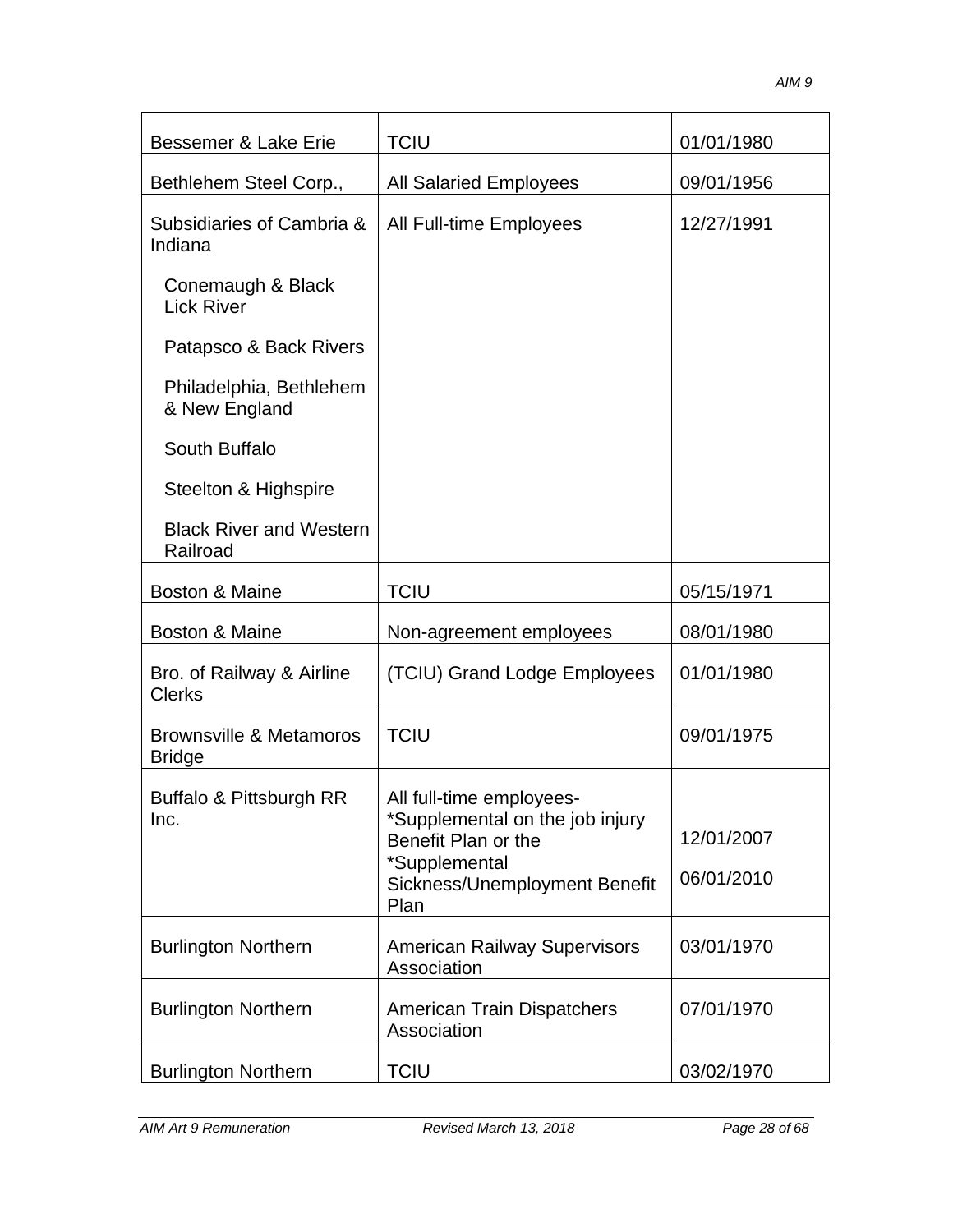| | | |
|---|---|---|
| Bessemer & Lake Erie | TCIU | 01/01/1980 |
| Bethlehem Steel Corp., | All Salaried Employees | 09/01/1956 |
| Subsidiaries of Cambria & Indiana<br>Conemaugh & Black Lick River<br>Patapsco & Back Rivers<br>Philadelphia, Bethlehem & New England<br>South Buffalo<br>Steelton & Highspire<br>Black River and Western Railroad | All Full-time Employees | 12/27/1991 |
| Boston & Maine | TCIU | 05/15/1971 |
| Boston & Maine | Non-agreement employees | 08/01/1980 |
| Bro. of Railway & Airline Clerks | (TCIU) Grand Lodge Employees | 01/01/1980 |
| Brownsville & Metamoros Bridge | TCIU | 09/01/1975 |
| Buffalo & Pittsburgh RR Inc. | All full-time employees- *Supplemental on the job injury Benefit Plan or the *Supplemental Sickness/Unemployment Benefit Plan | 12/01/2007<br>06/01/2010 |
| Burlington Northern | American Railway Supervisors Association | 03/01/1970 |
| Burlington Northern | American Train Dispatchers Association | 07/01/1970 |
| Burlington Northern | TCIU | 03/02/1970 |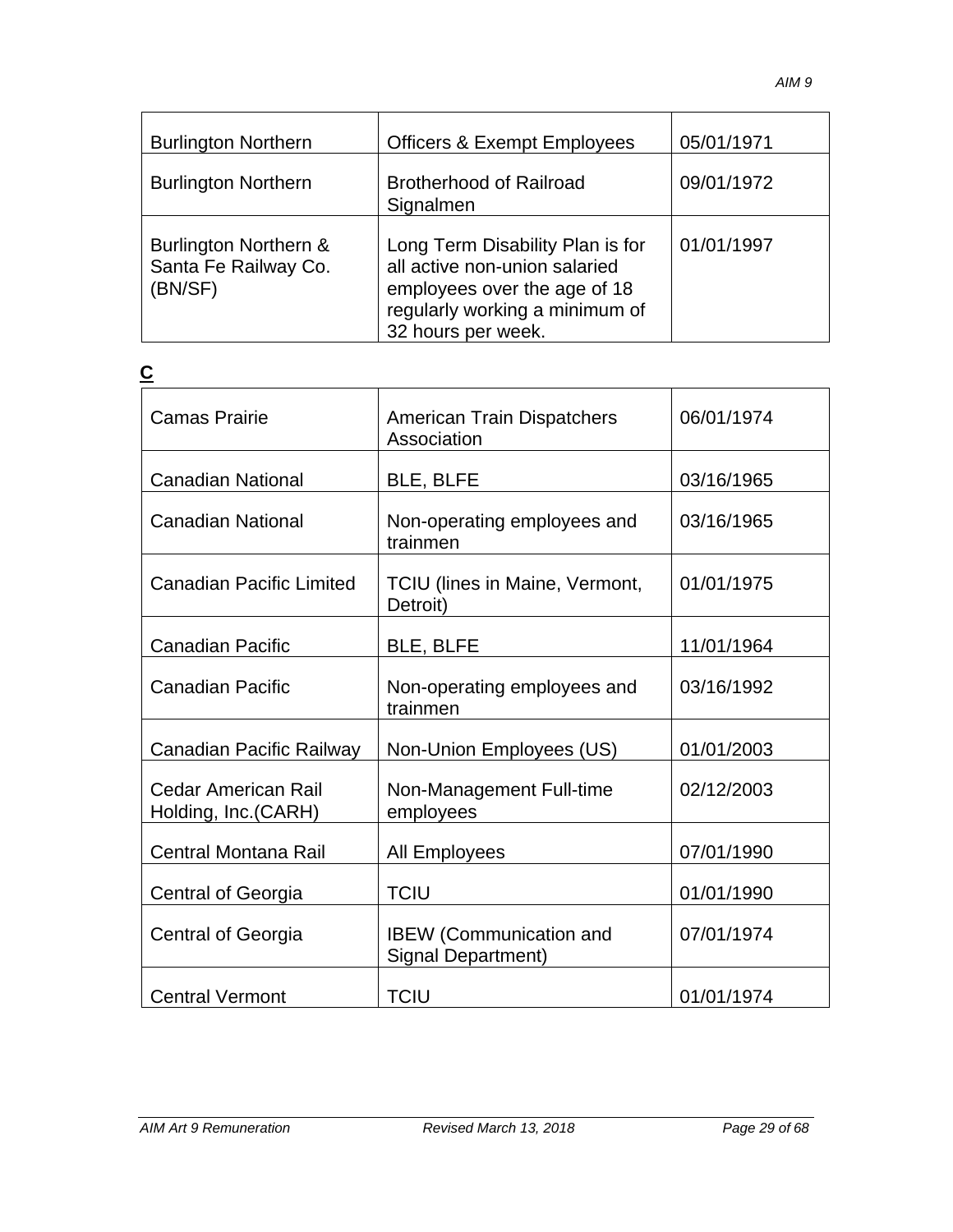| | | |
|---|---|---|
| Burlington Northern | Officers & Exempt Employees | 05/01/1971 |
| Burlington Northern | Brotherhood of Railroad Signalmen | 09/01/1972 |
| Burlington Northern & Santa Fe Railway Co. (BN/SF) | Long Term Disability Plan is for all active non-union salaried employees over the age of 18 regularly working a minimum of 32 hours per week. | 01/01/1997 |

**C**

| | | |
|---|---|---|
| Camas Prairie | American Train Dispatchers Association | 06/01/1974 |
| Canadian National | BLE, BLFE | 03/16/1965 |
| Canadian National | Non-operating employees and trainmen | 03/16/1965 |
| Canadian Pacific Limited | TCIU (lines in Maine, Vermont, Detroit) | 01/01/1975 |
| Canadian Pacific | BLE, BLFE | 11/01/1964 |
| Canadian Pacific | Non-operating employees and trainmen | 03/16/1992 |
| Canadian Pacific Railway | Non-Union Employees (US) | 01/01/2003 |
| Cedar American Rail Holding, Inc.(CARH) | Non-Management Full-time employees | 02/12/2003 |
| Central Montana Rail | All Employees | 07/01/1990 |
| Central of Georgia | TCIU | 01/01/1990 |
| Central of Georgia | IBEW (Communication and Signal Department) | 07/01/1974 |
| Central Vermont | TCIU | 01/01/1974 |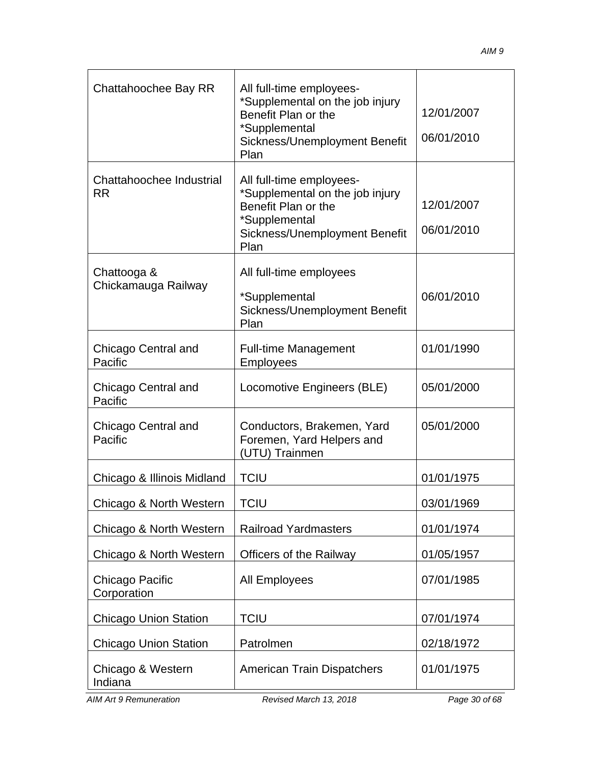| | | |
|---|---|---|
| Chattahoochee Bay RR | All full-time employees- *Supplemental on the job injury Benefit Plan or the *Supplemental Sickness/Unemployment Benefit Plan | 12/01/2007<br>06/01/2010 |
| Chattahoochee Industrial RR | All full-time employees- *Supplemental on the job injury Benefit Plan or the *Supplemental Sickness/Unemployment Benefit Plan | 12/01/2007<br>06/01/2010 |
| Chattooga & Chickamauga Railway | All full-time employees<br>*Supplemental Sickness/Unemployment Benefit Plan | 06/01/2010 |
| Chicago Central and Pacific | Full-time Management Employees | 01/01/1990 |
| Chicago Central and Pacific | Locomotive Engineers (BLE) | 05/01/2000 |
| Chicago Central and Pacific | Conductors, Brakemen, Yard Foremen, Yard Helpers and (UTU) Trainmen | 05/01/2000 |
| Chicago & Illinois Midland | TCIU | 01/01/1975 |
| Chicago & North Western | TCIU | 03/01/1969 |
| Chicago & North Western | Railroad Yardmasters | 01/01/1974 |
| Chicago & North Western | Officers of the Railway | 01/05/1957 |
| Chicago Pacific Corporation | All Employees | 07/01/1985 |
| Chicago Union Station | TCIU | 07/01/1974 |
| Chicago Union Station | Patrolmen | 02/18/1972 |
| Chicago & Western Indiana | American Train Dispatchers | 01/01/1975 |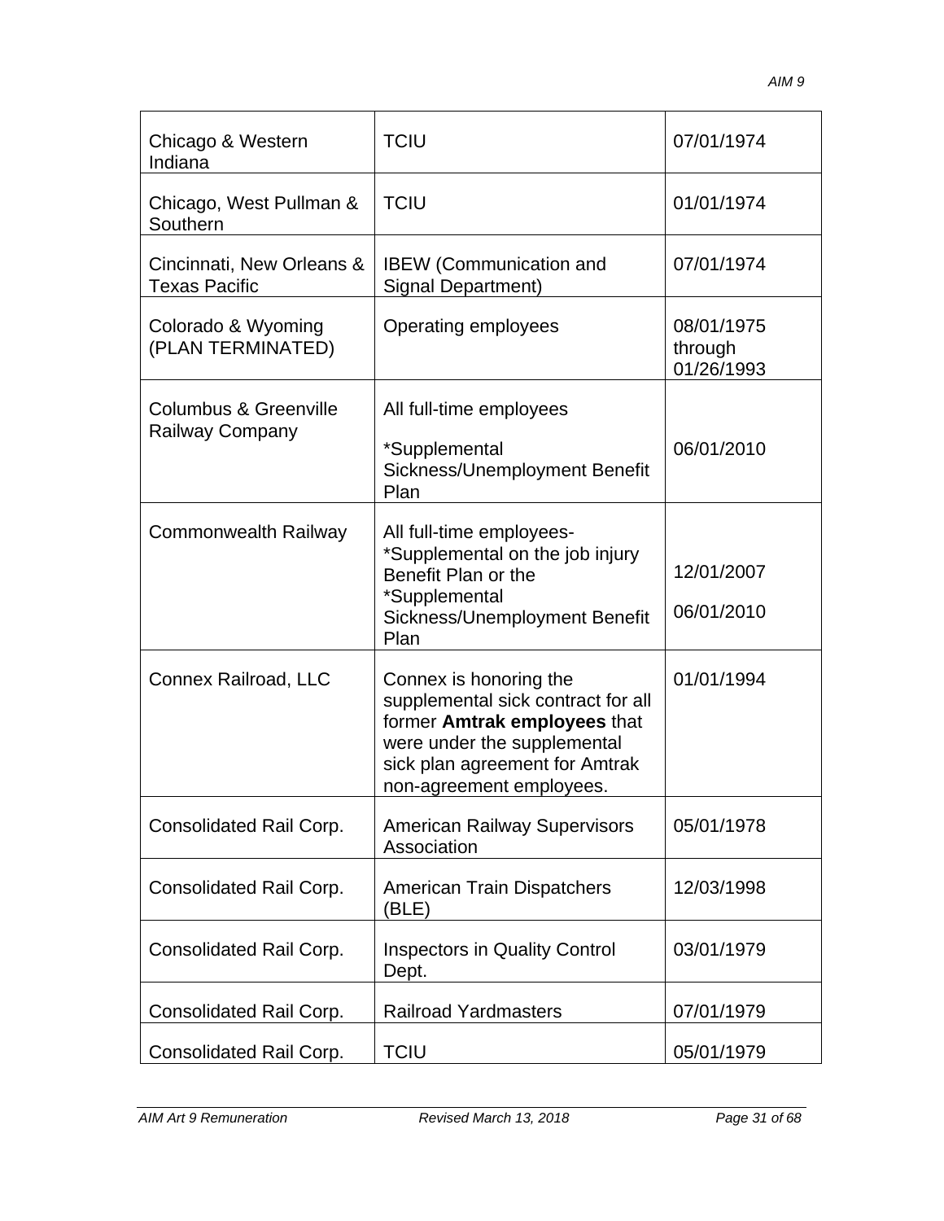| | | |
|---|---|---|
| Chicago & Western Indiana | TCIU | 07/01/1974 |
| Chicago, West Pullman & Southern | TCIU | 01/01/1974 |
| Cincinnati, New Orleans & Texas Pacific | IBEW (Communication and Signal Department) | 07/01/1974 |
| Colorado & Wyoming (PLAN TERMINATED) | Operating employees | 08/01/1975 through 01/26/1993 |
| Columbus & Greenville Railway Company | All full-time employees<br>*Supplemental Sickness/Unemployment Benefit Plan | 06/01/2010 |
| Commonwealth Railway | All full-time employees- *Supplemental on the job injury Benefit Plan or the *Supplemental Sickness/Unemployment Benefit Plan | 12/01/2007<br>06/01/2010 |
| Connex Railroad, LLC | Connex is honoring the supplemental sick contract for all former **Amtrak employees** that were under the supplemental sick plan agreement for Amtrak non-agreement employees. | 01/01/1994 |
| Consolidated Rail Corp. | American Railway Supervisors Association | 05/01/1978 |
| Consolidated Rail Corp. | American Train Dispatchers (BLE) | 12/03/1998 |
| Consolidated Rail Corp. | Inspectors in Quality Control Dept. | 03/01/1979 |
| Consolidated Rail Corp. | Railroad Yardmasters | 07/01/1979 |
| Consolidated Rail Corp. | TCIU | 05/01/1979 |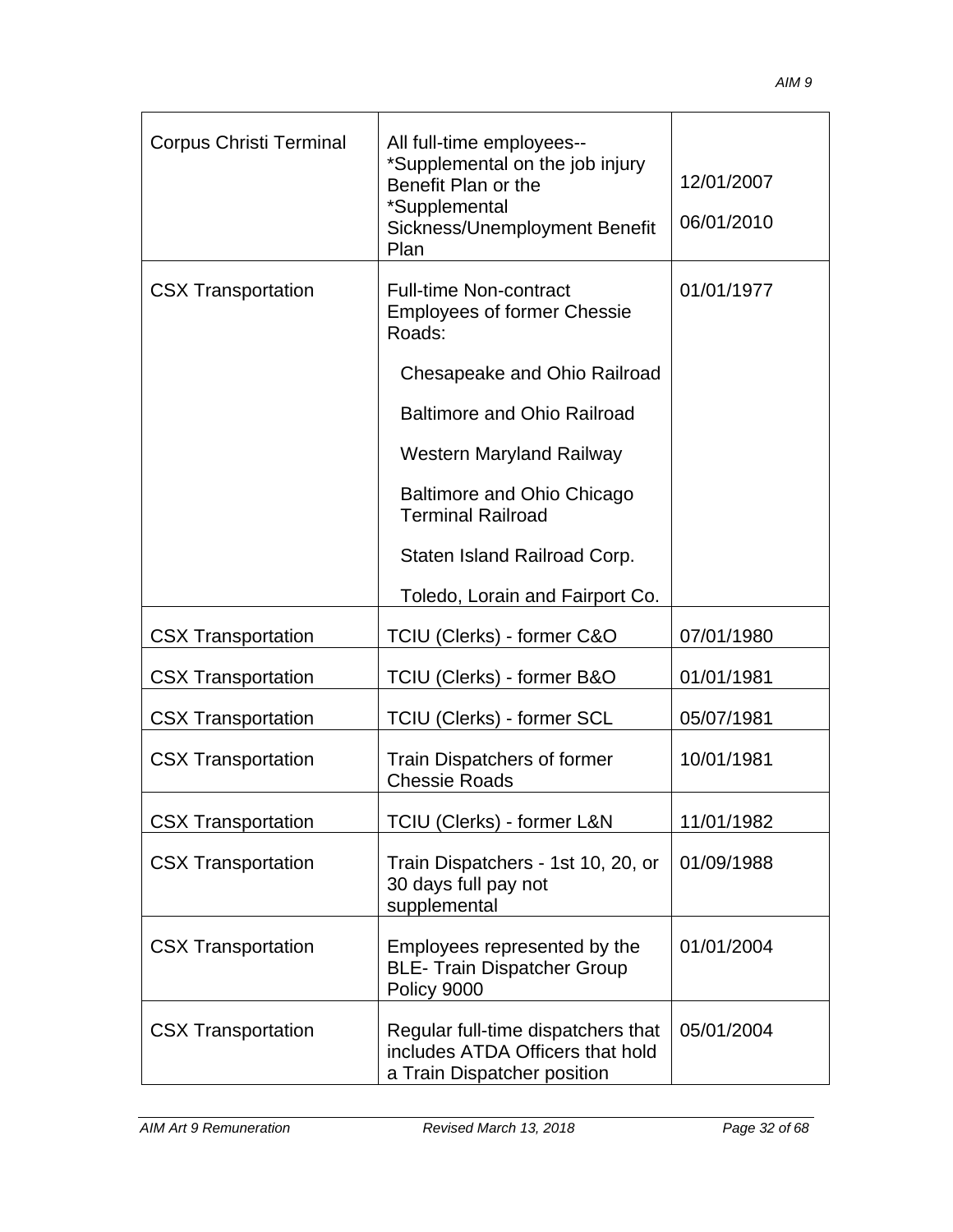| | | |
|---|---|---|
| Corpus Christi Terminal | All full-time employees-- *Supplemental on the job injury Benefit Plan or the *Supplemental Sickness/Unemployment Benefit Plan | 12/01/2007<br>06/01/2010 |
| CSX Transportation | Full-time Non-contract Employees of former Chessie Roads:<br>Chesapeake and Ohio Railroad<br>Baltimore and Ohio Railroad<br>Western Maryland Railway<br>Baltimore and Ohio Chicago Terminal Railroad<br>Staten Island Railroad Corp.<br>Toledo, Lorain and Fairport Co. | 01/01/1977 |
| CSX Transportation | TCIU (Clerks) - former C&O | 07/01/1980 |
| CSX Transportation | TCIU (Clerks) - former B&O | 01/01/1981 |
| CSX Transportation | TCIU (Clerks) - former SCL | 05/07/1981 |
| CSX Transportation | Train Dispatchers of former Chessie Roads | 10/01/1981 |
| CSX Transportation | TCIU (Clerks) - former L&N | 11/01/1982 |
| CSX Transportation | Train Dispatchers - 1st 10, 20, or 30 days full pay not supplemental | 01/09/1988 |
| CSX Transportation | Employees represented by the BLE- Train Dispatcher Group Policy 9000 | 01/01/2004 |
| CSX Transportation | Regular full-time dispatchers that includes ATDA Officers that hold a Train Dispatcher position | 05/01/2004 |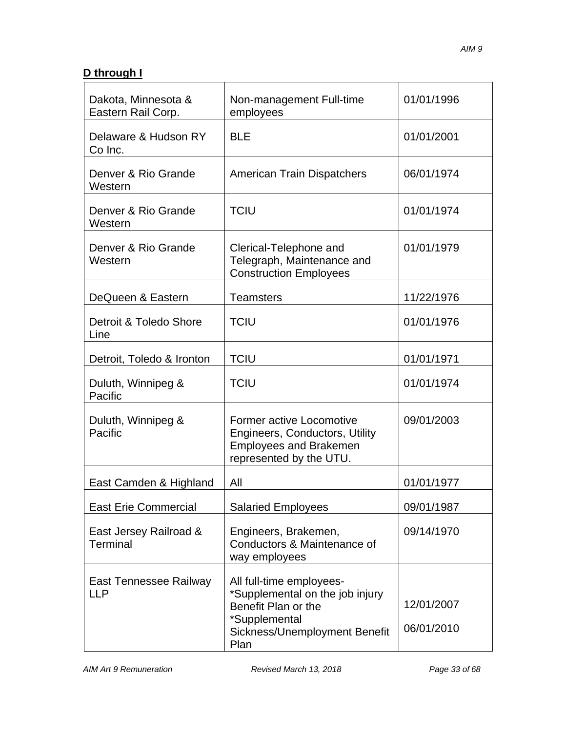**D through I**

| | | |
|---|---|---|
| Dakota, Minnesota & Eastern Rail Corp. | Non-management Full-time employees | 01/01/1996 |
| Delaware & Hudson RY Co Inc. | BLE | 01/01/2001 |
| Denver & Rio Grande Western | American Train Dispatchers | 06/01/1974 |
| Denver & Rio Grande Western | TCIU | 01/01/1974 |
| Denver & Rio Grande Western | Clerical-Telephone and Telegraph, Maintenance and Construction Employees | 01/01/1979 |
| DeQueen & Eastern | Teamsters | 11/22/1976 |
| Detroit & Toledo Shore Line | TCIU | 01/01/1976 |
| Detroit, Toledo & Ironton | TCIU | 01/01/1971 |
| Duluth, Winnipeg & Pacific | TCIU | 01/01/1974 |
| Duluth, Winnipeg & Pacific | Former active Locomotive Engineers, Conductors, Utility Employees and Brakemen represented by the UTU. | 09/01/2003 |
| East Camden & Highland | All | 01/01/1977 |
| East Erie Commercial | Salaried Employees | 09/01/1987 |
| East Jersey Railroad & Terminal | Engineers, Brakemen, Conductors & Maintenance of way employees | 09/14/1970 |
| East Tennessee Railway LLP | All full-time employees- *Supplemental on the job injury Benefit Plan or the *Supplemental Sickness/Unemployment Benefit Plan | 12/01/2007 06/01/2010 |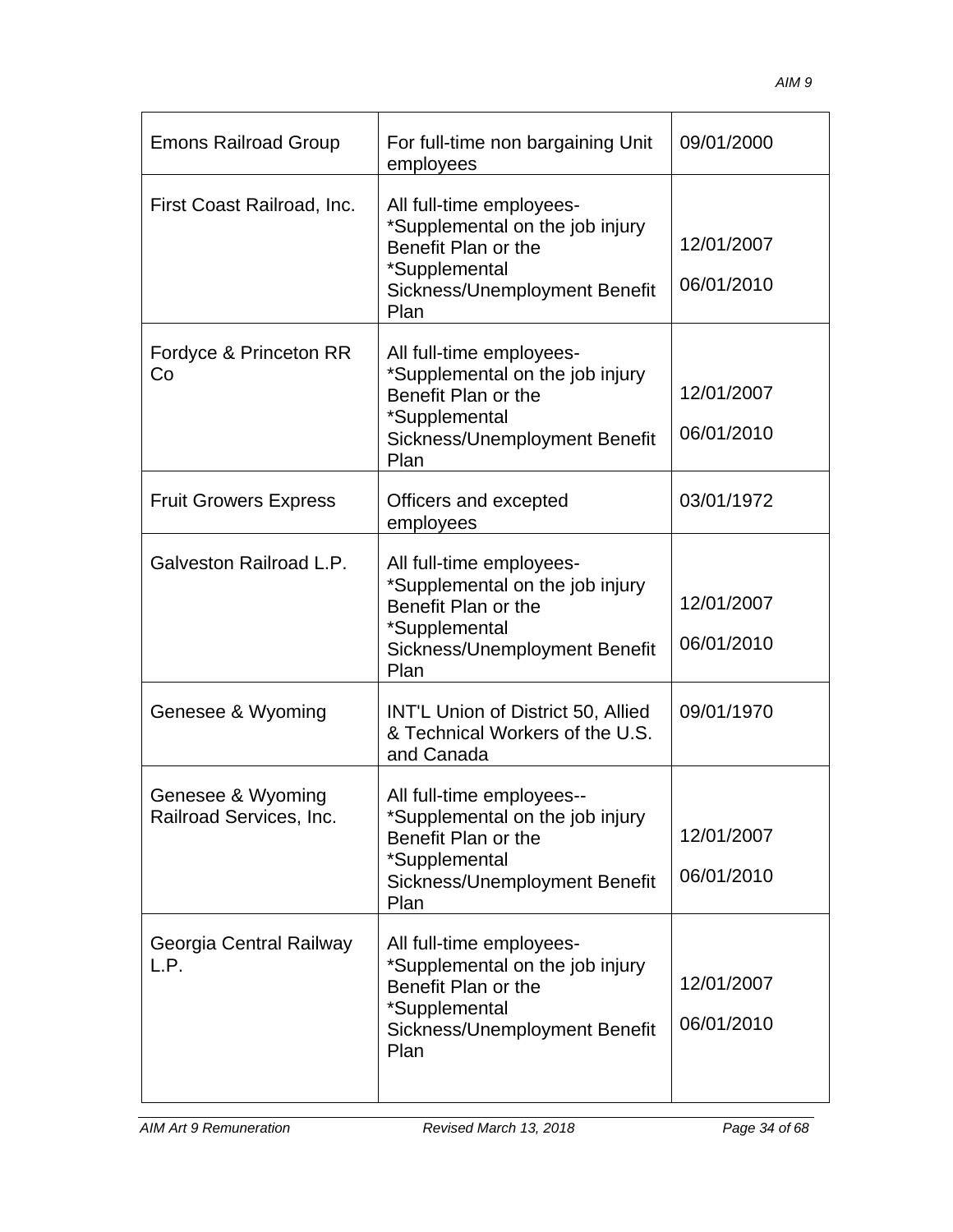| | | |
|---|---|---|
| Emons Railroad Group | For full-time non bargaining Unit employees | 09/01/2000 |
| First Coast Railroad, Inc. | All full-time employees- *Supplemental on the job injury Benefit Plan or the *Supplemental Sickness/Unemployment Benefit Plan | 12/01/2007<br>06/01/2010 |
| Fordyce & Princeton RR Co | All full-time employees- *Supplemental on the job injury Benefit Plan or the *Supplemental Sickness/Unemployment Benefit Plan | 12/01/2007<br>06/01/2010 |
| Fruit Growers Express | Officers and excepted employees | 03/01/1972 |
| Galveston Railroad L.P. | All full-time employees- *Supplemental on the job injury Benefit Plan or the *Supplemental Sickness/Unemployment Benefit Plan | 12/01/2007<br>06/01/2010 |
| Genesee & Wyoming | INT'L Union of District 50, Allied & Technical Workers of the U.S. and Canada | 09/01/1970 |
| Genesee & Wyoming Railroad Services, Inc. | All full-time employees-- *Supplemental on the job injury Benefit Plan or the *Supplemental Sickness/Unemployment Benefit Plan | 12/01/2007<br>06/01/2010 |
| Georgia Central Railway L.P. | All full-time employees- *Supplemental on the job injury Benefit Plan or the *Supplemental Sickness/Unemployment Benefit Plan | 12/01/2007<br>06/01/2010 |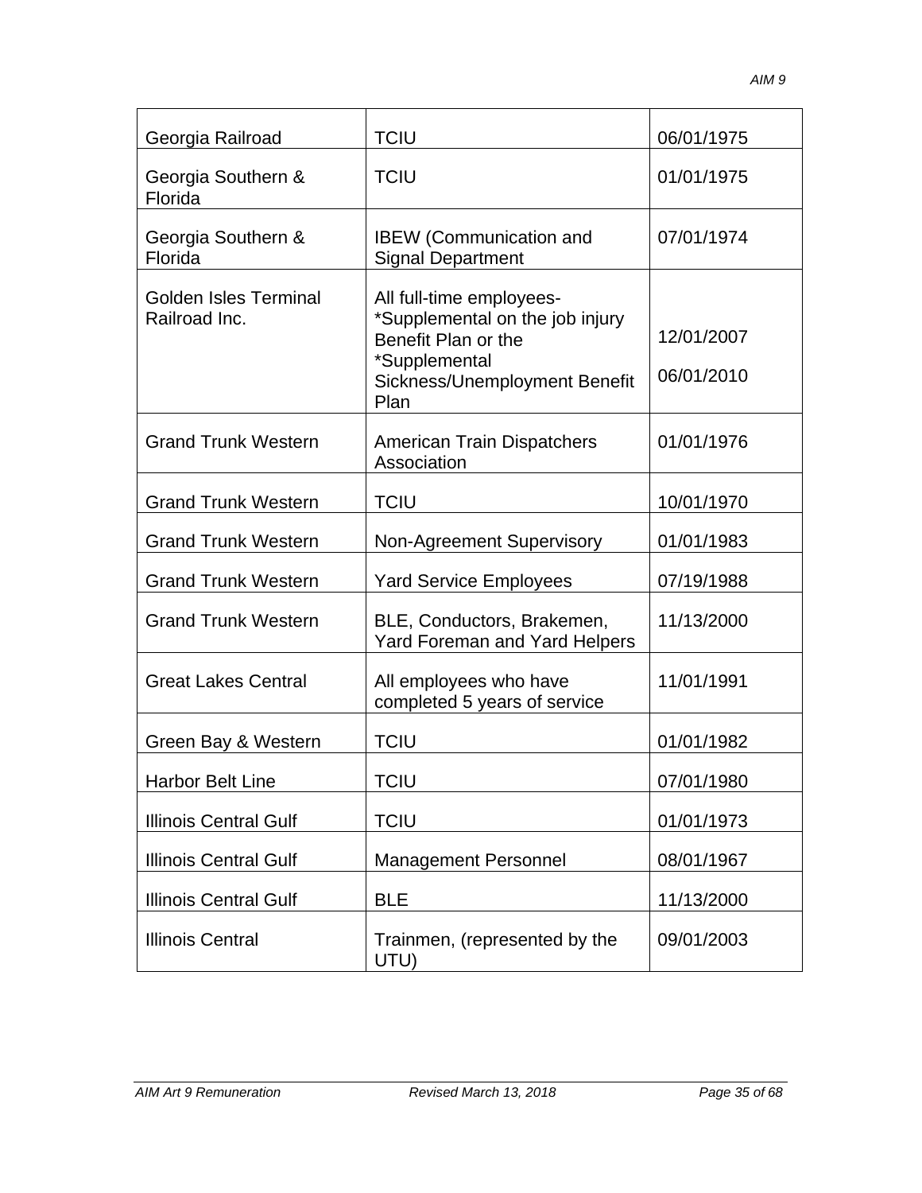| | | |
|---|---|---|
| Georgia Railroad | TCIU | 06/01/1975 |
| Georgia Southern & Florida | TCIU | 01/01/1975 |
| Georgia Southern & Florida | IBEW (Communication and Signal Department | 07/01/1974 |
| Golden Isles Terminal Railroad Inc. | All full-time employees- *Supplemental on the job injury Benefit Plan or the *Supplemental Sickness/Unemployment Benefit Plan | 12/01/2007<br>06/01/2010 |
| Grand Trunk Western | American Train Dispatchers Association | 01/01/1976 |
| Grand Trunk Western | TCIU | 10/01/1970 |
| Grand Trunk Western | Non-Agreement Supervisory | 01/01/1983 |
| Grand Trunk Western | Yard Service Employees | 07/19/1988 |
| Grand Trunk Western | BLE, Conductors, Brakemen, Yard Foreman and Yard Helpers | 11/13/2000 |
| Great Lakes Central | All employees who have completed 5 years of service | 11/01/1991 |
| Green Bay & Western | TCIU | 01/01/1982 |
| Harbor Belt Line | TCIU | 07/01/1980 |
| Illinois Central Gulf | TCIU | 01/01/1973 |
| Illinois Central Gulf | Management Personnel | 08/01/1967 |
| Illinois Central Gulf | BLE | 11/13/2000 |
| Illinois Central | Trainmen, (represented by the UTU) | 09/01/2003 |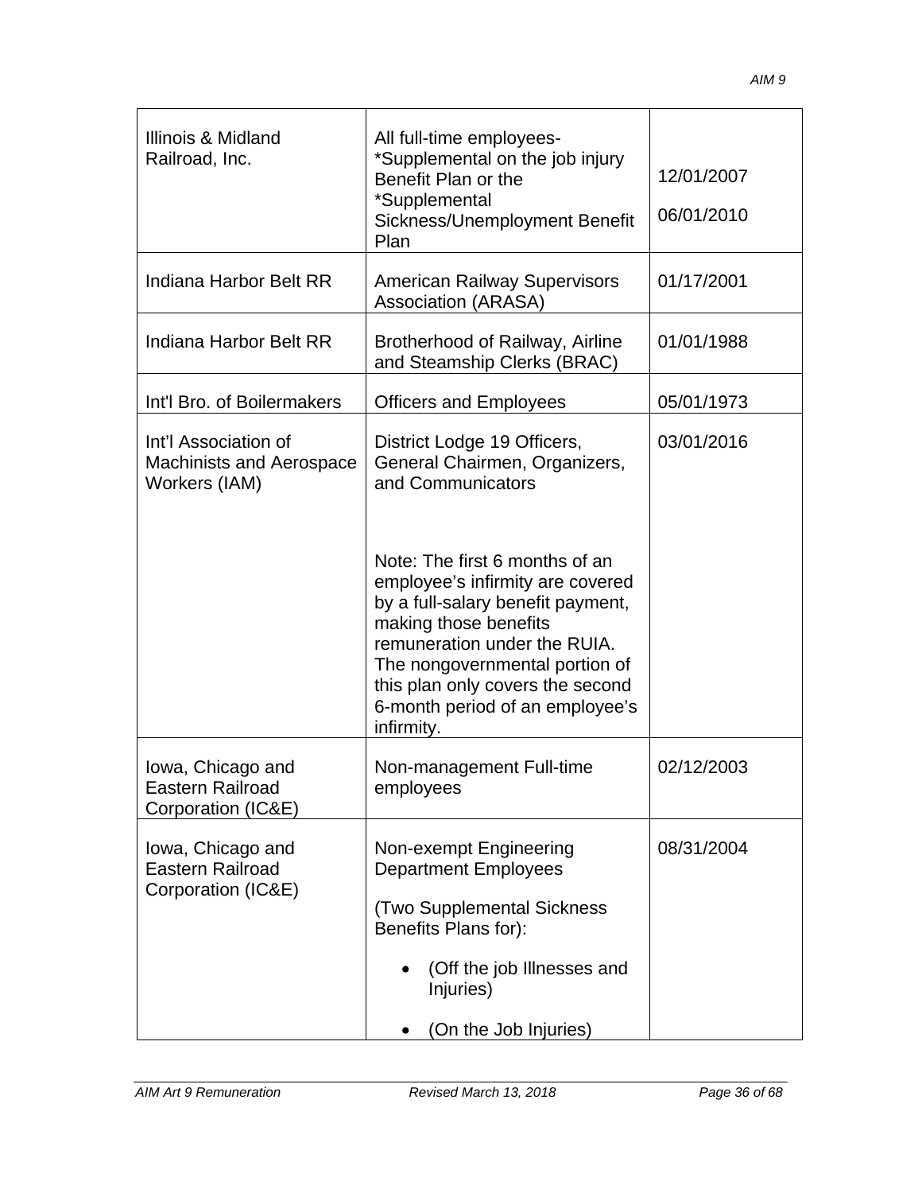| | | |
|---|---|---|
| Illinois & Midland Railroad, Inc. | All full-time employees- *Supplemental on the job injury Benefit Plan or the *Supplemental Sickness/Unemployment Benefit Plan | 12/01/2007<br>06/01/2010 |
| Indiana Harbor Belt RR | American Railway Supervisors Association (ARASA) | 01/17/2001 |
| Indiana Harbor Belt RR | Brotherhood of Railway, Airline and Steamship Clerks (BRAC) | 01/01/1988 |
| Int'l Bro. of Boilermakers | Officers and Employees | 05/01/1973 |
| Int'l Association of Machinists and Aerospace Workers (IAM) | District Lodge 19 Officers, General Chairmen, Organizers, and Communicators<br><br>Note: The first 6 months of an employee's infirmity are covered by a full-salary benefit payment, making those benefits remuneration under the RUIA. The nongovernmental portion of this plan only covers the second 6-month period of an employee's infirmity. | 03/01/2016 |
| Iowa, Chicago and Eastern Railroad Corporation (IC&E) | Non-management Full-time employees | 02/12/2003 |
| Iowa, Chicago and Eastern Railroad Corporation (IC&E) | Non-exempt Engineering Department Employees<br><br>(Two Supplemental Sickness Benefits Plans for):<br>• (Off the job Illnesses and Injuries)<br>• (On the Job Injuries) | 08/31/2004 |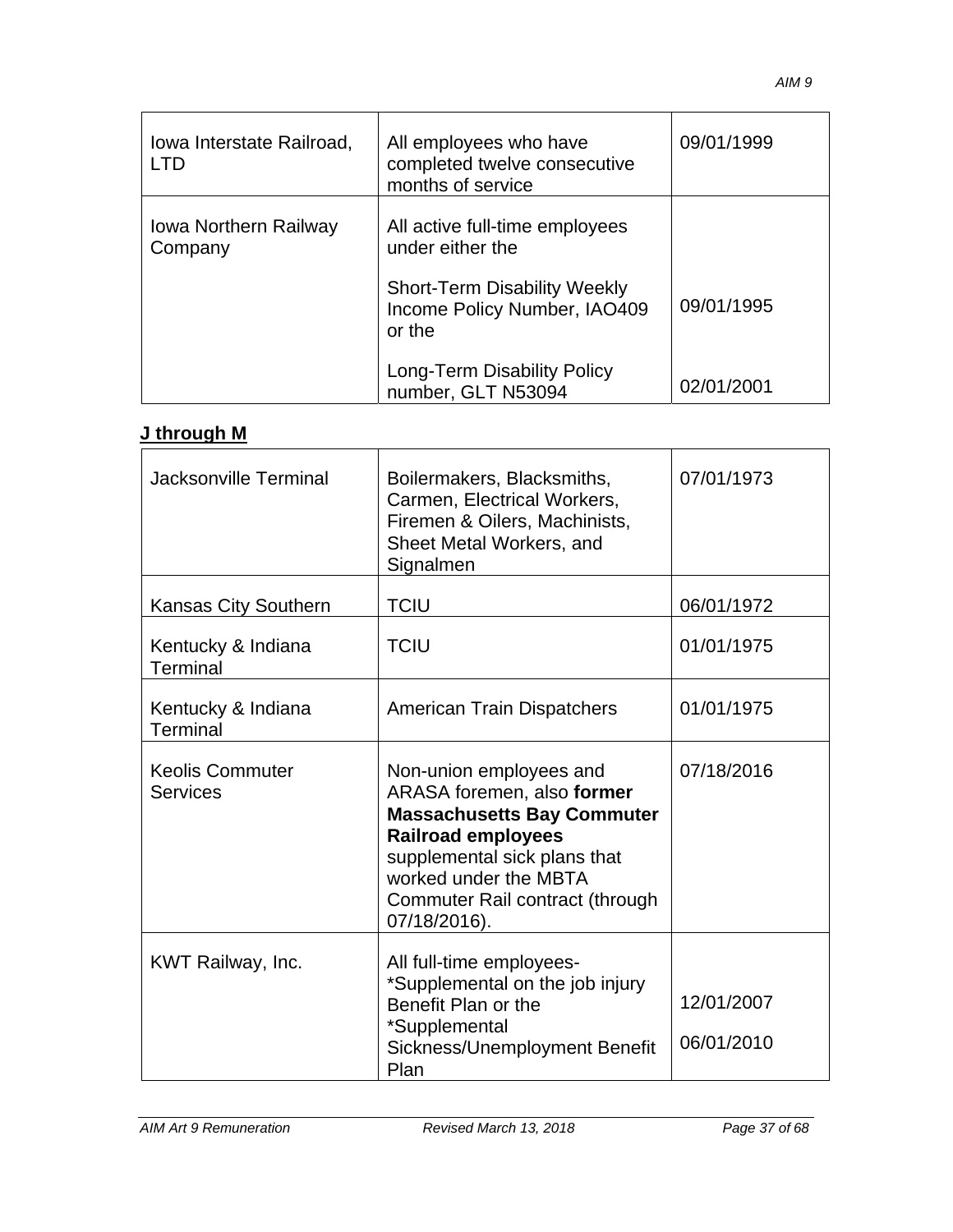| | | |
|---|---|---|
| Iowa Interstate Railroad, LTD | All employees who have completed twelve consecutive months of service | 09/01/1999 |
| Iowa Northern Railway Company | All active full-time employees under either the<br><br>Short-Term Disability Weekly Income Policy Number, IAO409 or the<br><br>Long-Term Disability Policy number, GLT N53094 | <br><br>09/01/1995<br><br>02/01/2001 |

**J through M**

| | | |
|---|---|---|
| Jacksonville Terminal | Boilermakers, Blacksmiths, Carmen, Electrical Workers, Firemen & Oilers, Machinists, Sheet Metal Workers, and Signalmen | 07/01/1973 |
| Kansas City Southern | TCIU | 06/01/1972 |
| Kentucky & Indiana Terminal | TCIU | 01/01/1975 |
| Kentucky & Indiana Terminal | American Train Dispatchers | 01/01/1975 |
| Keolis Commuter Services | Non-union employees and ARASA foremen, also **former Massachusetts Bay Commuter Railroad employees** supplemental sick plans that worked under the MBTA Commuter Rail contract (through 07/18/2016). | 07/18/2016 |
| KWT Railway, Inc. | All full-time employees-<br>*Supplemental on the job injury Benefit Plan or the<br>*Supplemental Sickness/Unemployment Benefit Plan | <br>12/01/2007<br><br>06/01/2010 |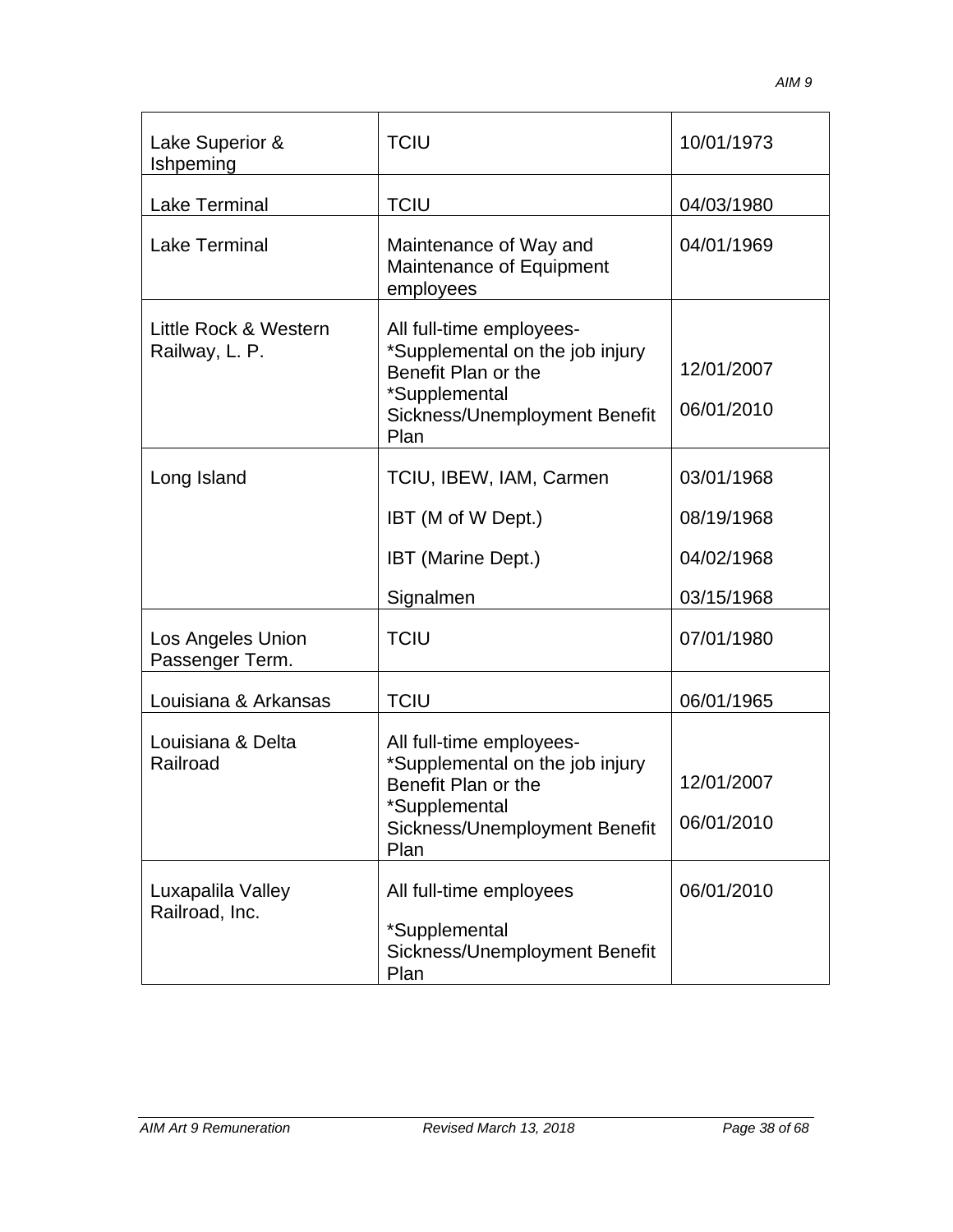| | | |
|---|---|---|
| Lake Superior & Ishpeming | TCIU | 10/01/1973 |
| Lake Terminal | TCIU | 04/03/1980 |
| Lake Terminal | Maintenance of Way and Maintenance of Equipment employees | 04/01/1969 |
| Little Rock & Western Railway, L. P. | All full-time employees- *Supplemental on the job injury Benefit Plan or the *Supplemental Sickness/Unemployment Benefit Plan | 12/01/2007<br>06/01/2010 |
| Long Island | TCIU, IBEW, IAM, Carmen<br>IBT (M of W Dept.)<br>IBT (Marine Dept.)<br>Signalmen | 03/01/1968<br>08/19/1968<br>04/02/1968<br>03/15/1968 |
| Los Angeles Union Passenger Term. | TCIU | 07/01/1980 |
| Louisiana & Arkansas | TCIU | 06/01/1965 |
| Louisiana & Delta Railroad | All full-time employees- *Supplemental on the job injury Benefit Plan or the *Supplemental Sickness/Unemployment Benefit Plan | 12/01/2007<br>06/01/2010 |
| Luxapalila Valley Railroad, Inc. | All full-time employees<br>*Supplemental Sickness/Unemployment Benefit Plan | 06/01/2010 |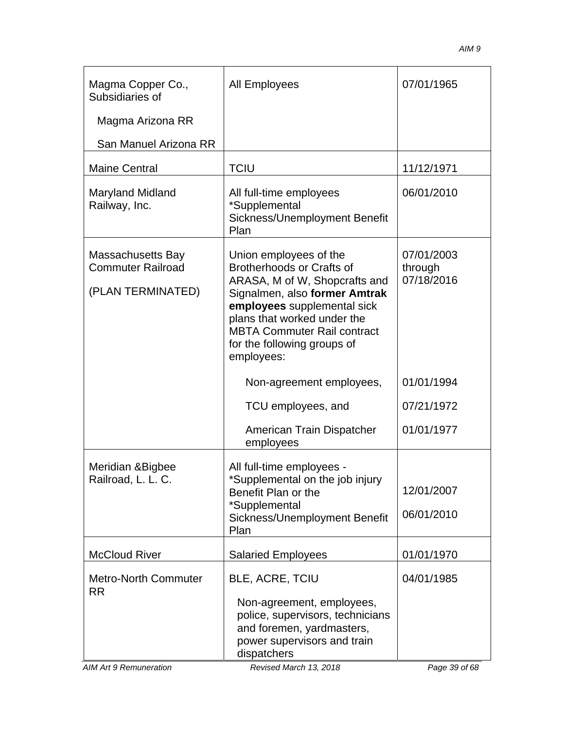| | | |
|---|---|---|
| Magma Copper Co., Subsidiaries of<br>Magma Arizona RR<br>San Manuel Arizona RR | All Employees | 07/01/1965 |
| Maine Central | TCIU | 11/12/1971 |
| Maryland Midland Railway, Inc. | All full-time employees *Supplemental Sickness/Unemployment Benefit Plan | 06/01/2010 |
| Massachusetts Bay Commuter Railroad<br>(PLAN TERMINATED) | Union employees of the Brotherhoods or Crafts of ARASA, M of W, Shopcrafts and Signalmen, also **former Amtrak employees** supplemental sick plans that worked under the MBTA Commuter Rail contract for the following groups of employees:<br>Non-agreement employees,<br>TCU employees, and<br>American Train Dispatcher employees | 07/01/2003 through 07/18/2016<br>01/01/1994<br>07/21/1972<br>01/01/1977 |
| Meridian &Bigbee Railroad, L. L. C. | All full-time employees - *Supplemental on the job injury Benefit Plan or the *Supplemental Sickness/Unemployment Benefit Plan | 12/01/2007<br>06/01/2010 |
| McCloud River | Salaried Employees | 01/01/1970 |
| Metro-North Commuter RR | BLE, ACRE, TCIU<br>Non-agreement, employees, police, supervisors, technicians and foremen, yardmasters, power supervisors and train dispatchers | 04/01/1985 |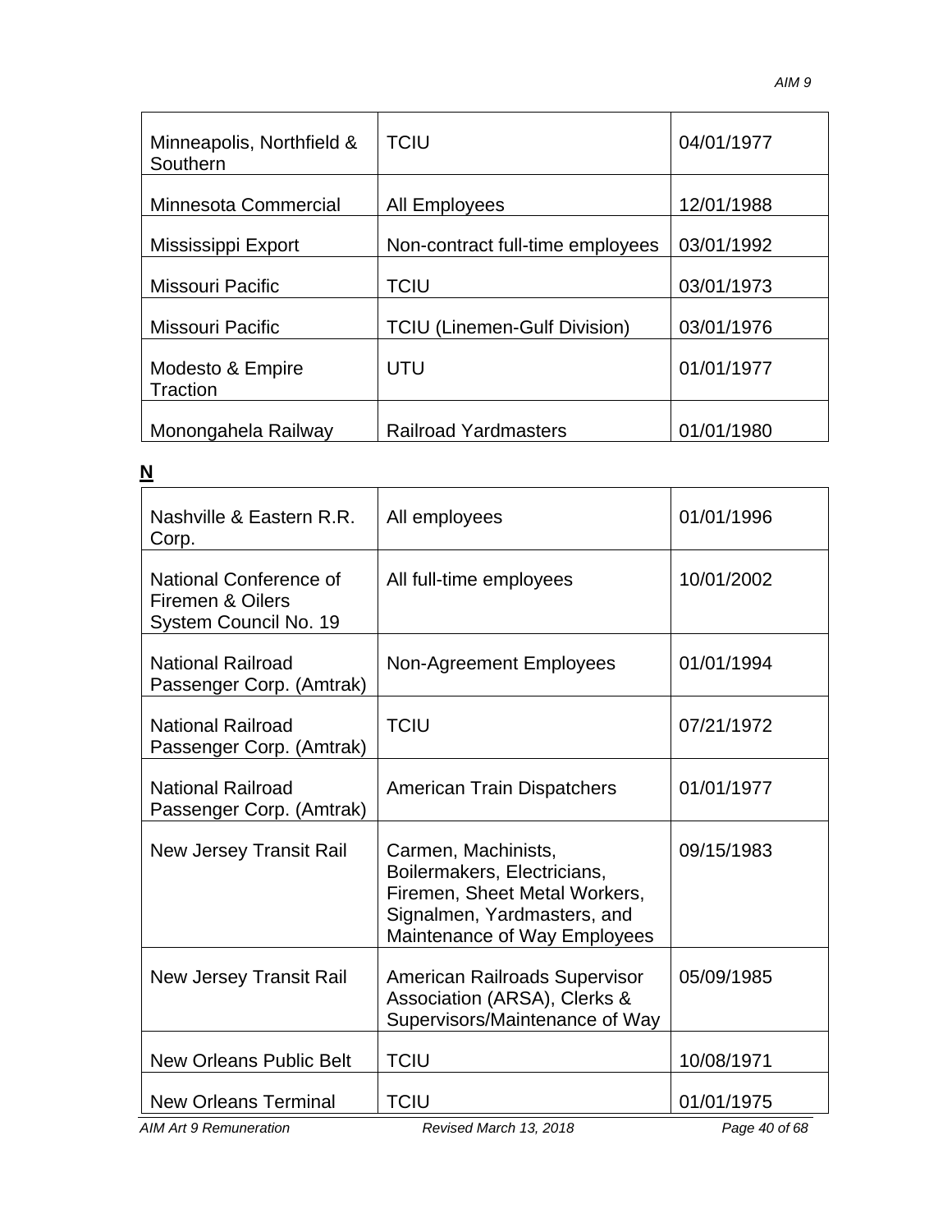| | | |
|---|---|---|
| Minneapolis, Northfield & Southern | TCIU | 04/01/1977 |
| Minnesota Commercial | All Employees | 12/01/1988 |
| Mississippi Export | Non-contract full-time employees | 03/01/1992 |
| Missouri Pacific | TCIU | 03/01/1973 |
| Missouri Pacific | TCIU (Linemen-Gulf Division) | 03/01/1976 |
| Modesto & Empire Traction | UTU | 01/01/1977 |
| Monongahela Railway | Railroad Yardmasters | 01/01/1980 |

**N**

| | | |
|---|---|---|
| Nashville & Eastern R.R. Corp. | All employees | 01/01/1996 |
| National Conference of Firemen & Oilers System Council No. 19 | All full-time employees | 10/01/2002 |
| National Railroad Passenger Corp. (Amtrak) | Non-Agreement Employees | 01/01/1994 |
| National Railroad Passenger Corp. (Amtrak) | TCIU | 07/21/1972 |
| National Railroad Passenger Corp. (Amtrak) | American Train Dispatchers | 01/01/1977 |
| New Jersey Transit Rail | Carmen, Machinists, Boilermakers, Electricians, Firemen, Sheet Metal Workers, Signalmen, Yardmasters, and Maintenance of Way Employees | 09/15/1983 |
| New Jersey Transit Rail | American Railroads Supervisor Association (ARSA), Clerks & Supervisors/Maintenance of Way | 05/09/1985 |
| New Orleans Public Belt | TCIU | 10/08/1971 |
| New Orleans Terminal | TCIU | 01/01/1975 |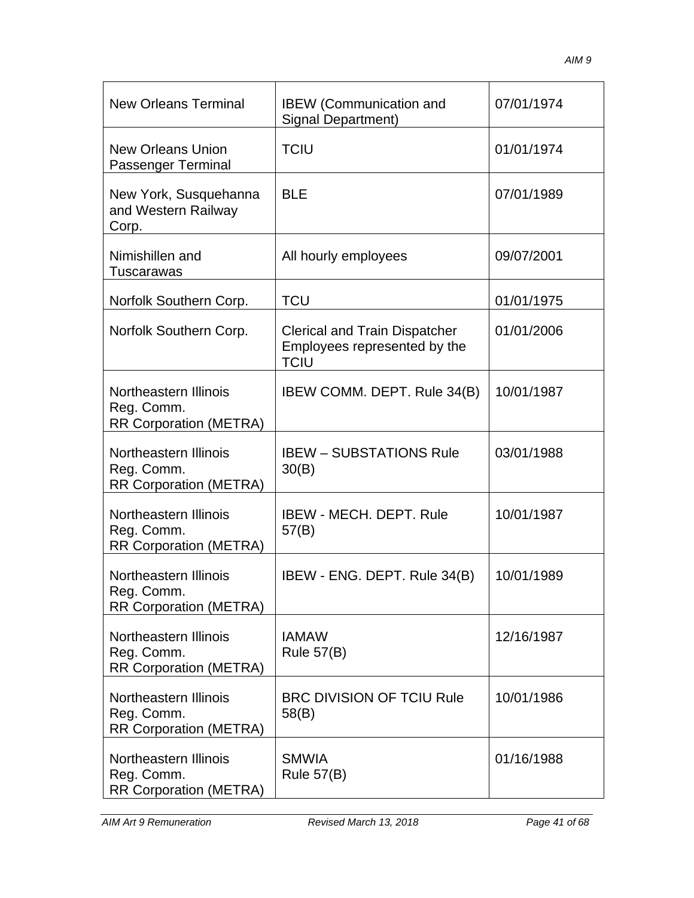| | | |
|---|---|---|
| New Orleans Terminal | IBEW (Communication and Signal Department) | 07/01/1974 |
| New Orleans Union Passenger Terminal | TCIU | 01/01/1974 |
| New York, Susquehanna and Western Railway Corp. | BLE | 07/01/1989 |
| Nimishillen and Tuscarawas | All hourly employees | 09/07/2001 |
| Norfolk Southern Corp. | TCU | 01/01/1975 |
| Norfolk Southern Corp. | Clerical and Train Dispatcher Employees represented by the TCIU | 01/01/2006 |
| Northeastern Illinois Reg. Comm. RR Corporation (METRA) | IBEW COMM. DEPT. Rule 34(B) | 10/01/1987 |
| Northeastern Illinois Reg. Comm. RR Corporation (METRA) | IBEW – SUBSTATIONS Rule 30(B) | 03/01/1988 |
| Northeastern Illinois Reg. Comm. RR Corporation (METRA) | IBEW - MECH. DEPT. Rule 57(B) | 10/01/1987 |
| Northeastern Illinois Reg. Comm. RR Corporation (METRA) | IBEW - ENG. DEPT. Rule 34(B) | 10/01/1989 |
| Northeastern Illinois Reg. Comm. RR Corporation (METRA) | IAMAW Rule 57(B) | 12/16/1987 |
| Northeastern Illinois Reg. Comm. RR Corporation (METRA) | BRC DIVISION OF TCIU Rule 58(B) | 10/01/1986 |
| Northeastern Illinois Reg. Comm. RR Corporation (METRA) | SMWIA Rule 57(B) | 01/16/1988 |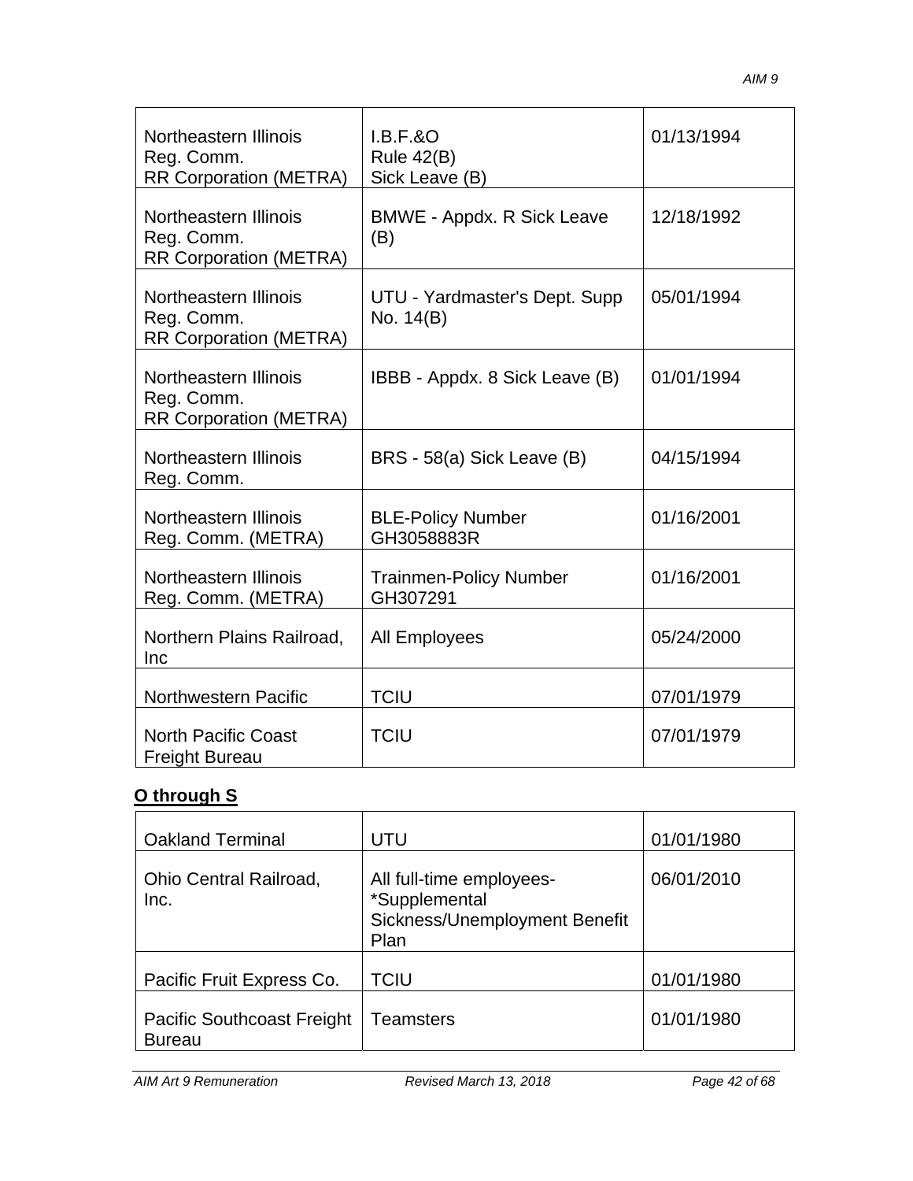| | | |
|---|---|---|
| Northeastern Illinois Reg. Comm. RR Corporation (METRA) | I.B.F.&O Rule 42(B) Sick Leave (B) | 01/13/1994 |
| Northeastern Illinois Reg. Comm. RR Corporation (METRA) | BMWE - Appdx. R Sick Leave (B) | 12/18/1992 |
| Northeastern Illinois Reg. Comm. RR Corporation (METRA) | UTU - Yardmaster's Dept. Supp No. 14(B) | 05/01/1994 |
| Northeastern Illinois Reg. Comm. RR Corporation (METRA) | IBBB - Appdx. 8 Sick Leave (B) | 01/01/1994 |
| Northeastern Illinois Reg. Comm. | BRS - 58(a) Sick Leave (B) | 04/15/1994 |
| Northeastern Illinois Reg. Comm. (METRA) | BLE-Policy Number GH3058883R | 01/16/2001 |
| Northeastern Illinois Reg. Comm. (METRA) | Trainmen-Policy Number GH307291 | 01/16/2001 |
| Northern Plains Railroad, Inc | All Employees | 05/24/2000 |
| Northwestern Pacific | TCIU | 07/01/1979 |
| North Pacific Coast Freight Bureau | TCIU | 07/01/1979 |

**O through S**

| | | |
|---|---|---|
| Oakland Terminal | UTU | 01/01/1980 |
| Ohio Central Railroad, Inc. | All full-time employees- *Supplemental Sickness/Unemployment Benefit Plan | 06/01/2010 |
| Pacific Fruit Express Co. | TCIU | 01/01/1980 |
| Pacific Southcoast Freight Bureau | Teamsters | 01/01/1980 |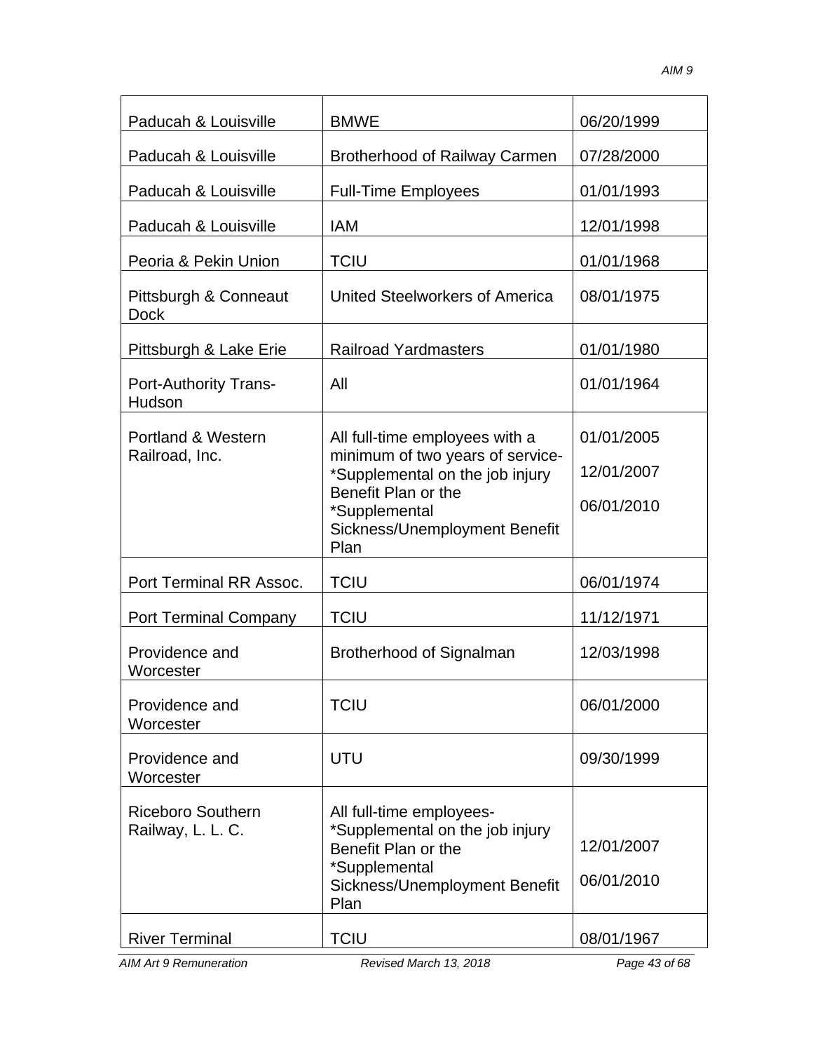| | | |
|---|---|---|
| Paducah & Louisville | BMWE | 06/20/1999 |
| Paducah & Louisville | Brotherhood of Railway Carmen | 07/28/2000 |
| Paducah & Louisville | Full-Time Employees | 01/01/1993 |
| Paducah & Louisville | IAM | 12/01/1998 |
| Peoria & Pekin Union | TCIU | 01/01/1968 |
| Pittsburgh & Conneaut Dock | United Steelworkers of America | 08/01/1975 |
| Pittsburgh & Lake Erie | Railroad Yardmasters | 01/01/1980 |
| Port-Authority Trans-Hudson | All | 01/01/1964 |
| Portland & Western Railroad, Inc. | All full-time employees with a minimum of two years of service- *Supplemental on the job injury Benefit Plan or the *Supplemental Sickness/Unemployment Benefit Plan | 01/01/2005<br>12/01/2007<br>06/01/2010 |
| Port Terminal RR Assoc. | TCIU | 06/01/1974 |
| Port Terminal Company | TCIU | 11/12/1971 |
| Providence and Worcester | Brotherhood of Signalman | 12/03/1998 |
| Providence and Worcester | TCIU | 06/01/2000 |
| Providence and Worcester | UTU | 09/30/1999 |
| Riceboro Southern Railway, L. L. C. | All full-time employees- *Supplemental on the job injury Benefit Plan or the *Supplemental Sickness/Unemployment Benefit Plan | 12/01/2007<br>06/01/2010 |
| River Terminal | TCIU | 08/01/1967 |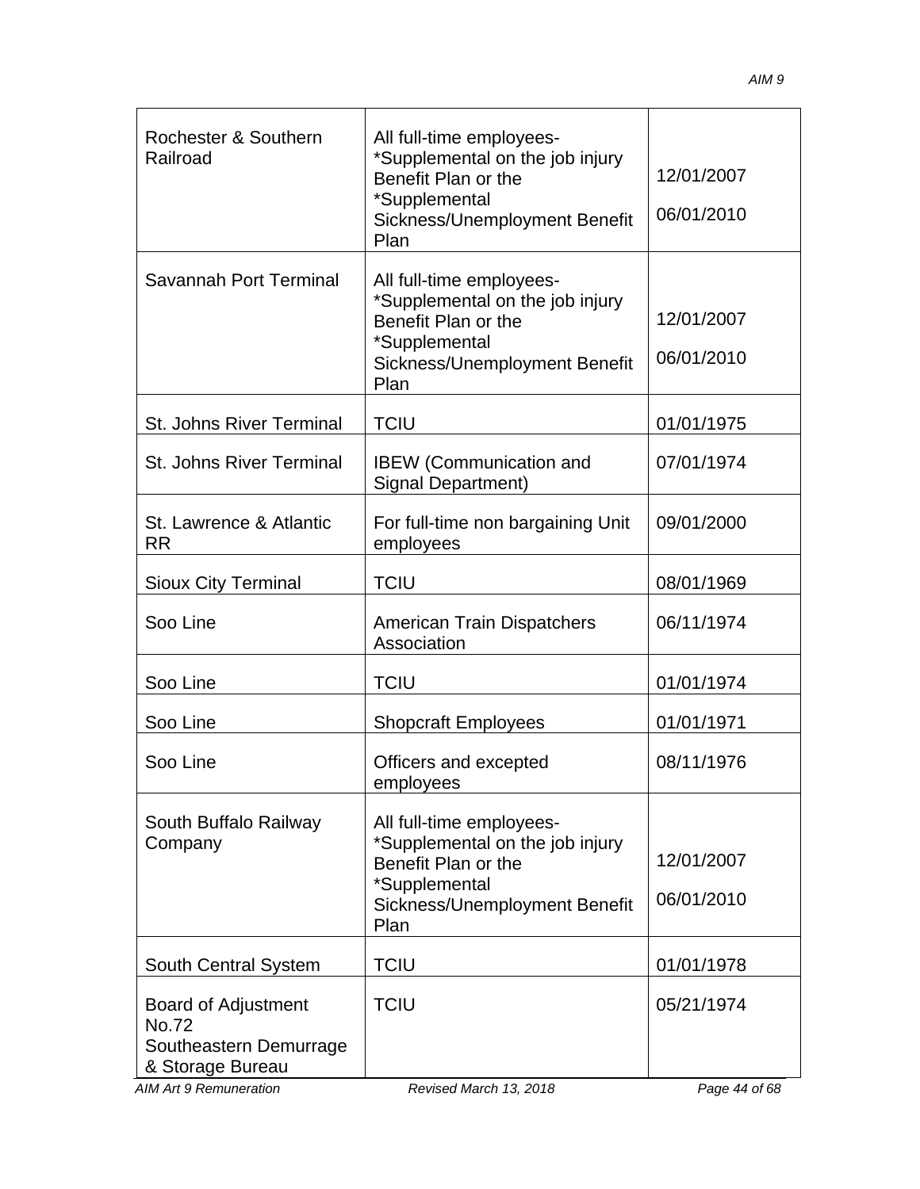| | | |
|---|---|---|
| Rochester & Southern Railroad | All full-time employees- *Supplemental on the job injury Benefit Plan or the *Supplemental Sickness/Unemployment Benefit Plan | 12/01/2007<br>06/01/2010 |
| Savannah Port Terminal | All full-time employees- *Supplemental on the job injury Benefit Plan or the *Supplemental Sickness/Unemployment Benefit Plan | 12/01/2007<br>06/01/2010 |
| St. Johns River Terminal | TCIU | 01/01/1975 |
| St. Johns River Terminal | IBEW (Communication and Signal Department) | 07/01/1974 |
| St. Lawrence & Atlantic RR | For full-time non bargaining Unit employees | 09/01/2000 |
| Sioux City Terminal | TCIU | 08/01/1969 |
| Soo Line | American Train Dispatchers Association | 06/11/1974 |
| Soo Line | TCIU | 01/01/1974 |
| Soo Line | Shopcraft Employees | 01/01/1971 |
| Soo Line | Officers and excepted employees | 08/11/1976 |
| South Buffalo Railway Company | All full-time employees- *Supplemental on the job injury Benefit Plan or the *Supplemental Sickness/Unemployment Benefit Plan | 12/01/2007<br>06/01/2010 |
| South Central System | TCIU | 01/01/1978 |
| Board of Adjustment No.72 Southeastern Demurrage & Storage Bureau | TCIU | 05/21/1974 |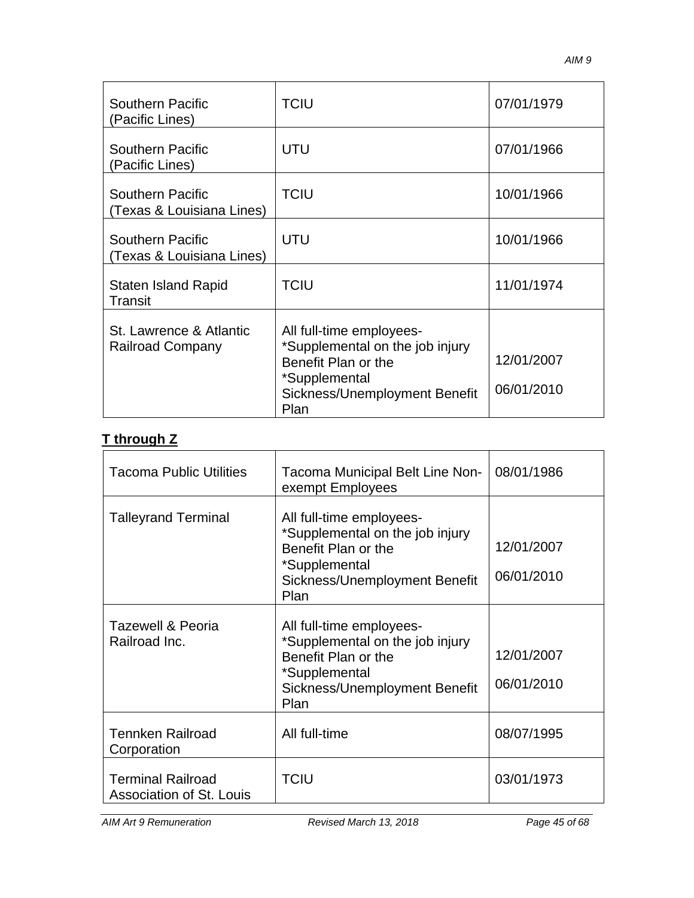| | | |
|---|---|---|
| Southern Pacific (Pacific Lines) | TCIU | 07/01/1979 |
| Southern Pacific (Pacific Lines) | UTU | 07/01/1966 |
| Southern Pacific (Texas & Louisiana Lines) | TCIU | 10/01/1966 |
| Southern Pacific (Texas & Louisiana Lines) | UTU | 10/01/1966 |
| Staten Island Rapid Transit | TCIU | 11/01/1974 |
| St. Lawrence & Atlantic Railroad Company | All full-time employees- *Supplemental on the job injury Benefit Plan or the *Supplemental Sickness/Unemployment Benefit Plan | 12/01/2007<br>06/01/2010 |

**T through Z**

| | | |
|---|---|---|
| Tacoma Public Utilities | Tacoma Municipal Belt Line Non-exempt Employees | 08/01/1986 |
| Talleyrand Terminal | All full-time employees- *Supplemental on the job injury Benefit Plan or the *Supplemental Sickness/Unemployment Benefit Plan | 12/01/2007<br>06/01/2010 |
| Tazewell & Peoria Railroad Inc. | All full-time employees- *Supplemental on the job injury Benefit Plan or the *Supplemental Sickness/Unemployment Benefit Plan | 12/01/2007<br>06/01/2010 |
| Tennken Railroad Corporation | All full-time | 08/07/1995 |
| Terminal Railroad Association of St. Louis | TCIU | 03/01/1973 |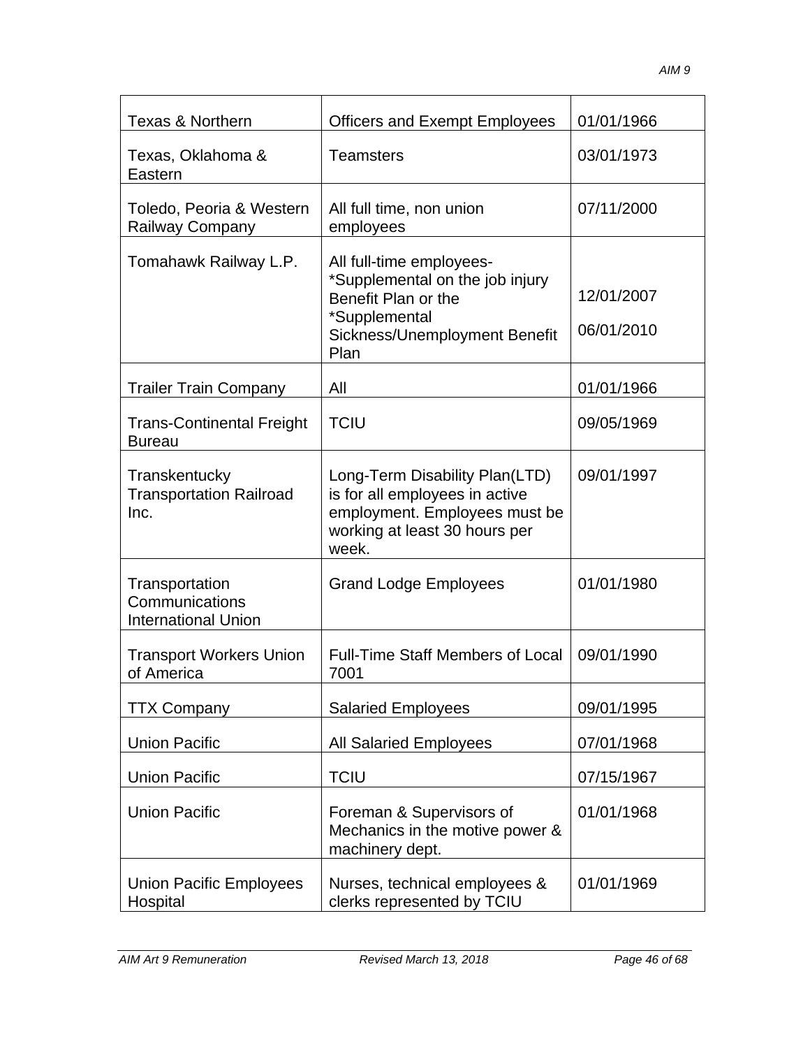| Texas & Northern | Officers and Exempt Employees | 01/01/1966 |
|---|---|---|
| Texas, Oklahoma & Eastern | Teamsters | 03/01/1973 |
| Toledo, Peoria & Western Railway Company | All full time, non union employees | 07/11/2000 |
| Tomahawk Railway L.P. | All full-time employees- *Supplemental on the job injury Benefit Plan or the *Supplemental Sickness/Unemployment Benefit Plan | 12/01/2007<br>06/01/2010 |
| Trailer Train Company | All | 01/01/1966 |
| Trans-Continental Freight Bureau | TCIU | 09/05/1969 |
| Transkentucky Transportation Railroad Inc. | Long-Term Disability Plan(LTD) is for all employees in active employment. Employees must be working at least 30 hours per week. | 09/01/1997 |
| Transportation Communications International Union | Grand Lodge Employees | 01/01/1980 |
| Transport Workers Union of America | Full-Time Staff Members of Local 7001 | 09/01/1990 |
| TTX Company | Salaried Employees | 09/01/1995 |
| Union Pacific | All Salaried Employees | 07/01/1968 |
| Union Pacific | TCIU | 07/15/1967 |
| Union Pacific | Foreman & Supervisors of Mechanics in the motive power & machinery dept. | 01/01/1968 |
| Union Pacific Employees Hospital | Nurses, technical employees & clerks represented by TCIU | 01/01/1969 |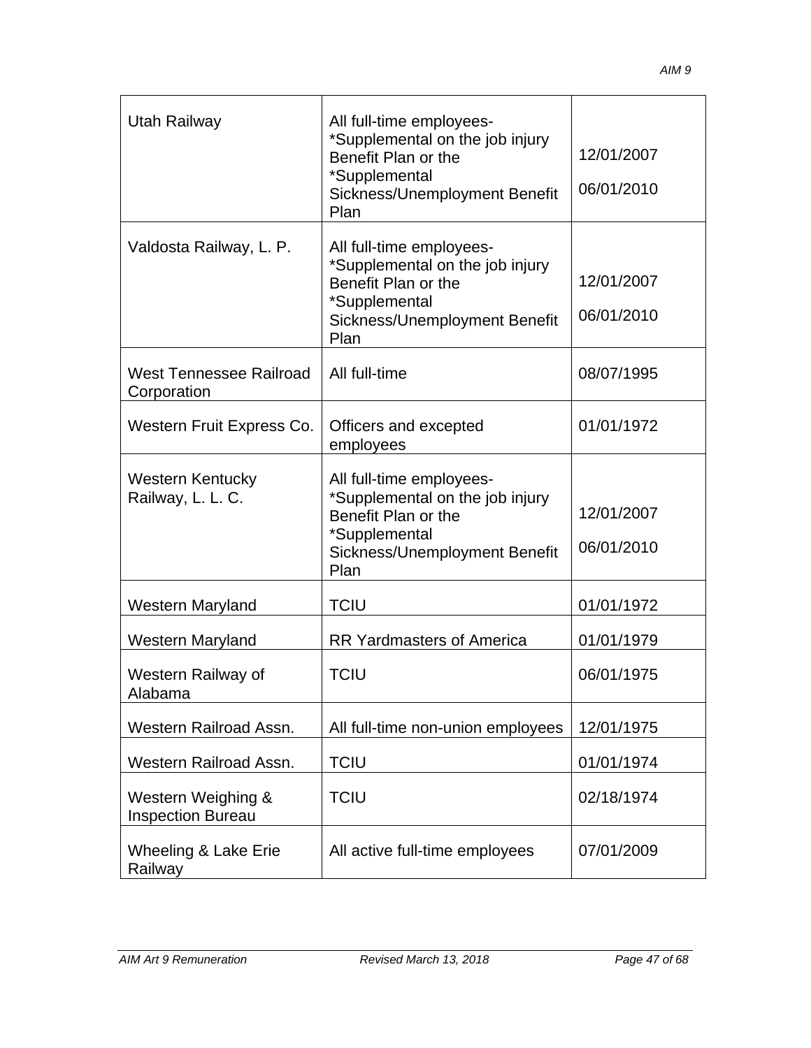| | | |
|---|---|---|
| Utah Railway | All full-time employees- *Supplemental on the job injury Benefit Plan or the *Supplemental Sickness/Unemployment Benefit Plan | 12/01/2007 06/01/2010 |
| Valdosta Railway, L. P. | All full-time employees- *Supplemental on the job injury Benefit Plan or the *Supplemental Sickness/Unemployment Benefit Plan | 12/01/2007 06/01/2010 |
| West Tennessee Railroad Corporation | All full-time | 08/07/1995 |
| Western Fruit Express Co. | Officers and excepted employees | 01/01/1972 |
| Western Kentucky Railway, L. L. C. | All full-time employees- *Supplemental on the job injury Benefit Plan or the *Supplemental Sickness/Unemployment Benefit Plan | 12/01/2007 06/01/2010 |
| Western Maryland | TCIU | 01/01/1972 |
| Western Maryland | RR Yardmasters of America | 01/01/1979 |
| Western Railway of Alabama | TCIU | 06/01/1975 |
| Western Railroad Assn. | All full-time non-union employees | 12/01/1975 |
| Western Railroad Assn. | TCIU | 01/01/1974 |
| Western Weighing & Inspection Bureau | TCIU | 02/18/1974 |
| Wheeling & Lake Erie Railway | All active full-time employees | 07/01/2009 |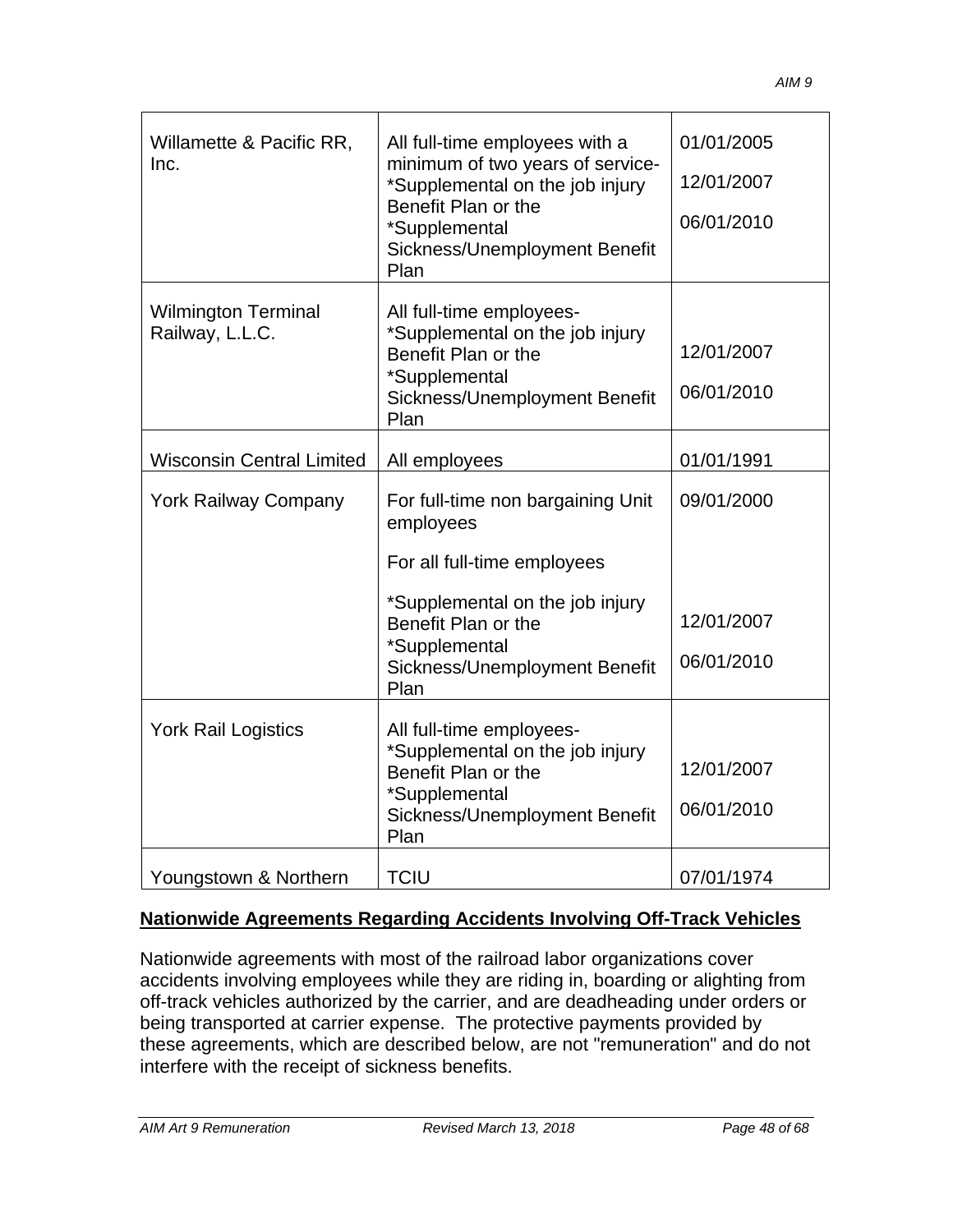| | | |
|---|---|---|
| Willamette & Pacific RR, Inc. | All full-time employees with a minimum of two years of service- *Supplemental on the job injury Benefit Plan or the *Supplemental Sickness/Unemployment Benefit Plan | 01/01/2005<br>12/01/2007<br>06/01/2010 |
| Wilmington Terminal Railway, L.L.C. | All full-time employees- *Supplemental on the job injury Benefit Plan or the *Supplemental Sickness/Unemployment Benefit Plan | 12/01/2007<br>06/01/2010 |
| Wisconsin Central Limited | All employees | 01/01/1991 |
| York Railway Company | For full-time non bargaining Unit employees<br>For all full-time employees<br>*Supplemental on the job injury Benefit Plan or the *Supplemental Sickness/Unemployment Benefit Plan | 09/01/2000<br>12/01/2007<br>06/01/2010 |
| York Rail Logistics | All full-time employees- *Supplemental on the job injury Benefit Plan or the *Supplemental Sickness/Unemployment Benefit Plan | 12/01/2007<br>06/01/2010 |
| Youngstown & Northern | TCIU | 07/01/1974 |

## Nationwide Agreements Regarding Accidents Involving Off-Track Vehicles

Nationwide agreements with most of the railroad labor organizations cover accidents involving employees while they are riding in, boarding or alighting from off-track vehicles authorized by the carrier, and are deadheading under orders or being transported at carrier expense. The protective payments provided by these agreements, which are described below, are not "remuneration" and do not interfere with the receipt of sickness benefits.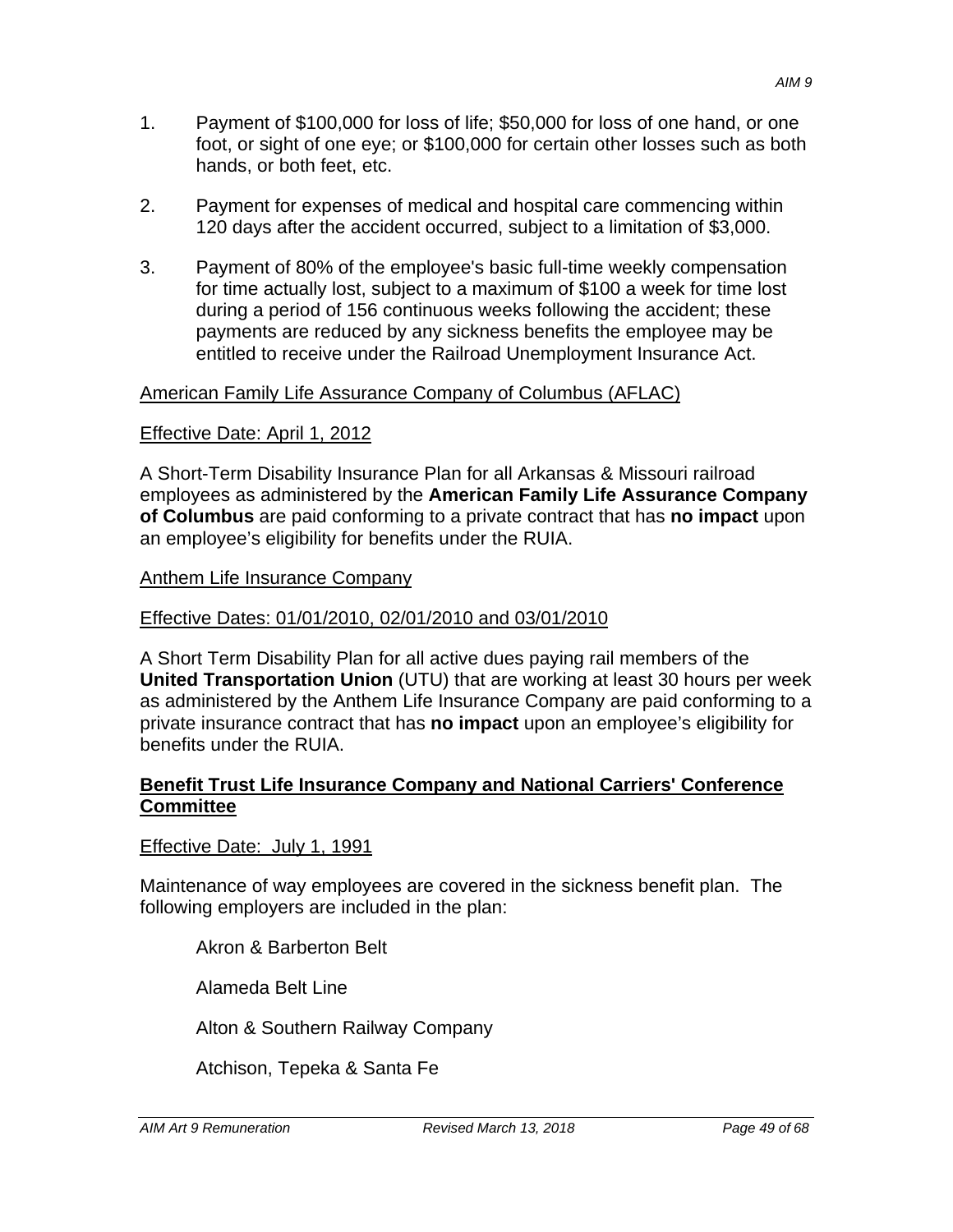1. Payment of $100,000 for loss of life; $50,000 for loss of one hand, or one foot, or sight of one eye; or $100,000 for certain other losses such as both hands, or both feet, etc.

2. Payment for expenses of medical and hospital care commencing within 120 days after the accident occurred, subject to a limitation of $3,000.

3. Payment of 80% of the employee's basic full-time weekly compensation for time actually lost, subject to a maximum of $100 a week for time lost during a period of 156 continuous weeks following the accident; these payments are reduced by any sickness benefits the employee may be entitled to receive under the Railroad Unemployment Insurance Act.

American Family Life Assurance Company of Columbus (AFLAC)

Effective Date: April 1, 2012

A Short-Term Disability Insurance Plan for all Arkansas & Missouri railroad employees as administered by the **American Family Life Assurance Company of Columbus** are paid conforming to a private contract that has **no impact** upon an employee's eligibility for benefits under the RUIA.

Anthem Life Insurance Company

Effective Dates: 01/01/2010, 02/01/2010 and 03/01/2010

A Short Term Disability Plan for all active dues paying rail members of the **United Transportation Union** (UTU) that are working at least 30 hours per week as administered by the Anthem Life Insurance Company are paid conforming to a private insurance contract that has **no impact** upon an employee's eligibility for benefits under the RUIA.

**Benefit Trust Life Insurance Company and National Carriers' Conference Committee**

Effective Date: July 1, 1991

Maintenance of way employees are covered in the sickness benefit plan. The following employers are included in the plan:

Akron & Barberton Belt

Alameda Belt Line

Alton & Southern Railway Company

Atchison, Tepeka & Santa Fe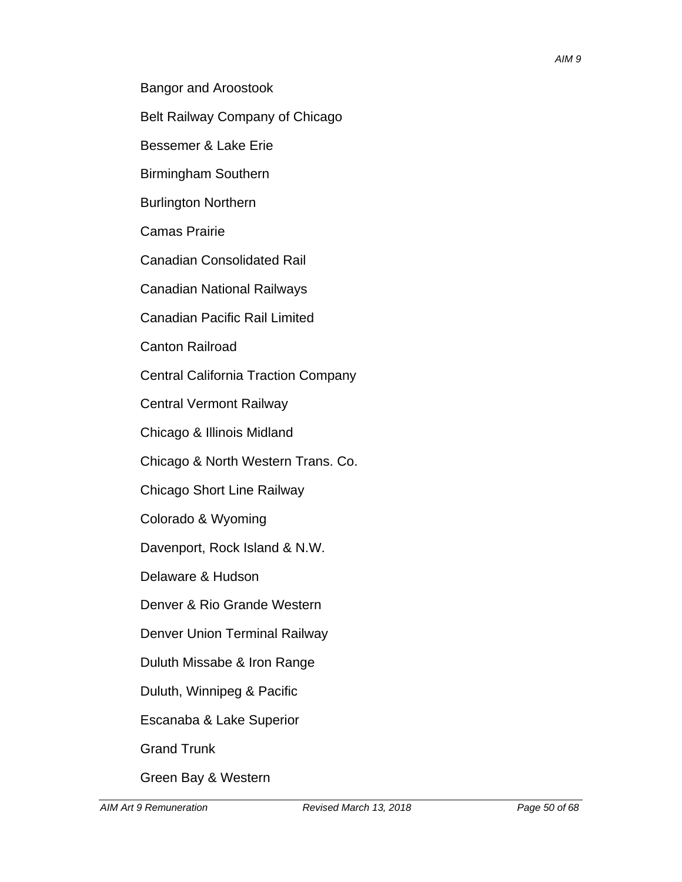Bangor and Aroostook

Belt Railway Company of Chicago

Bessemer & Lake Erie

Birmingham Southern

Burlington Northern

Camas Prairie

Canadian Consolidated Rail

Canadian National Railways

Canadian Pacific Rail Limited

Canton Railroad

Central California Traction Company

Central Vermont Railway

Chicago & Illinois Midland

Chicago & North Western Trans. Co.

Chicago Short Line Railway

Colorado & Wyoming

Davenport, Rock Island & N.W.

Delaware & Hudson

Denver & Rio Grande Western

Denver Union Terminal Railway

Duluth Missabe & Iron Range

Duluth, Winnipeg & Pacific

Escanaba & Lake Superior

Grand Trunk

Green Bay & Western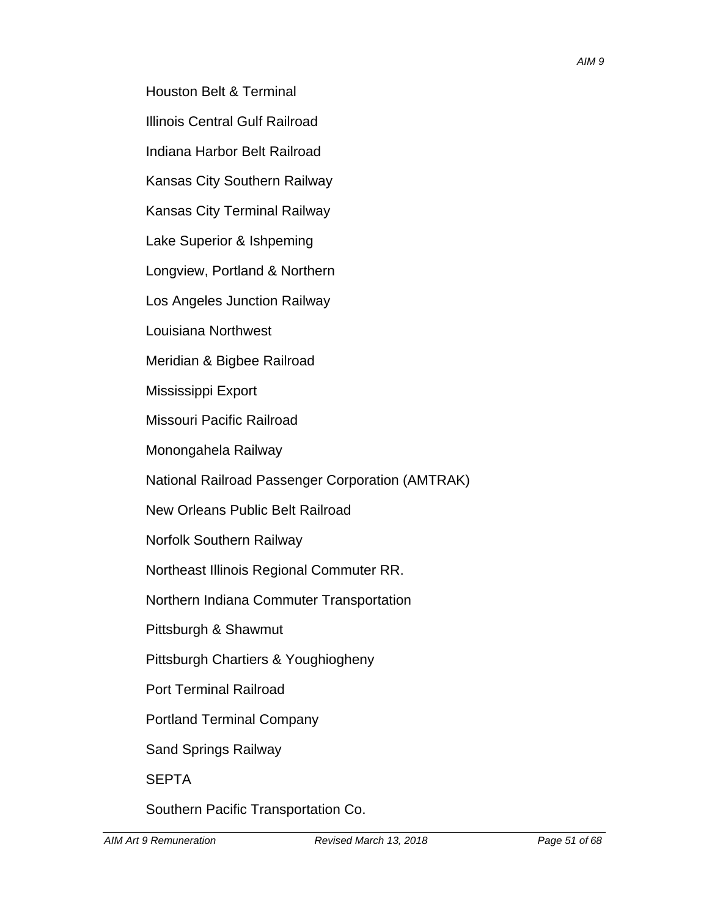Houston Belt & Terminal

Illinois Central Gulf Railroad

Indiana Harbor Belt Railroad

Kansas City Southern Railway

Kansas City Terminal Railway

Lake Superior & Ishpeming

Longview, Portland & Northern

Los Angeles Junction Railway

Louisiana Northwest

Meridian & Bigbee Railroad

Mississippi Export

Missouri Pacific Railroad

Monongahela Railway

National Railroad Passenger Corporation (AMTRAK)

New Orleans Public Belt Railroad

Norfolk Southern Railway

Northeast Illinois Regional Commuter RR.

Northern Indiana Commuter Transportation

Pittsburgh & Shawmut

Pittsburgh Chartiers & Youghiogheny

Port Terminal Railroad

Portland Terminal Company

Sand Springs Railway

SEPTA

Southern Pacific Transportation Co.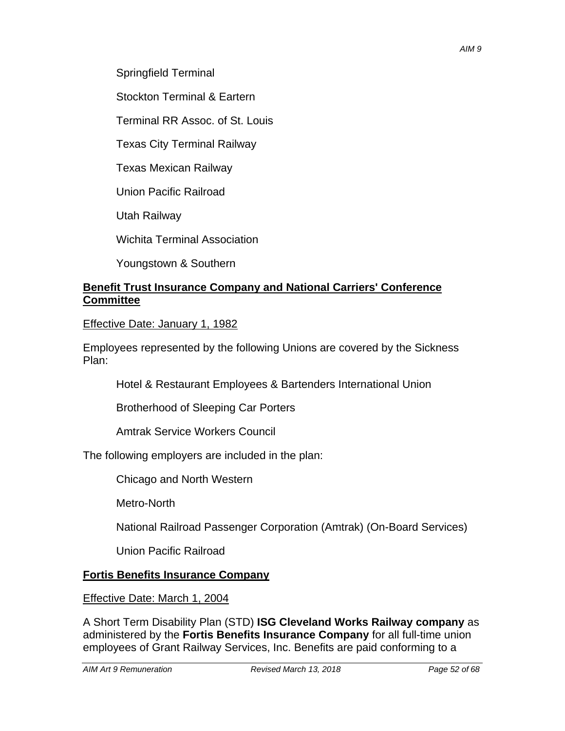Springfield Terminal

Stockton Terminal & Eartern

Terminal RR Assoc. of St. Louis

Texas City Terminal Railway

Texas Mexican Railway

Union Pacific Railroad

Utah Railway

Wichita Terminal Association

Youngstown & Southern

**Benefit Trust Insurance Company and National Carriers' Conference Committee**

Effective Date: January 1, 1982

Employees represented by the following Unions are covered by the Sickness Plan:

Hotel & Restaurant Employees & Bartenders International Union

Brotherhood of Sleeping Car Porters

Amtrak Service Workers Council

The following employers are included in the plan:

Chicago and North Western

Metro-North

National Railroad Passenger Corporation (Amtrak) (On-Board Services)

Union Pacific Railroad

**Fortis Benefits Insurance Company**

Effective Date: March 1, 2004

A Short Term Disability Plan (STD) **ISG Cleveland Works Railway company** as administered by the **Fortis Benefits Insurance Company** for all full-time union employees of Grant Railway Services, Inc. Benefits are paid conforming to a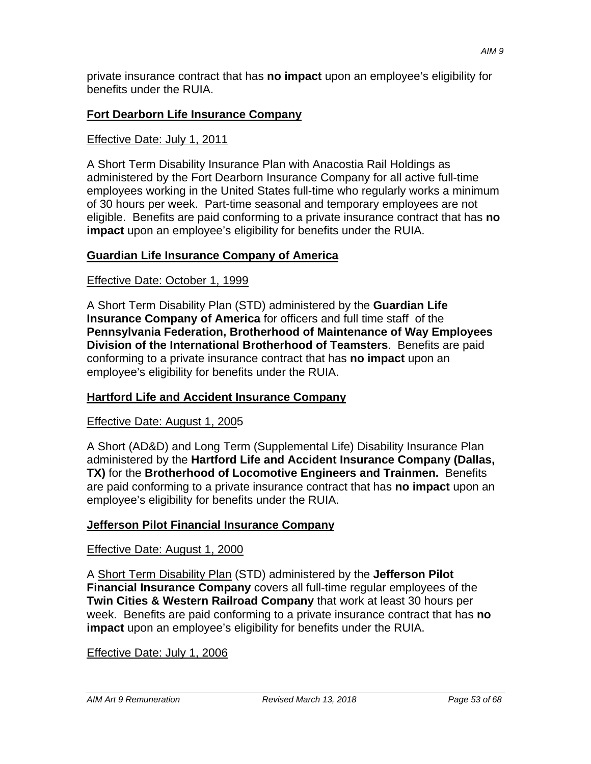private insurance contract that has **no impact** upon an employee's eligibility for benefits under the RUIA.

**Fort Dearborn Life Insurance Company**

Effective Date: July 1, 2011

A Short Term Disability Insurance Plan with Anacostia Rail Holdings as administered by the Fort Dearborn Insurance Company for all active full-time employees working in the United States full-time who regularly works a minimum of 30 hours per week. Part-time seasonal and temporary employees are not eligible. Benefits are paid conforming to a private insurance contract that has **no impact** upon an employee's eligibility for benefits under the RUIA.

**Guardian Life Insurance Company of America**

Effective Date: October 1, 1999

A Short Term Disability Plan (STD) administered by the **Guardian Life Insurance Company of America** for officers and full time staff of the **Pennsylvania Federation, Brotherhood of Maintenance of Way Employees Division of the International Brotherhood of Teamsters**. Benefits are paid conforming to a private insurance contract that has **no impact** upon an employee's eligibility for benefits under the RUIA.

**Hartford Life and Accident Insurance Company**

Effective Date: August 1, 2005

A Short (AD&D) and Long Term (Supplemental Life) Disability Insurance Plan administered by the **Hartford Life and Accident Insurance Company (Dallas, TX)** for the **Brotherhood of Locomotive Engineers and Trainmen.** Benefits are paid conforming to a private insurance contract that has **no impact** upon an employee's eligibility for benefits under the RUIA.

**Jefferson Pilot Financial Insurance Company**

Effective Date: August 1, 2000

A Short Term Disability Plan (STD) administered by the **Jefferson Pilot Financial Insurance Company** covers all full-time regular employees of the **Twin Cities & Western Railroad Company** that work at least 30 hours per week. Benefits are paid conforming to a private insurance contract that has **no impact** upon an employee's eligibility for benefits under the RUIA.

Effective Date: July 1, 2006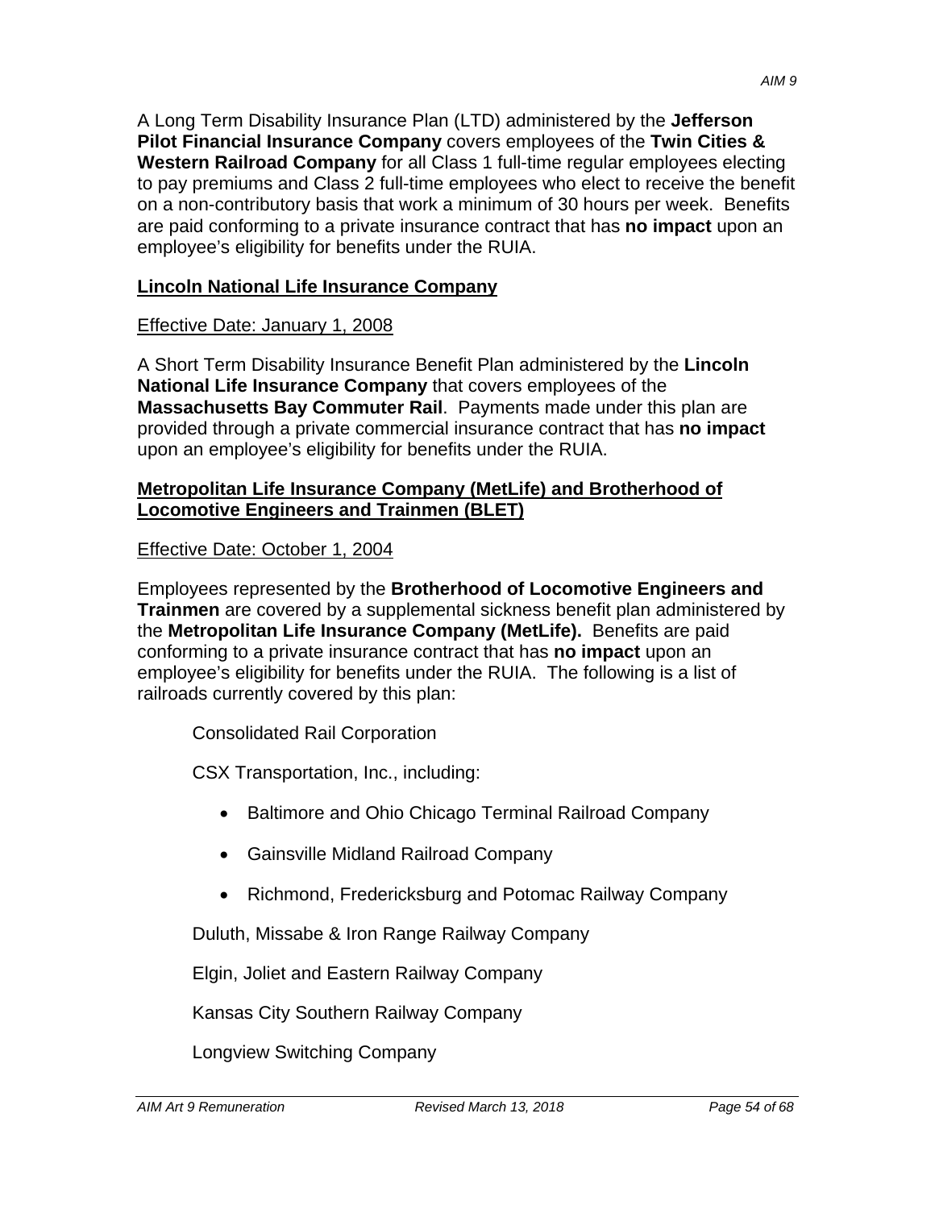A Long Term Disability Insurance Plan (LTD) administered by the **Jefferson Pilot Financial Insurance Company** covers employees of the **Twin Cities & Western Railroad Company** for all Class 1 full-time regular employees electing to pay premiums and Class 2 full-time employees who elect to receive the benefit on a non-contributory basis that work a minimum of 30 hours per week. Benefits are paid conforming to a private insurance contract that has **no impact** upon an employee's eligibility for benefits under the RUIA.

**Lincoln National Life Insurance Company**

Effective Date: January 1, 2008

A Short Term Disability Insurance Benefit Plan administered by the **Lincoln National Life Insurance Company** that covers employees of the **Massachusetts Bay Commuter Rail**. Payments made under this plan are provided through a private commercial insurance contract that has **no impact** upon an employee's eligibility for benefits under the RUIA.

**Metropolitan Life Insurance Company (MetLife) and Brotherhood of Locomotive Engineers and Trainmen (BLET)**

Effective Date: October 1, 2004

Employees represented by the **Brotherhood of Locomotive Engineers and Trainmen** are covered by a supplemental sickness benefit plan administered by the **Metropolitan Life Insurance Company (MetLife).** Benefits are paid conforming to a private insurance contract that has **no impact** upon an employee's eligibility for benefits under the RUIA. The following is a list of railroads currently covered by this plan:

Consolidated Rail Corporation

CSX Transportation, Inc., including:

- Baltimore and Ohio Chicago Terminal Railroad Company
- Gainsville Midland Railroad Company
- Richmond, Fredericksburg and Potomac Railway Company

Duluth, Missabe & Iron Range Railway Company

Elgin, Joliet and Eastern Railway Company

Kansas City Southern Railway Company

Longview Switching Company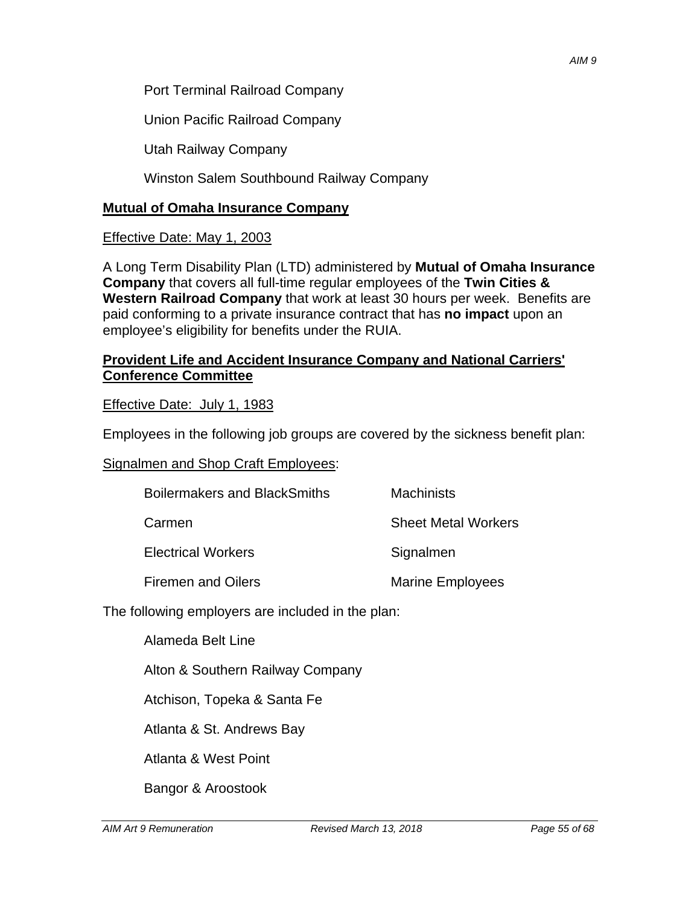Port Terminal Railroad Company

Union Pacific Railroad Company

Utah Railway Company

Winston Salem Southbound Railway Company

**Mutual of Omaha Insurance Company**

Effective Date: May 1, 2003

A Long Term Disability Plan (LTD) administered by **Mutual of Omaha Insurance Company** that covers all full-time regular employees of the **Twin Cities & Western Railroad Company** that work at least 30 hours per week. Benefits are paid conforming to a private insurance contract that has **no impact** upon an employee's eligibility for benefits under the RUIA.

**Provident Life and Accident Insurance Company and National Carriers' Conference Committee**

Effective Date: July 1, 1983

Employees in the following job groups are covered by the sickness benefit plan:

Signalmen and Shop Craft Employees:

| | |
|---|---|
| Boilermakers and BlackSmiths | Machinists |
| Carmen | Sheet Metal Workers |
| Electrical Workers | Signalmen |
| Firemen and Oilers | Marine Employees |

The following employers are included in the plan:

Alameda Belt Line

Alton & Southern Railway Company

Atchison, Topeka & Santa Fe

Atlanta & St. Andrews Bay

Atlanta & West Point

Bangor & Aroostook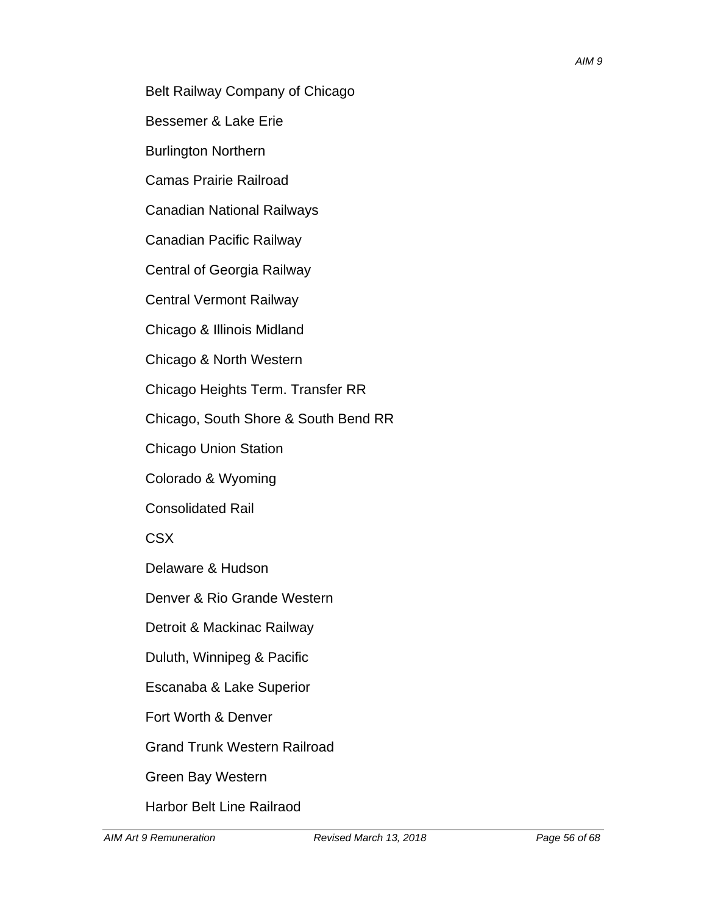Belt Railway Company of Chicago

Bessemer & Lake Erie

Burlington Northern

Camas Prairie Railroad

Canadian National Railways

Canadian Pacific Railway

Central of Georgia Railway

Central Vermont Railway

Chicago & Illinois Midland

Chicago & North Western

Chicago Heights Term. Transfer RR

Chicago, South Shore & South Bend RR

Chicago Union Station

Colorado & Wyoming

Consolidated Rail

CSX

Delaware & Hudson

Denver & Rio Grande Western

Detroit & Mackinac Railway

Duluth, Winnipeg & Pacific

Escanaba & Lake Superior

Fort Worth & Denver

Grand Trunk Western Railroad

Green Bay Western

Harbor Belt Line Railraod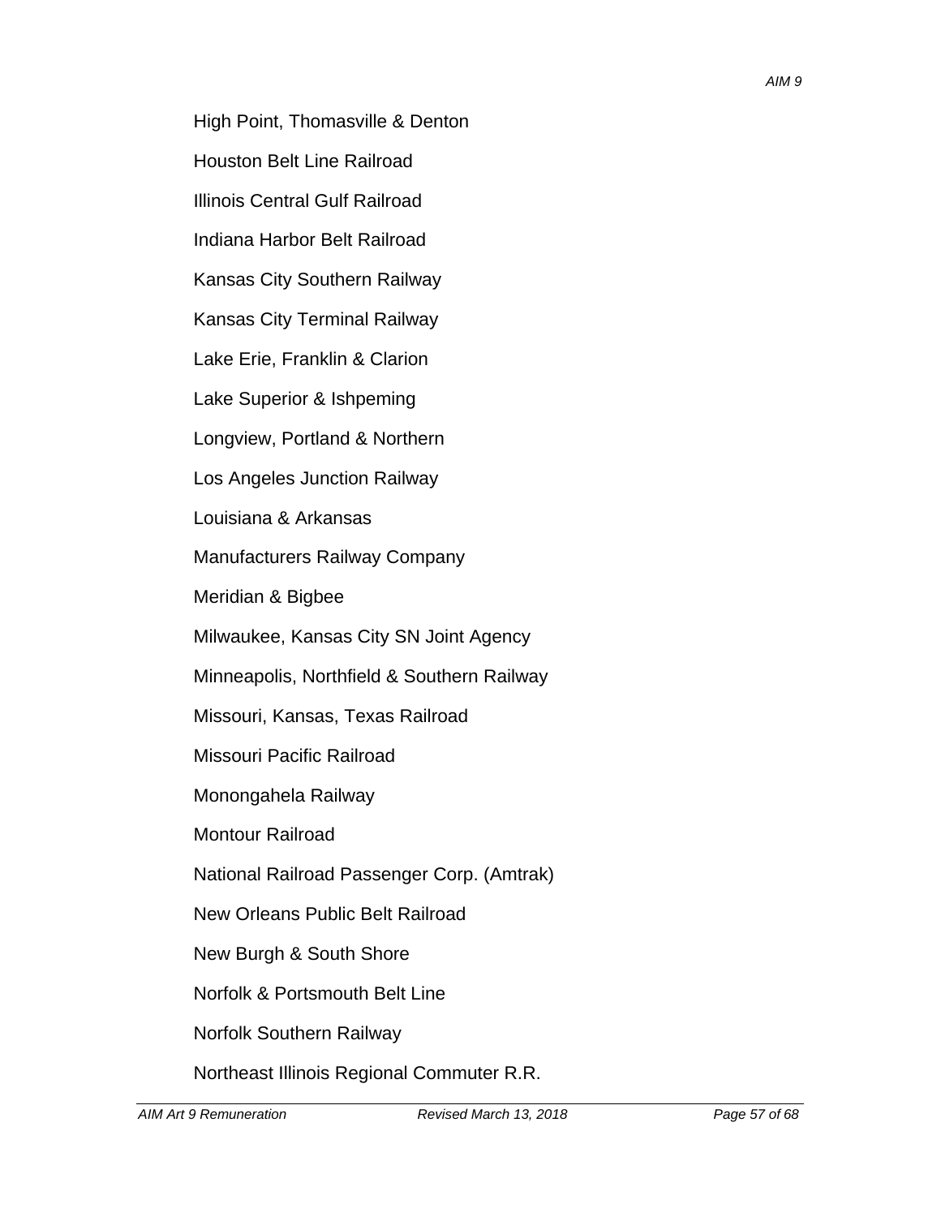High Point, Thomasville & Denton

Houston Belt Line Railroad

Illinois Central Gulf Railroad

Indiana Harbor Belt Railroad

Kansas City Southern Railway

Kansas City Terminal Railway

Lake Erie, Franklin & Clarion

Lake Superior & Ishpeming

Longview, Portland & Northern

Los Angeles Junction Railway

Louisiana & Arkansas

Manufacturers Railway Company

Meridian & Bigbee

Milwaukee, Kansas City SN Joint Agency

Minneapolis, Northfield & Southern Railway

Missouri, Kansas, Texas Railroad

Missouri Pacific Railroad

Monongahela Railway

Montour Railroad

National Railroad Passenger Corp. (Amtrak)

New Orleans Public Belt Railroad

New Burgh & South Shore

Norfolk & Portsmouth Belt Line

Norfolk Southern Railway

Northeast Illinois Regional Commuter R.R.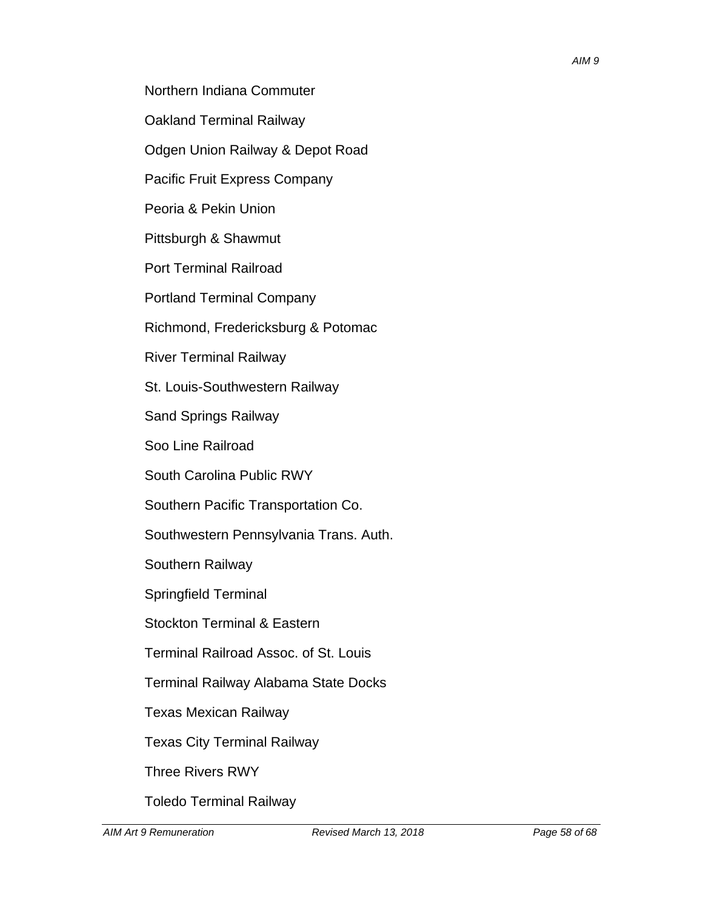Northern Indiana Commuter

Oakland Terminal Railway

Odgen Union Railway & Depot Road

Pacific Fruit Express Company

Peoria & Pekin Union

Pittsburgh & Shawmut

Port Terminal Railroad

Portland Terminal Company

Richmond, Fredericksburg & Potomac

River Terminal Railway

St. Louis-Southwestern Railway

Sand Springs Railway

Soo Line Railroad

South Carolina Public RWY

Southern Pacific Transportation Co.

Southwestern Pennsylvania Trans. Auth.

Southern Railway

Springfield Terminal

Stockton Terminal & Eastern

Terminal Railroad Assoc. of St. Louis

Terminal Railway Alabama State Docks

Texas Mexican Railway

Texas City Terminal Railway

Three Rivers RWY

Toledo Terminal Railway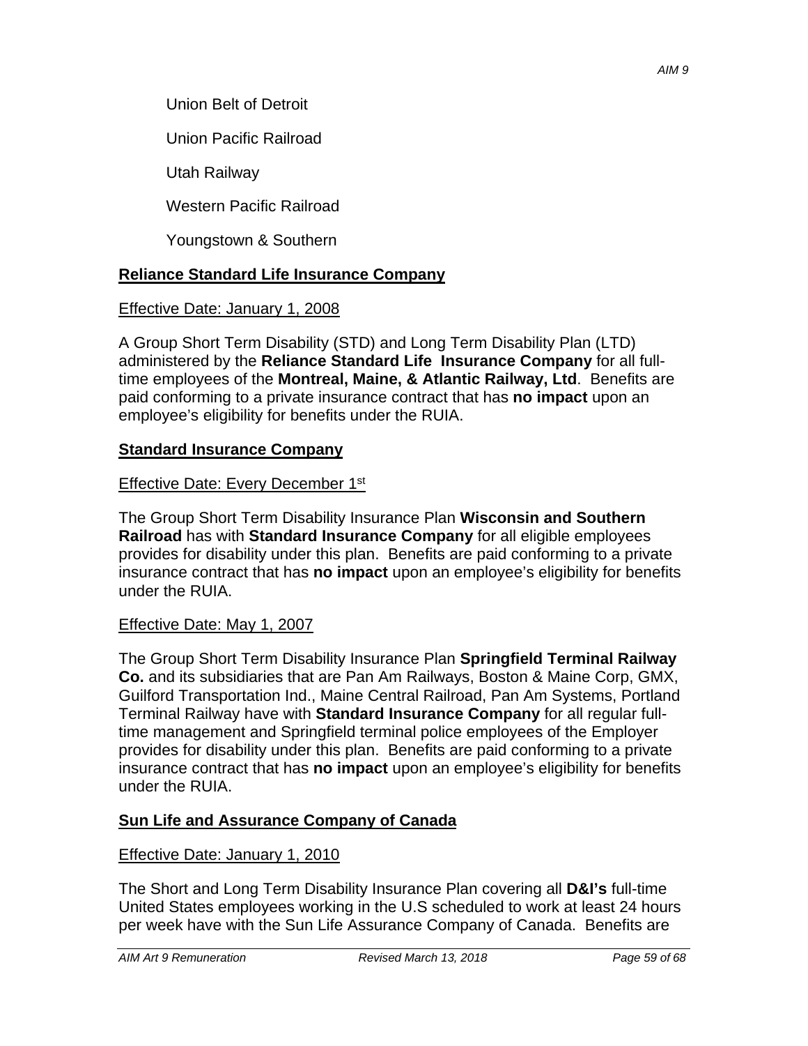Union Belt of Detroit

Union Pacific Railroad

Utah Railway

Western Pacific Railroad

Youngstown & Southern

## Reliance Standard Life Insurance Company

Effective Date: January 1, 2008

A Group Short Term Disability (STD) and Long Term Disability Plan (LTD) administered by the **Reliance Standard Life Insurance Company** for all full-time employees of the **Montreal, Maine, & Atlantic Railway, Ltd**. Benefits are paid conforming to a private insurance contract that has **no impact** upon an employee's eligibility for benefits under the RUIA.

## Standard Insurance Company

Effective Date: Every December 1st

The Group Short Term Disability Insurance Plan **Wisconsin and Southern Railroad** has with **Standard Insurance Company** for all eligible employees provides for disability under this plan. Benefits are paid conforming to a private insurance contract that has **no impact** upon an employee's eligibility for benefits under the RUIA.

Effective Date: May 1, 2007

The Group Short Term Disability Insurance Plan **Springfield Terminal Railway Co.** and its subsidiaries that are Pan Am Railways, Boston & Maine Corp, GMX, Guilford Transportation Ind., Maine Central Railroad, Pan Am Systems, Portland Terminal Railway have with **Standard Insurance Company** for all regular full-time management and Springfield terminal police employees of the Employer provides for disability under this plan. Benefits are paid conforming to a private insurance contract that has **no impact** upon an employee's eligibility for benefits under the RUIA.

## Sun Life and Assurance Company of Canada

Effective Date: January 1, 2010

The Short and Long Term Disability Insurance Plan covering all **D&I's** full-time United States employees working in the U.S scheduled to work at least 24 hours per week have with the Sun Life Assurance Company of Canada. Benefits are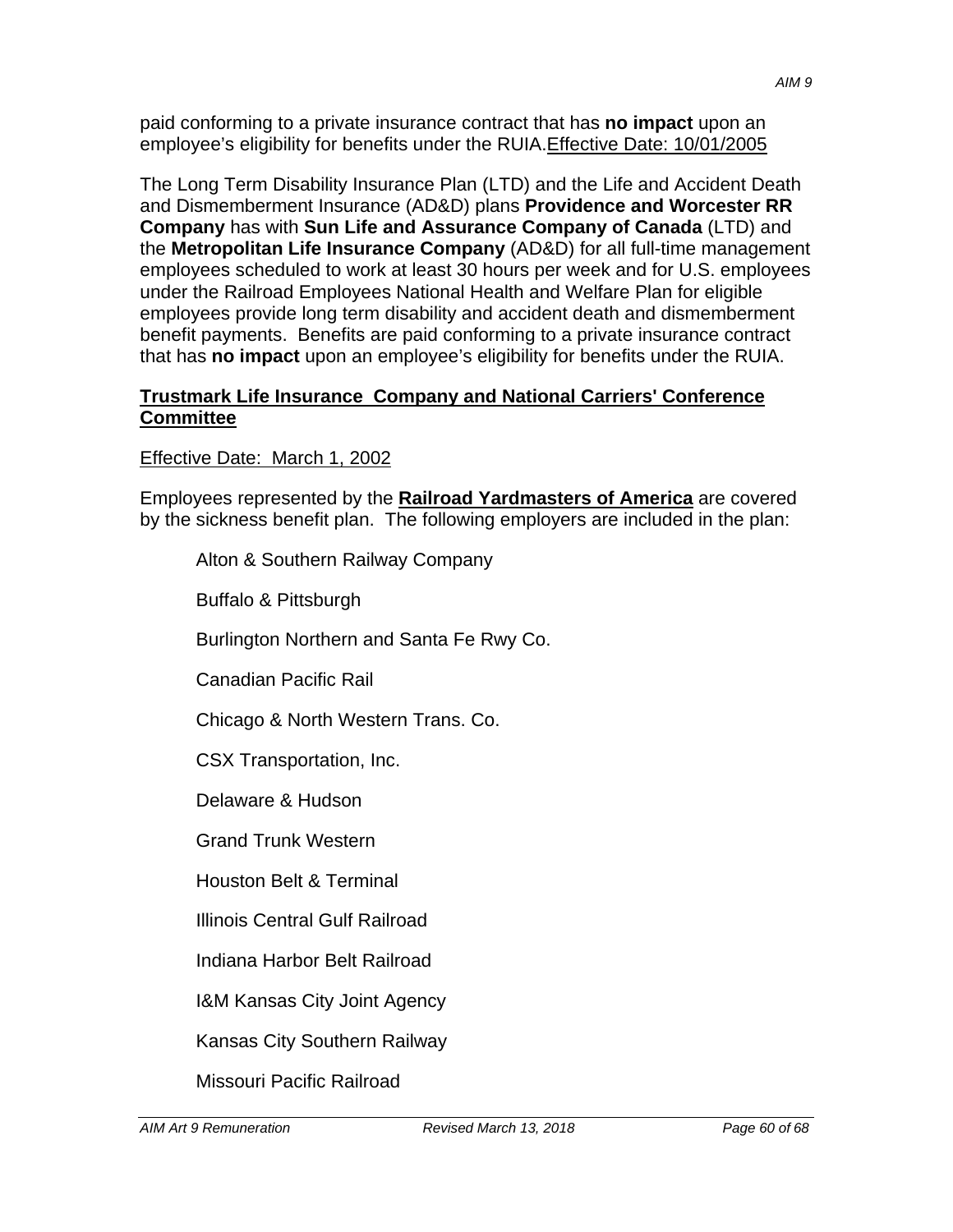paid conforming to a private insurance contract that has **no impact** upon an employee's eligibility for benefits under the RUIA.Effective Date: 10/01/2005

The Long Term Disability Insurance Plan (LTD) and the Life and Accident Death and Dismemberment Insurance (AD&D) plans **Providence and Worcester RR Company** has with **Sun Life and Assurance Company of Canada** (LTD) and the **Metropolitan Life Insurance Company** (AD&D) for all full-time management employees scheduled to work at least 30 hours per week and for U.S. employees under the Railroad Employees National Health and Welfare Plan for eligible employees provide long term disability and accident death and dismemberment benefit payments. Benefits are paid conforming to a private insurance contract that has **no impact** upon an employee's eligibility for benefits under the RUIA.

**Trustmark Life Insurance Company and National Carriers' Conference Committee**

Effective Date: March 1, 2002

Employees represented by the **Railroad Yardmasters of America** are covered by the sickness benefit plan. The following employers are included in the plan:

Alton & Southern Railway Company

Buffalo & Pittsburgh

Burlington Northern and Santa Fe Rwy Co.

Canadian Pacific Rail

Chicago & North Western Trans. Co.

CSX Transportation, Inc.

Delaware & Hudson

Grand Trunk Western

Houston Belt & Terminal

Illinois Central Gulf Railroad

Indiana Harbor Belt Railroad

I&M Kansas City Joint Agency

Kansas City Southern Railway

Missouri Pacific Railroad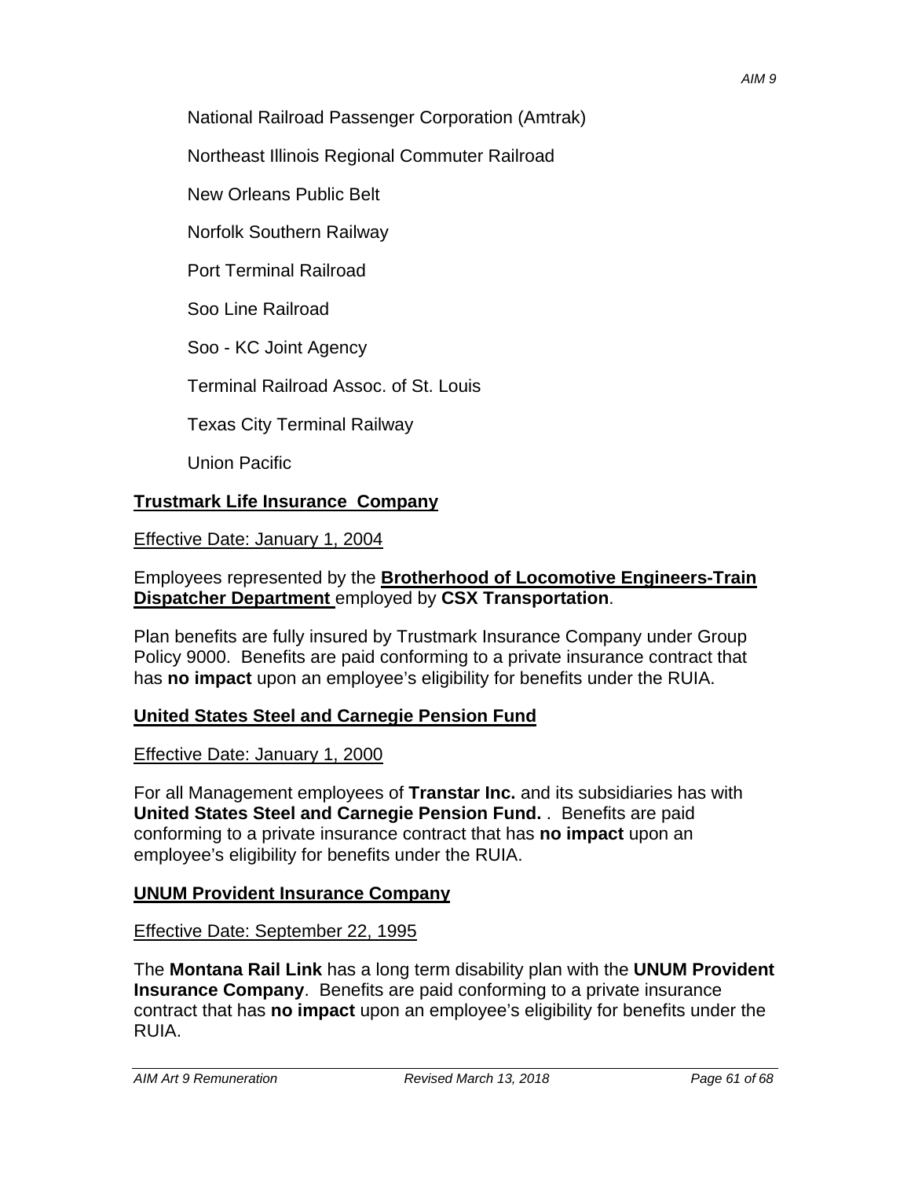National Railroad Passenger Corporation (Amtrak)

Northeast Illinois Regional Commuter Railroad

New Orleans Public Belt

Norfolk Southern Railway

Port Terminal Railroad

Soo Line Railroad

Soo - KC Joint Agency

Terminal Railroad Assoc. of St. Louis

Texas City Terminal Railway

Union Pacific

**Trustmark Life Insurance Company**

Effective Date: January 1, 2004

Employees represented by the **Brotherhood of Locomotive Engineers-Train Dispatcher Department** employed by **CSX Transportation**.

Plan benefits are fully insured by Trustmark Insurance Company under Group Policy 9000. Benefits are paid conforming to a private insurance contract that has **no impact** upon an employee's eligibility for benefits under the RUIA.

**United States Steel and Carnegie Pension Fund**

Effective Date: January 1, 2000

For all Management employees of **Transtar Inc.** and its subsidiaries has with **United States Steel and Carnegie Pension Fund.** . Benefits are paid conforming to a private insurance contract that has **no impact** upon an employee's eligibility for benefits under the RUIA.

**UNUM Provident Insurance Company**

Effective Date: September 22, 1995

The **Montana Rail Link** has a long term disability plan with the **UNUM Provident Insurance Company**. Benefits are paid conforming to a private insurance contract that has **no impact** upon an employee's eligibility for benefits under the RUIA.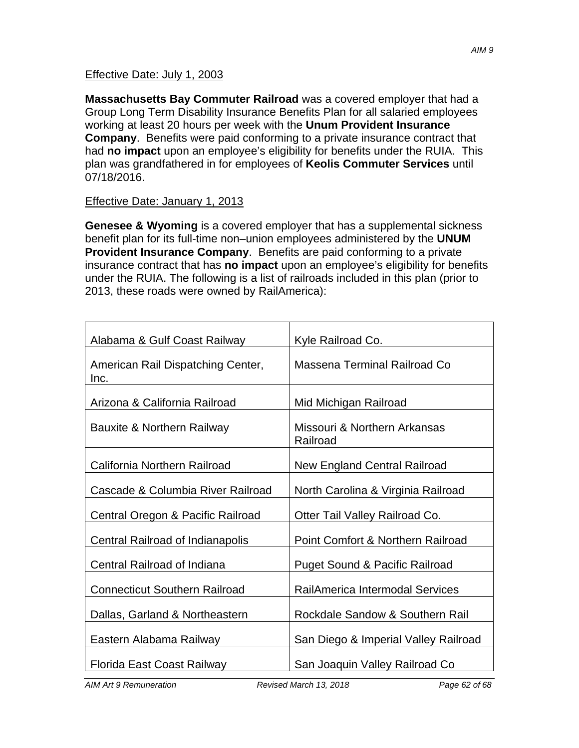<u>Effective Date: July 1, 2003</u>

**Massachusetts Bay Commuter Railroad** was a covered employer that had a Group Long Term Disability Insurance Benefits Plan for all salaried employees working at least 20 hours per week with the **Unum Provident Insurance Company**. Benefits were paid conforming to a private insurance contract that had **no impact** upon an employee's eligibility for benefits under the RUIA. This plan was grandfathered in for employees of **Keolis Commuter Services** until 07/18/2016.

<u>Effective Date: January 1, 2013</u>

**Genesee & Wyoming** is a covered employer that has a supplemental sickness benefit plan for its full-time non–union employees administered by the **UNUM Provident Insurance Company**. Benefits are paid conforming to a private insurance contract that has **no impact** upon an employee's eligibility for benefits under the RUIA. The following is a list of railroads included in this plan (prior to 2013, these roads were owned by RailAmerica):

| | |
|---|---|
| Alabama & Gulf Coast Railway | Kyle Railroad Co. |
| American Rail Dispatching Center, Inc. | Massena Terminal Railroad Co |
| Arizona & California Railroad | Mid Michigan Railroad |
| Bauxite & Northern Railway | Missouri & Northern Arkansas Railroad |
| California Northern Railroad | New England Central Railroad |
| Cascade & Columbia River Railroad | North Carolina & Virginia Railroad |
| Central Oregon & Pacific Railroad | Otter Tail Valley Railroad Co. |
| Central Railroad of Indianapolis | Point Comfort & Northern Railroad |
| Central Railroad of Indiana | Puget Sound & Pacific Railroad |
| Connecticut Southern Railroad | RailAmerica Intermodal Services |
| Dallas, Garland & Northeastern | Rockdale Sandow & Southern Rail |
| Eastern Alabama Railway | San Diego & Imperial Valley Railroad |
| Florida East Coast Railway | San Joaquin Valley Railroad Co |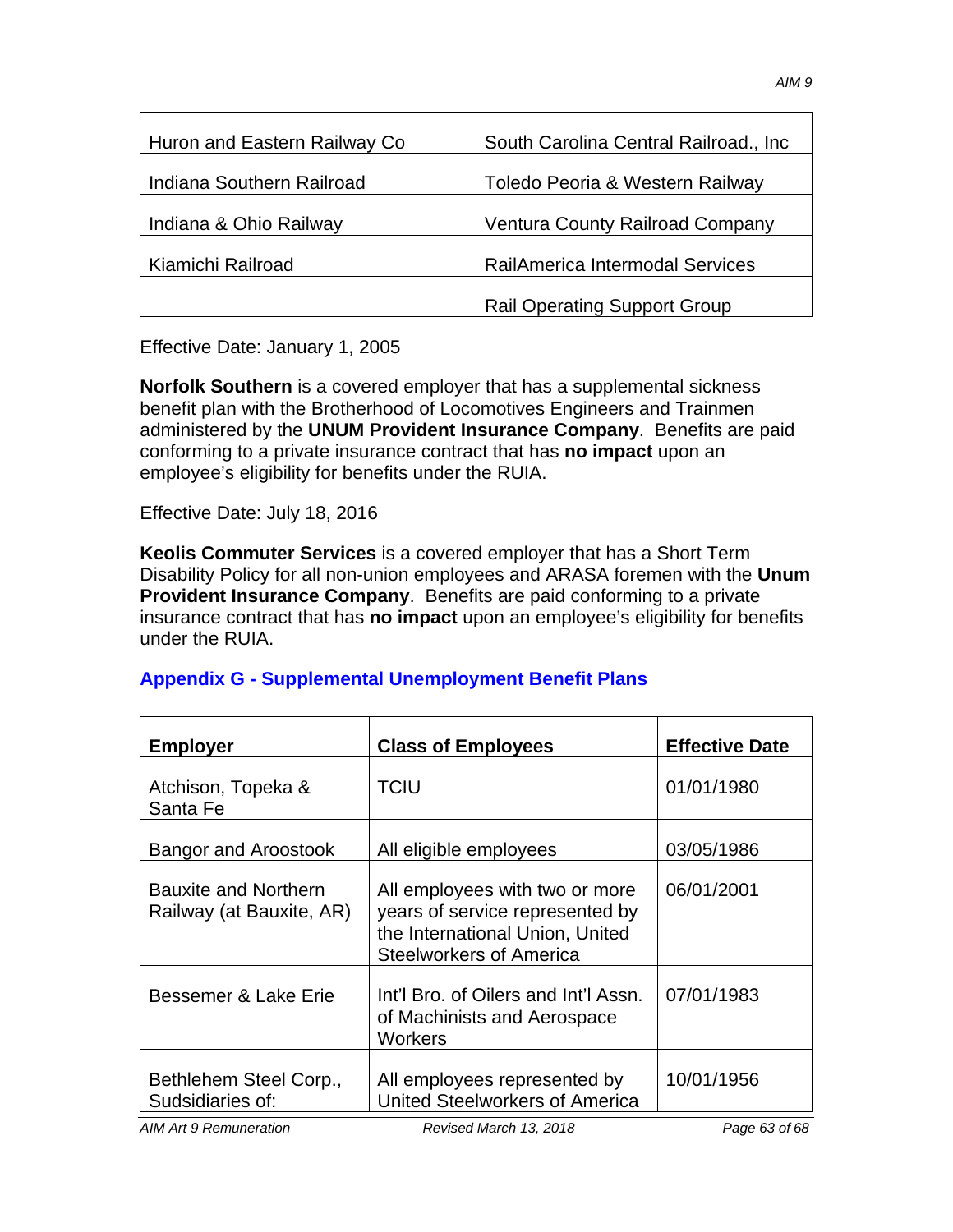| | |
|---|---|
| Huron and Eastern Railway Co | South Carolina Central Railroad., Inc |
| Indiana Southern Railroad | Toledo Peoria & Western Railway |
| Indiana & Ohio Railway | Ventura County Railroad Company |
| Kiamichi Railroad | RailAmerica Intermodal Services |
| | Rail Operating Support Group |

Effective Date: January 1, 2005

**Norfolk Southern** is a covered employer that has a supplemental sickness benefit plan with the Brotherhood of Locomotives Engineers and Trainmen administered by the **UNUM Provident Insurance Company**. Benefits are paid conforming to a private insurance contract that has **no impact** upon an employee's eligibility for benefits under the RUIA.

Effective Date: July 18, 2016

**Keolis Commuter Services** is a covered employer that has a Short Term Disability Policy for all non-union employees and ARASA foremen with the **Unum Provident Insurance Company**. Benefits are paid conforming to a private insurance contract that has **no impact** upon an employee's eligibility for benefits under the RUIA.

## Appendix G - Supplemental Unemployment Benefit Plans

| Employer | Class of Employees | Effective Date |
|---|---|---|
| Atchison, Topeka & Santa Fe | TCIU | 01/01/1980 |
| Bangor and Aroostook | All eligible employees | 03/05/1986 |
| Bauxite and Northern Railway (at Bauxite, AR) | All employees with two or more years of service represented by the International Union, United Steelworkers of America | 06/01/2001 |
| Bessemer & Lake Erie | Int'l Bro. of Oilers and Int'l Assn. of Machinists and Aerospace Workers | 07/01/1983 |
| Bethlehem Steel Corp., Sudsidiaries of: | All employees represented by United Steelworkers of America | 10/01/1956 |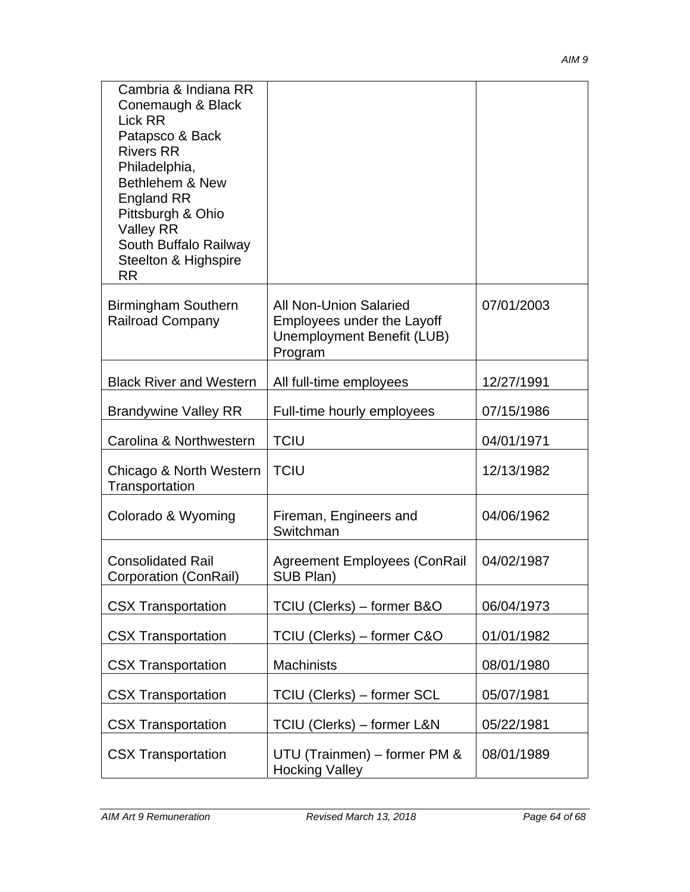| | | |
|---|---|---|
| Cambria & Indiana RR<br>Conemaugh & Black Lick RR<br>Patapsco & Back Rivers RR<br>Philadelphia, Bethlehem & New England RR<br>Pittsburgh & Ohio Valley RR<br>South Buffalo Railway<br>Steelton & Highspire RR | | |
| Birmingham Southern Railroad Company | All Non-Union Salaried Employees under the Layoff Unemployment Benefit (LUB) Program | 07/01/2003 |
| Black River and Western | All full-time employees | 12/27/1991 |
| Brandywine Valley RR | Full-time hourly employees | 07/15/1986 |
| Carolina & Northwestern | TCIU | 04/01/1971 |
| Chicago & North Western Transportation | TCIU | 12/13/1982 |
| Colorado & Wyoming | Fireman, Engineers and Switchman | 04/06/1962 |
| Consolidated Rail Corporation (ConRail) | Agreement Employees (ConRail SUB Plan) | 04/02/1987 |
| CSX Transportation | TCIU (Clerks) – former B&O | 06/04/1973 |
| CSX Transportation | TCIU (Clerks) – former C&O | 01/01/1982 |
| CSX Transportation | Machinists | 08/01/1980 |
| CSX Transportation | TCIU (Clerks) – former SCL | 05/07/1981 |
| CSX Transportation | TCIU (Clerks) – former L&N | 05/22/1981 |
| CSX Transportation | UTU (Trainmen) – former PM & Hocking Valley | 08/01/1989 |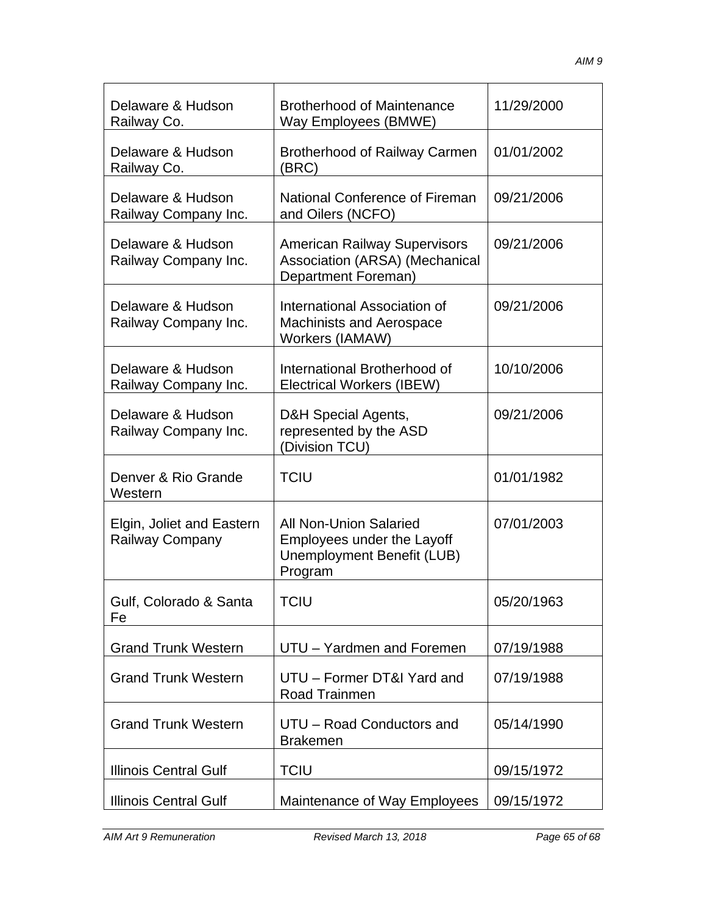| | | |
|---|---|---|
| Delaware & Hudson Railway Co. | Brotherhood of Maintenance Way Employees (BMWE) | 11/29/2000 |
| Delaware & Hudson Railway Co. | Brotherhood of Railway Carmen (BRC) | 01/01/2002 |
| Delaware & Hudson Railway Company Inc. | National Conference of Fireman and Oilers (NCFO) | 09/21/2006 |
| Delaware & Hudson Railway Company Inc. | American Railway Supervisors Association (ARSA) (Mechanical Department Foreman) | 09/21/2006 |
| Delaware & Hudson Railway Company Inc. | International Association of Machinists and Aerospace Workers (IAMAW) | 09/21/2006 |
| Delaware & Hudson Railway Company Inc. | International Brotherhood of Electrical Workers (IBEW) | 10/10/2006 |
| Delaware & Hudson Railway Company Inc. | D&H Special Agents, represented by the ASD (Division TCU) | 09/21/2006 |
| Denver & Rio Grande Western | TCIU | 01/01/1982 |
| Elgin, Joliet and Eastern Railway Company | All Non-Union Salaried Employees under the Layoff Unemployment Benefit (LUB) Program | 07/01/2003 |
| Gulf, Colorado & Santa Fe | TCIU | 05/20/1963 |
| Grand Trunk Western | UTU – Yardmen and Foremen | 07/19/1988 |
| Grand Trunk Western | UTU – Former DT&I Yard and Road Trainmen | 07/19/1988 |
| Grand Trunk Western | UTU – Road Conductors and Brakemen | 05/14/1990 |
| Illinois Central Gulf | TCIU | 09/15/1972 |
| Illinois Central Gulf | Maintenance of Way Employees | 09/15/1972 |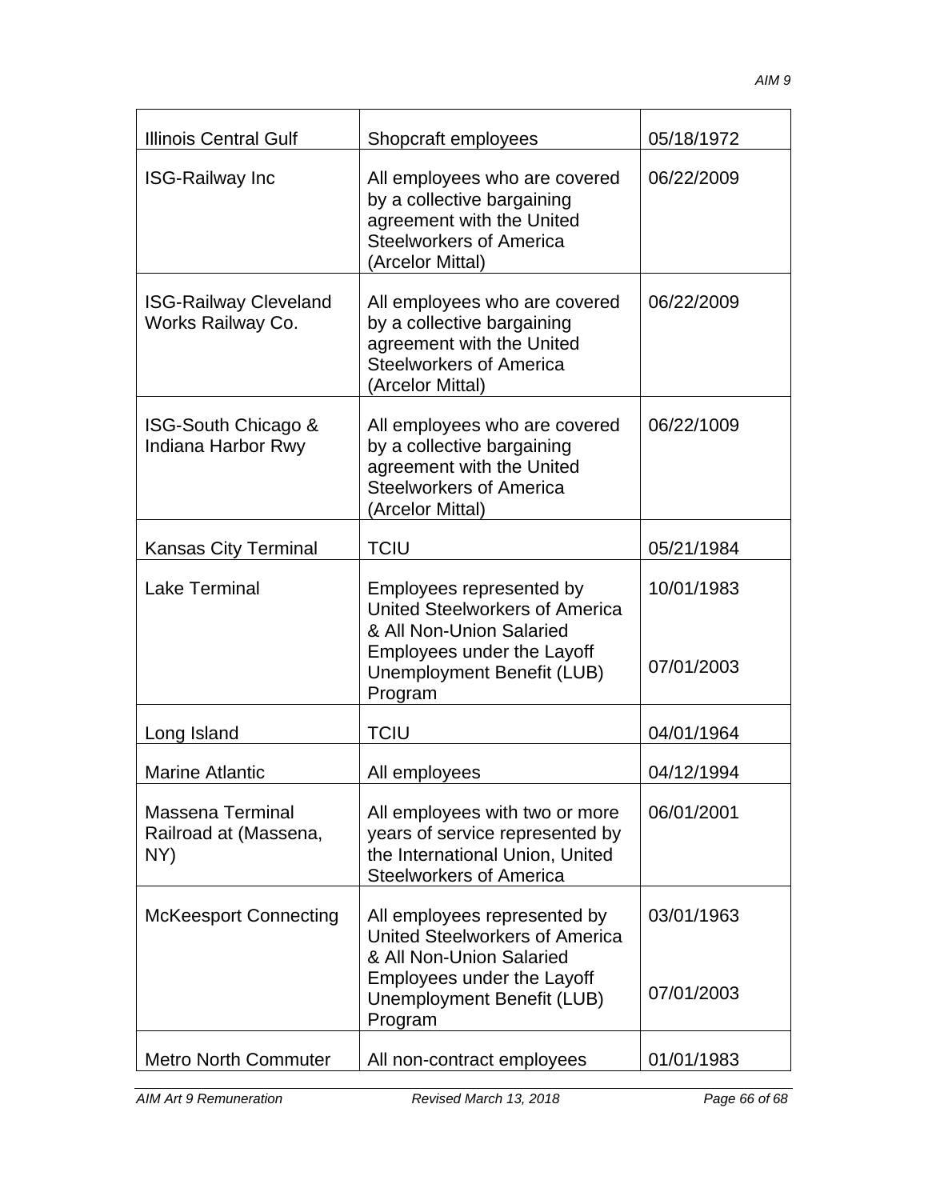| | | |
|---|---|---|
| Illinois Central Gulf | Shopcraft employees | 05/18/1972 |
| ISG-Railway Inc | All employees who are covered by a collective bargaining agreement with the United Steelworkers of America (Arcelor Mittal) | 06/22/2009 |
| ISG-Railway Cleveland Works Railway Co. | All employees who are covered by a collective bargaining agreement with the United Steelworkers of America (Arcelor Mittal) | 06/22/2009 |
| ISG-South Chicago & Indiana Harbor Rwy | All employees who are covered by a collective bargaining agreement with the United Steelworkers of America (Arcelor Mittal) | 06/22/1009 |
| Kansas City Terminal | TCIU | 05/21/1984 |
| Lake Terminal | Employees represented by United Steelworkers of America & All Non-Union Salaried Employees under the Layoff Unemployment Benefit (LUB) Program | 10/01/1983<br><br>07/01/2003 |
| Long Island | TCIU | 04/01/1964 |
| Marine Atlantic | All employees | 04/12/1994 |
| Massena Terminal Railroad at (Massena, NY) | All employees with two or more years of service represented by the International Union, United Steelworkers of America | 06/01/2001 |
| McKeesport Connecting | All employees represented by United Steelworkers of America & All Non-Union Salaried Employees under the Layoff Unemployment Benefit (LUB) Program | 03/01/1963<br><br>07/01/2003 |
| Metro North Commuter | All non-contract employees | 01/01/1983 |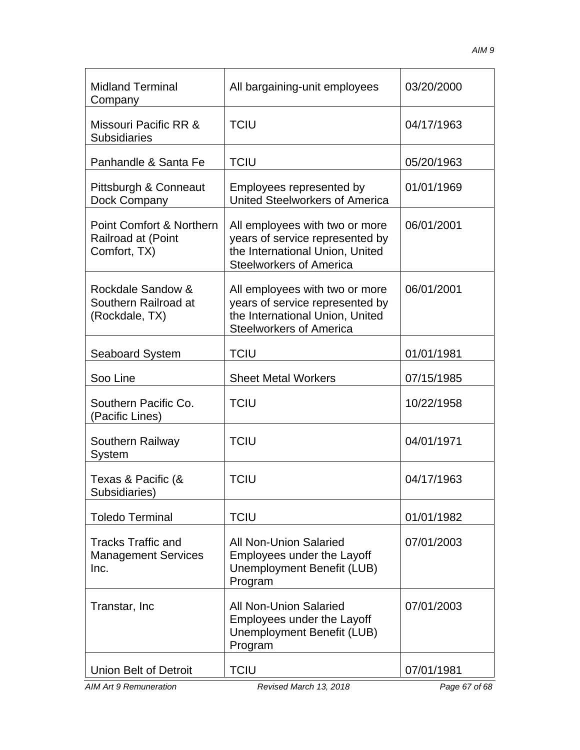| | | |
|---|---|---|
| Midland Terminal Company | All bargaining-unit employees | 03/20/2000 |
| Missouri Pacific RR & Subsidiaries | TCIU | 04/17/1963 |
| Panhandle & Santa Fe | TCIU | 05/20/1963 |
| Pittsburgh & Conneaut Dock Company | Employees represented by United Steelworkers of America | 01/01/1969 |
| Point Comfort & Northern Railroad at (Point Comfort, TX) | All employees with two or more years of service represented by the International Union, United Steelworkers of America | 06/01/2001 |
| Rockdale Sandow & Southern Railroad at (Rockdale, TX) | All employees with two or more years of service represented by the International Union, United Steelworkers of America | 06/01/2001 |
| Seaboard System | TCIU | 01/01/1981 |
| Soo Line | Sheet Metal Workers | 07/15/1985 |
| Southern Pacific Co. (Pacific Lines) | TCIU | 10/22/1958 |
| Southern Railway System | TCIU | 04/01/1971 |
| Texas & Pacific (& Subsidiaries) | TCIU | 04/17/1963 |
| Toledo Terminal | TCIU | 01/01/1982 |
| Tracks Traffic and Management Services Inc. | All Non-Union Salaried Employees under the Layoff Unemployment Benefit (LUB) Program | 07/01/2003 |
| Transtar, Inc | All Non-Union Salaried Employees under the Layoff Unemployment Benefit (LUB) Program | 07/01/2003 |
| Union Belt of Detroit | TCIU | 07/01/1981 |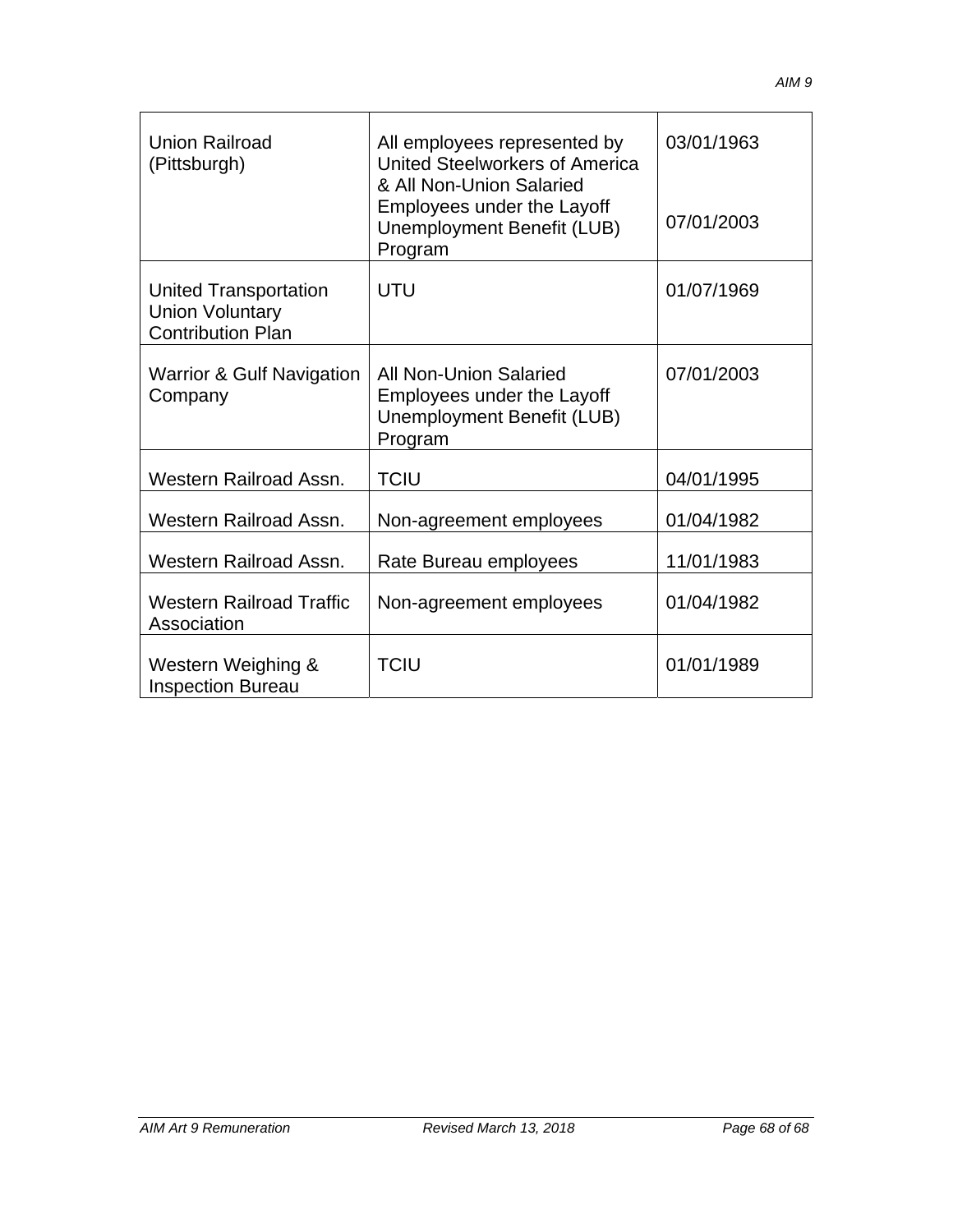| | | |
|---|---|---|
| Union Railroad (Pittsburgh) | All employees represented by United Steelworkers of America & All Non-Union Salaried Employees under the Layoff Unemployment Benefit (LUB) Program | 03/01/1963<br><br>07/01/2003 |
| United Transportation Union Voluntary Contribution Plan | UTU | 01/07/1969 |
| Warrior & Gulf Navigation Company | All Non-Union Salaried Employees under the Layoff Unemployment Benefit (LUB) Program | 07/01/2003 |
| Western Railroad Assn. | TCIU | 04/01/1995 |
| Western Railroad Assn. | Non-agreement employees | 01/04/1982 |
| Western Railroad Assn. | Rate Bureau employees | 11/01/1983 |
| Western Railroad Traffic Association | Non-agreement employees | 01/04/1982 |
| Western Weighing & Inspection Bureau | TCIU | 01/01/1989 |